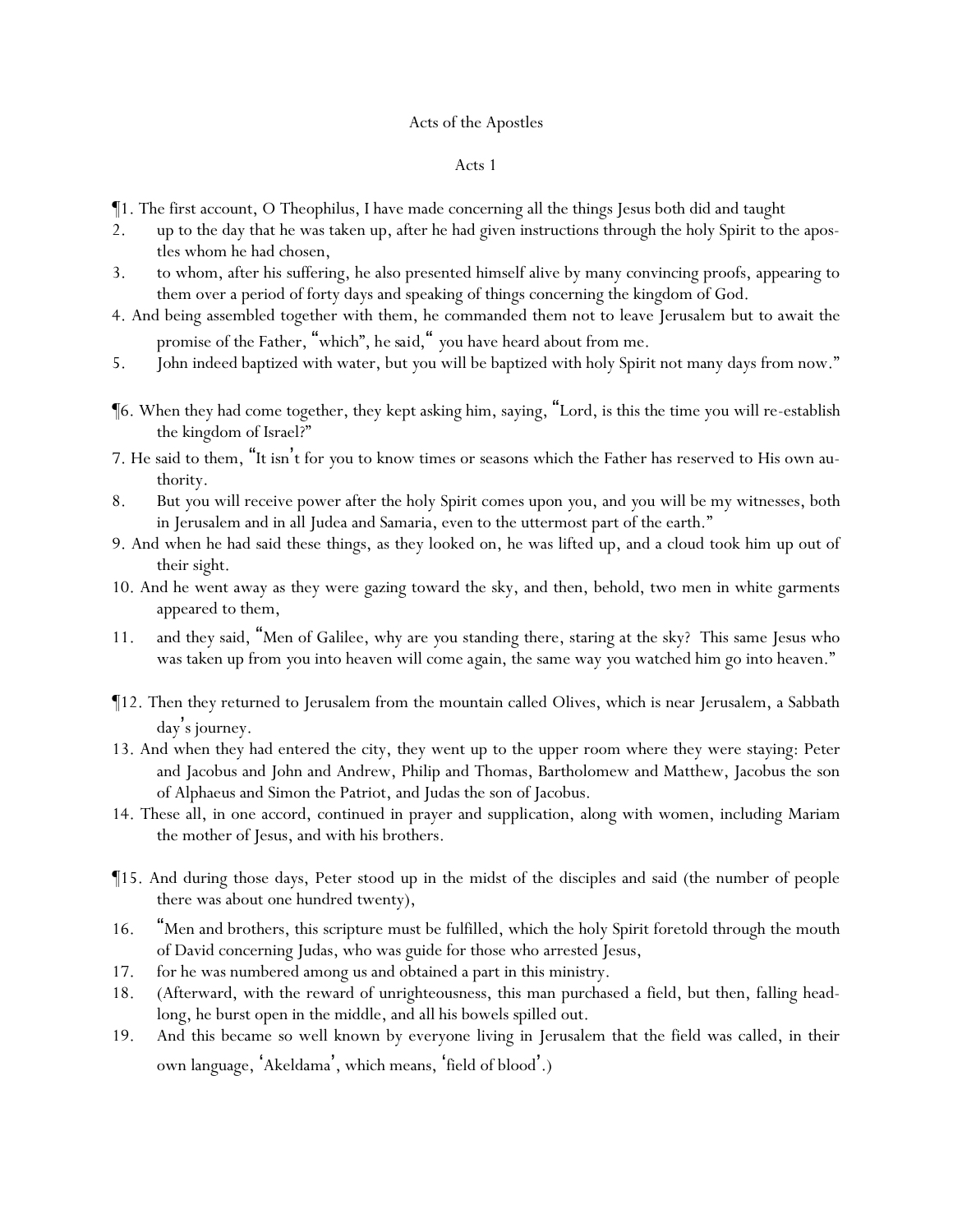# Acts of the Apostles

## Acts 1

¶1. The first account, O Theophilus, I have made concerning all the things Jesus both did and taught

2. up to the day that he was taken up, after he had given instructions through the holy Spirit to the apostles whom he had chosen,

3. to whom, after his suffering, he also presented himself alive by many convincing proofs, appearing to them over a period of forty days and speaking of things concerning the kingdom of God.

4. And being assembled together with them, he commanded them not to leave Jerusalem but to await the promise of the Father, "which", he said," you have heard about from me.

5. John indeed baptized with water, but you will be baptized with holy Spirit not many days from now."

¶6. When they had come together, they kept asking him, saying, "Lord, is this the time you will re-establish the kingdom of Israel?"

7. He said to them, "It isn't for you to know times or seasons which the Father has reserved to His own authority.

8. But you will receive power after the holy Spirit comes upon you, and you will be my witnesses, both in Jerusalem and in all Judea and Samaria, even to the uttermost part of the earth."

9. And when he had said these things, as they looked on, he was lifted up, and a cloud took him up out of their sight.

10. And he went away as they were gazing toward the sky, and then, behold, two men in white garments appeared to them,

11. and they said, "Men of Galilee, why are you standing there, staring at the sky? This same Jesus who was taken up from you into heaven will come again, the same way you watched him go into heaven."

¶12. Then they returned to Jerusalem from the mountain called Olives, which is near Jerusalem, a Sabbath day's journey.

13. And when they had entered the city, they went up to the upper room where they were staying: Peter and Jacobus and John and Andrew, Philip and Thomas, Bartholomew and Matthew, Jacobus the son of Alphaeus and Simon the Patriot, and Judas the son of Jacobus.

14. These all, in one accord, continued in prayer and supplication, along with women, including Mariam the mother of Jesus, and with his brothers.

¶15. And during those days, Peter stood up in the midst of the disciples and said (the number of people there was about one hundred twenty),

16. "Men and brothers, this scripture must be fulfilled, which the holy Spirit foretold through the mouth of David concerning Judas, who was guide for those who arrested Jesus,

17. for he was numbered among us and obtained a part in this ministry.

18. (Afterward, with the reward of unrighteousness, this man purchased a field, but then, falling headlong, he burst open in the middle, and all his bowels spilled out.

19. And this became so well known by everyone living in Jerusalem that the field was called, in their own language, 'Akeldama', which means, 'field of blood'.)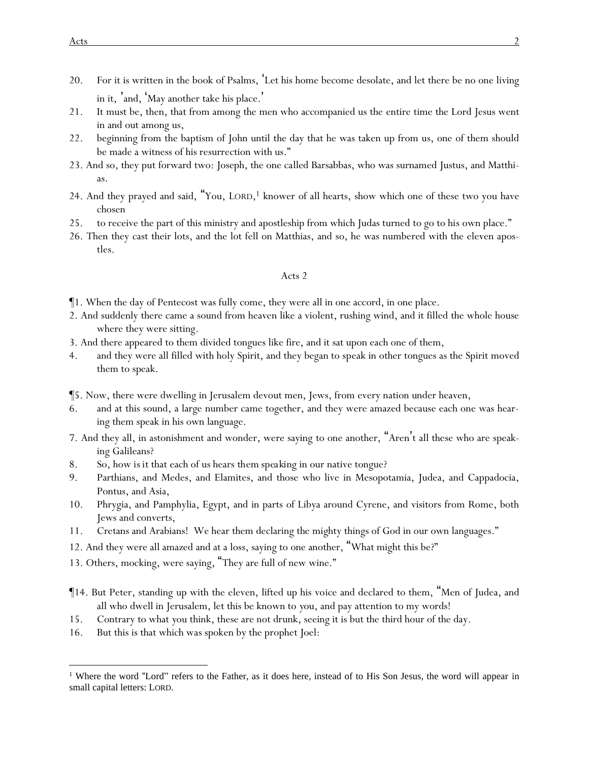20. For it is written in the book of Psalms, 'Let his home become desolate, and let there be no one living in it, 'and, 'May another take his place.'

21. It must be, then, that from among the men who accompanied us the entire time the Lord Jesus went in and out among us,

22. beginning from the baptism of John until the day that he was taken up from us, one of them should be made a witness of his resurrection with us."

23. And so, they put forward two: Joseph, the one called Barsabbas, who was surnamed Justus, and Matthias.

24. And they prayed and said, "You, LORD,[1] knower of all hearts, show which one of these two you have chosen

25. to receive the part of this ministry and apostleship from which Judas turned to go to his own place."

26. Then they cast their lots, and the lot fell on Matthias, and so, he was numbered with the eleven apostles.

## Acts 2

¶1. When the day of Pentecost was fully come, they were all in one accord, in one place.

2. And suddenly there came a sound from heaven like a violent, rushing wind, and it filled the whole house where they were sitting.

3. And there appeared to them divided tongues like fire, and it sat upon each one of them,

4. and they were all filled with holy Spirit, and they began to speak in other tongues as the Spirit moved them to speak.

¶5. Now, there were dwelling in Jerusalem devout men, Jews, from every nation under heaven,

6. and at this sound, a large number came together, and they were amazed because each one was hearing them speak in his own language.

7. And they all, in astonishment and wonder, were saying to one another, "Aren't all these who are speaking Galileans?

8. So, how is it that each of us hears them speaking in our native tongue?

9. Parthians, and Medes, and Elamites, and those who live in Mesopotamia, Judea, and Cappadocia, Pontus, and Asia,

10. Phrygia, and Pamphylia, Egypt, and in parts of Libya around Cyrene, and visitors from Rome, both Jews and converts,

11. Cretans and Arabians! We hear them declaring the mighty things of God in our own languages."

12. And they were all amazed and at a loss, saying to one another, "What might this be?"

13. Others, mocking, were saying, "They are full of new wine."

¶14. But Peter, standing up with the eleven, lifted up his voice and declared to them, "Men of Judea, and all who dwell in Jerusalem, let this be known to you, and pay attention to my words!

15. Contrary to what you think, these are not drunk, seeing it is but the third hour of the day.

16. But this is that which was spoken by the prophet Joel:

---

[1] Where the word "Lord" refers to the Father, as it does here, instead of to His Son Jesus, the word will appear in small capital letters: LORD.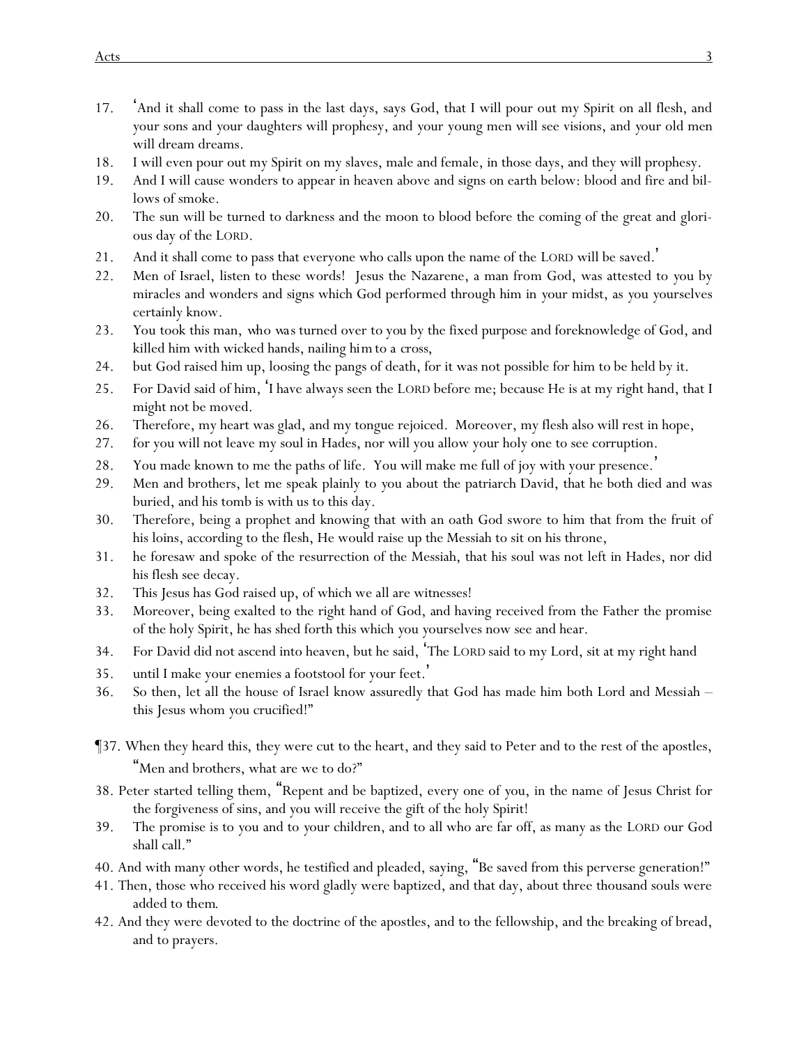17. 'And it shall come to pass in the last days, says God, that I will pour out my Spirit on all flesh, and your sons and your daughters will prophesy, and your young men will see visions, and your old men will dream dreams.
18. I will even pour out my Spirit on my slaves, male and female, in those days, and they will prophesy.
19. And I will cause wonders to appear in heaven above and signs on earth below: blood and fire and billows of smoke.
20. The sun will be turned to darkness and the moon to blood before the coming of the great and glorious day of the LORD.
21. And it shall come to pass that everyone who calls upon the name of the LORD will be saved.'
22. Men of Israel, listen to these words! Jesus the Nazarene, a man from God, was attested to you by miracles and wonders and signs which God performed through him in your midst, as you yourselves certainly know.
23. You took this man, *who was* turned over to you by the fixed purpose and foreknowledge of God, and killed him with wicked hands, nailing *him* to a cross,
24. but God raised him up, loosing the pangs of death, for it was not possible for him to be held by it.
25. For David said of him, 'I have always seen the LORD before me; because He is at my right hand, that I might not be moved.
26. Therefore, my heart was glad, and my tongue rejoiced. Moreover, my flesh also will rest in hope,
27. for you will not leave my soul in Hades, nor will you allow your holy one to see corruption.
28. You made known to me the paths of life. You will make me full of joy with your presence.'
29. Men and brothers, let me speak plainly to you about the patriarch David, that he both died and was buried, and his tomb is with us to this day.
30. Therefore, being a prophet and knowing that with an oath God swore to him that from the fruit of his loins, according to the flesh, He would raise up the Messiah to sit on his throne,
31. he foresaw and spoke of the resurrection of the Messiah, that his soul was not left in Hades, nor did his flesh see decay.
32. This Jesus has God raised up, of which we all are witnesses!
33. Moreover, being exalted to the right hand of God, and having received from the Father the promise of the holy Spirit, he has shed forth this which you yourselves now see and hear.
34. For David did not ascend into heaven, but he said, 'The LORD said to my Lord, sit at my right hand
35. until I make your enemies a footstool for your feet.'
36. So then, let all the house of Israel know assuredly that God has made him both Lord and Messiah – this Jesus whom you crucified!"

¶37. When they heard this, they were cut to the heart, and they said to Peter and to the rest of the apostles, "Men and brothers, what are we to do?"

38. Peter started telling them, "Repent and be baptized, every one of you, in the name of Jesus Christ for the forgiveness of sins, and you will receive the gift of the holy Spirit!
39. The promise is to you and to your children, and to all who are far off, as many as the LORD our God shall call."
40. And with many other words, he testified and pleaded, saying, "Be saved from this perverse generation!"
41. Then, those who received his word gladly were baptized, and that day, about three thousand souls were added to them.
42. And they were devoted to the doctrine of the apostles, and to the fellowship, and the breaking of bread, and to prayers.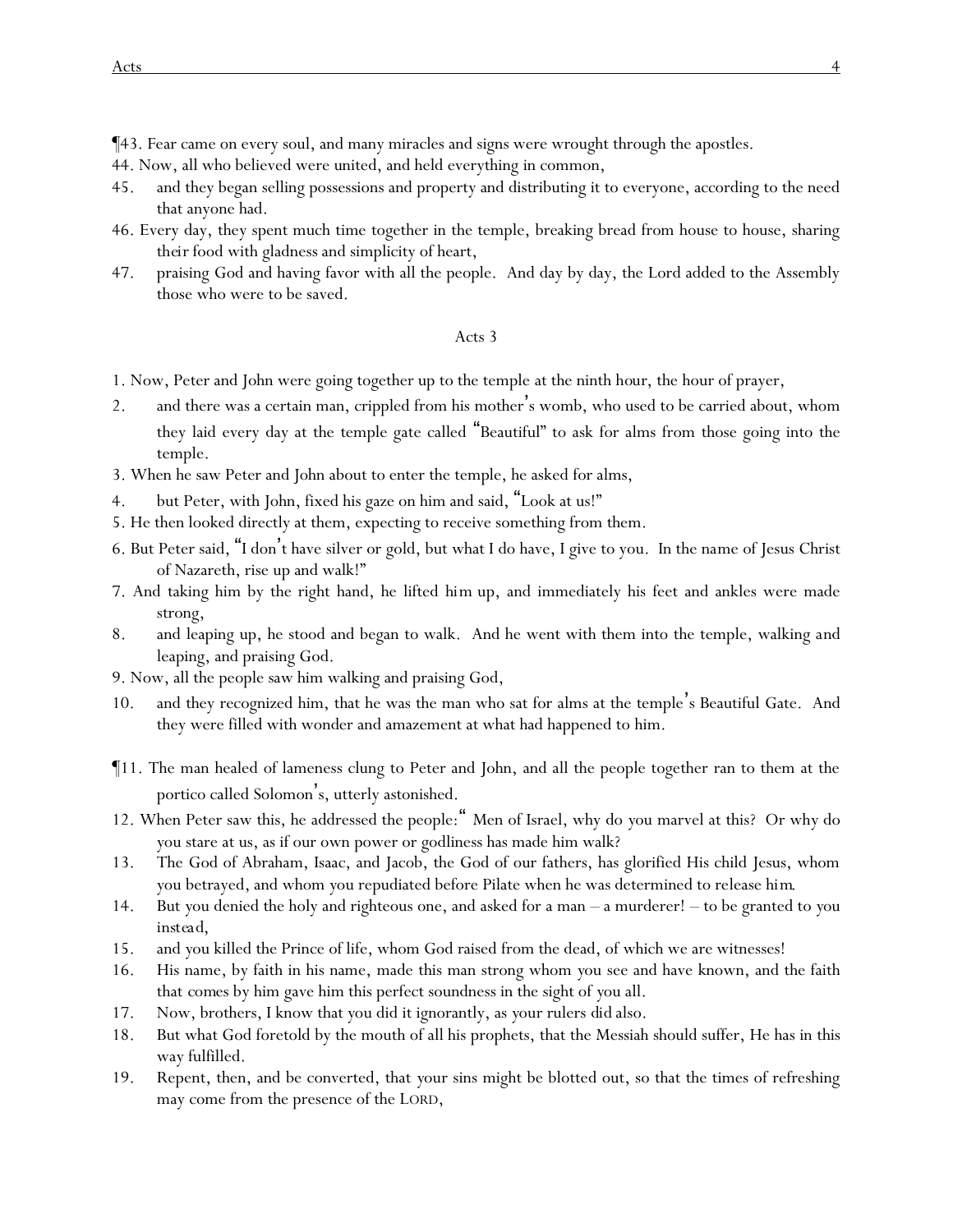¶43. Fear came on every soul, and many miracles and signs were wrought through the apostles.

44. Now, all who believed were united, and held everything in common,

45. and they began selling possessions and property and distributing it to everyone, according to the need that anyone had.

46. Every day, they spent much time together in the temple, breaking bread from house to house, sharing their food with gladness and simplicity of heart,

47. praising God and having favor with all the people. And day by day, the Lord added to the Assembly those who were to be saved.

## Acts 3

1. Now, Peter and John were going together up to the temple at the ninth hour, the hour of prayer,

2. and there was a certain man, crippled from his mother's womb, who used to be carried about, whom they laid every day at the temple gate called "Beautiful" to ask for alms from those going into the temple.

3. When he saw Peter and John about to enter the temple, he asked for alms,

4. but Peter, with John, fixed his gaze on him and said, "Look at us!"

5. He then looked directly at them, expecting to receive something from them.

6. But Peter said, "I don't have silver or gold, but what I do have, I give to you. In the name of Jesus Christ of Nazareth, rise up and walk!"

7. And taking him by the right hand, he lifted him up, and immediately his feet and ankles were made strong,

8. and leaping up, he stood and began to walk. And he went with them into the temple, walking and leaping, and praising God.

9. Now, all the people saw him walking and praising God,

10. and they recognized him, that he was the man who sat for alms at the temple's Beautiful Gate. And they were filled with wonder and amazement at what had happened to him.

¶11. The man healed of lameness clung to Peter and John, and all the people together ran to them at the portico called Solomon's, utterly astonished.

12. When Peter saw this, he addressed the people: " Men of Israel, why do you marvel at this? Or why do you stare at us, as if our own power or godliness has made him walk?

13. The God of Abraham, Isaac, and Jacob, the God of our fathers, has glorified His child Jesus, whom you betrayed, and whom you repudiated before Pilate when he was determined to release him.

14. But you denied the holy and righteous one, and asked for a man – a murderer! – to be granted to you instead,

15. and you killed the Prince of life, whom God raised from the dead, of which we are witnesses!

16. His name, by faith in his name, made this man strong whom you see and have known, and the faith that comes by him gave him this perfect soundness in the sight of you all.

17. Now, brothers, I know that you did it ignorantly, as your rulers did also.

18. But what God foretold by the mouth of all his prophets, that the Messiah should suffer, He has in this way fulfilled.

19. Repent, then, and be converted, that your sins might be blotted out, so that the times of refreshing may come from the presence of the LORD,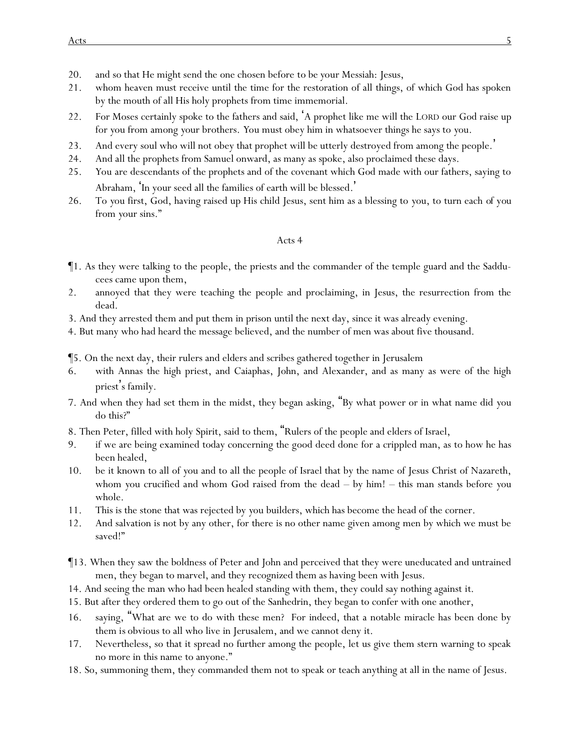20. and so that He might send the one chosen before to be your Messiah: Jesus,
21. whom heaven must receive until the time for the restoration of all things, of which God has spoken by the mouth of all His holy prophets from time immemorial.
22. For Moses certainly spoke to the fathers and said, 'A prophet like me will the LORD our God raise up for you from among your brothers. You must obey him in whatsoever things he says to you.
23. And every soul who will not obey that prophet will be utterly destroyed from among the people.'
24. And all the prophets from Samuel onward, as many as spoke, also proclaimed these days.
25. You are descendants of the prophets and of the covenant which God made with our fathers, saying to Abraham, 'In your seed all the families of earth will be blessed.'
26. To you first, God, having raised up His child Jesus, sent him as a blessing to you, to turn each of you from your sins."

## Acts 4

¶1. As they were talking to the people, the priests and the commander of the temple guard and the Sadducees came upon them,
2. annoyed that they were teaching the people and proclaiming, in Jesus, the resurrection from the dead.
3. And they arrested them and put them in prison until the next day, since it was already evening.
4. But many who had heard the message believed, and the number of men was about five thousand.

¶5. On the next day, their rulers and elders and scribes gathered together in Jerusalem
6. with Annas the high priest, and Caiaphas, John, and Alexander, and as many as were of the high priest's family.
7. And when they had set them in the midst, they began asking, "By what power or in what name did you do this?"
8. Then Peter, filled with holy Spirit, said to them, "Rulers of the people and elders of Israel,
9. if we are being examined today concerning the good deed done for a crippled man, as to how he has been healed,
10. be it known to all of you and to all the people of Israel that by the name of Jesus Christ of Nazareth, whom you crucified and whom God raised from the dead – by him! – this man stands before you whole.
11. This is the stone that was rejected by you builders, which has become the head of the corner.
12. And salvation is not by any other, for there is no other name given among men by which we must be saved!"

¶13. When they saw the boldness of Peter and John and perceived that they were uneducated and untrained men, they began to marvel, and they recognized them as having been with Jesus.
14. And seeing the man who had been healed standing with them, they could say nothing against it.
15. But after they ordered them to go out of the Sanhedrin, they began to confer with one another,
16. saying, "What are we to do with these men? For indeed, that a notable miracle has been done by them is obvious to all who live in Jerusalem, and we cannot deny it.
17. Nevertheless, so that it spread no further among the people, let us give them stern warning to speak no more in this name to anyone."
18. So, summoning them, they commanded them not to speak or teach anything at all in the name of Jesus.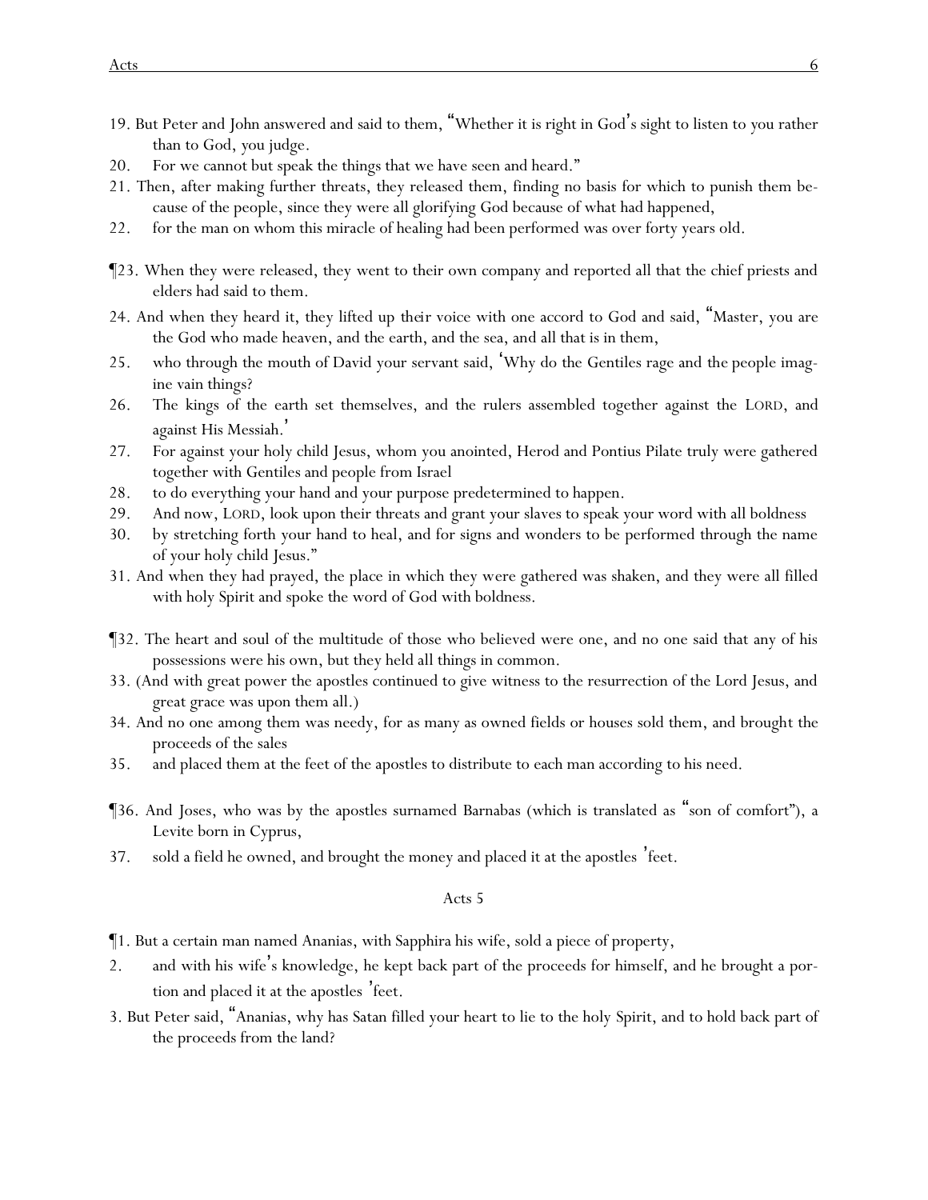19. But Peter and John answered and said to them, "Whether it is right in God's sight to listen to you rather than to God, you judge.

20. For we cannot but speak the things that we have seen and heard."

21. Then, after making further threats, they released them, finding no basis for which to punish them because of the people, since they were all glorifying God because of what had happened,

22. for the man on whom this miracle of healing had been performed was over forty years old.

¶23. When they were released, they went to their own company and reported all that the chief priests and elders had said to them.

24. And when they heard it, they lifted up their voice with one accord to God and said, "Master, you are the God who made heaven, and the earth, and the sea, and all that is in them,

25. who through the mouth of David your servant said, 'Why do the Gentiles rage and the people imagine vain things?

26. The kings of the earth set themselves, and the rulers assembled together against the LORD, and against His Messiah.'

27. For against your holy child Jesus, whom you anointed, Herod and Pontius Pilate truly were gathered together with Gentiles and people from Israel

28. to do everything your hand and your purpose predetermined to happen.

29. And now, LORD, look upon their threats and grant your slaves to speak your word with all boldness

30. by stretching forth your hand to heal, and for signs and wonders to be performed through the name of your holy child Jesus."

31. And when they had prayed, the place in which they were gathered was shaken, and they were all filled with holy Spirit and spoke the word of God with boldness.

¶32. The heart and soul of the multitude of those who believed were one, and no one said that any of his possessions were his own, but they held all things in common.

33. (And with great power the apostles continued to give witness to the resurrection of the Lord Jesus, and great grace was upon them all.)

34. And no one among them was needy, for as many as owned fields or houses sold them, and brought the proceeds of the sales

35. and placed them at the feet of the apostles to distribute to each man according to his need.

¶36. And Joses, who was by the apostles surnamed Barnabas (which is translated as "son of comfort"), a Levite born in Cyprus,

37. sold a field he owned, and brought the money and placed it at the apostles' feet.

## Acts 5

¶1. But a certain man named Ananias, with Sapphira his wife, sold a piece of property,

2. and with his wife's knowledge, he kept back part of the proceeds for himself, and he brought a portion and placed it at the apostles' feet.

3. But Peter said, "Ananias, why has Satan filled your heart to lie to the holy Spirit, and to hold back part of the proceeds from the land?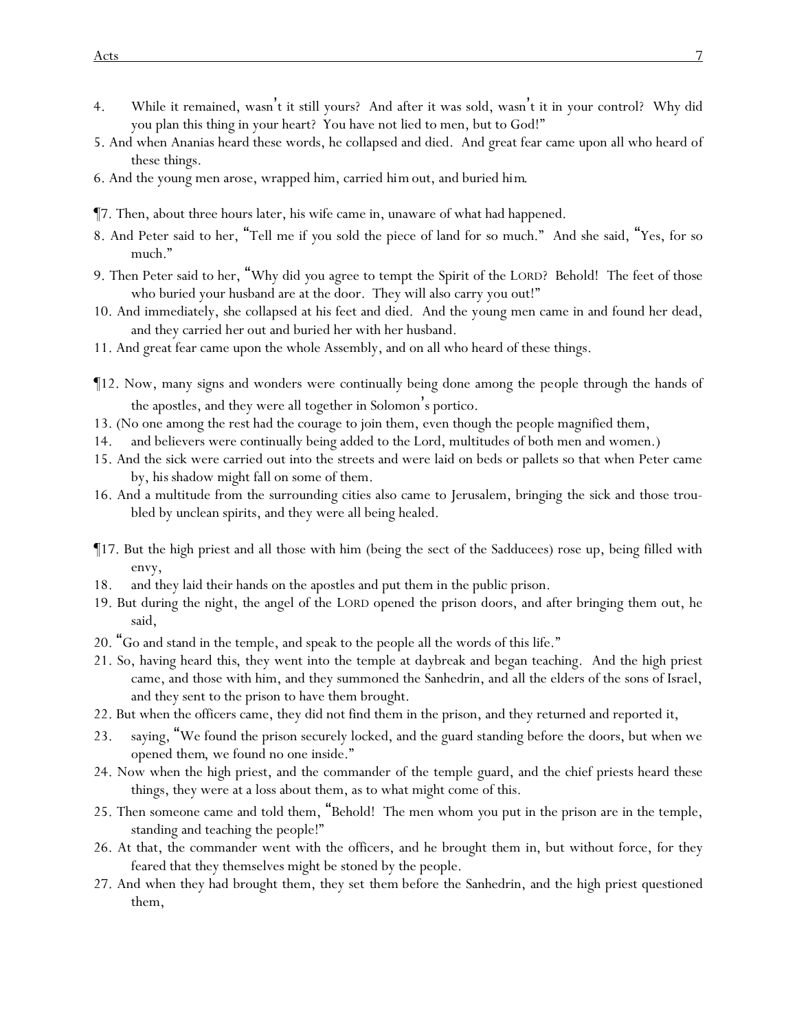4. While it remained, wasn't it still yours? And after it was sold, wasn't it in your control? Why did you plan this thing in your heart? You have not lied to men, but to God!"

5. And when Ananias heard these words, he collapsed and died. And great fear came upon all who heard of these things.

6. And the young men arose, wrapped him, carried *him* out, and buried *him*.

¶7. Then, about three hours later, his wife came in, unaware of what had happened.

8. And Peter said to her, "Tell me if you sold the piece of land for so much." And she said, "Yes, for so much."

9. Then Peter said to her, "Why did you agree to tempt the Spirit of the LORD? Behold! The feet of those who buried your husband are at the door. They will also carry you out!"

10. And immediately, she collapsed at his feet and died. And the young men came in and found her dead, and they carried her out and buried her with her husband.

11. And great fear came upon the whole Assembly, and on all who heard of these things.

¶12. Now, many signs and wonders were continually being done among the people through the hands of the apostles, and they were all together in Solomon's portico.

13. (No one among the rest had the courage to join them, even though the people magnified them,

14. and believers were continually being added to the Lord, multitudes of both men and women.)

15. And the sick were carried out into the streets and were laid on beds or pallets so that when Peter came by, his shadow might fall on some of them.

16. And a multitude from the surrounding cities also came to Jerusalem, bringing the sick and those troubled by unclean spirits, and they were all being healed.

¶17. But the high priest and all those with him (being the sect of the Sadducees) rose up, being filled with envy,

18. and they laid their hands on the apostles and put them in the public prison.

19. But during the night, the angel of the LORD opened the prison doors, and after bringing them out, he said,

20. "Go and stand in the temple, and speak to the people all the words of this life."

21. So, having heard this, they went into the temple at daybreak and began teaching. And the high priest came, and those with him, and they summoned the Sanhedrin, and all the elders of the sons of Israel, and they sent to the prison to have them brought.

22. But when the officers came, they did not find them in the prison, and they returned and reported it,

23. saying, "We found the prison securely locked, and the guard standing before the doors, but when we opened them, we found no one inside."

24. Now when the high priest, and the commander of the temple guard, and the chief priests heard these things, they were at a loss about them, as to what might come of this.

25. Then someone came and told them, "Behold! The men whom you put in the prison are in the temple, standing and teaching the people!"

26. At that, the commander went with the officers, and he brought them in, but without force, for they feared that they themselves might be stoned by the people.

27. And when they had brought them, they set them before the Sanhedrin, and the high priest questioned them,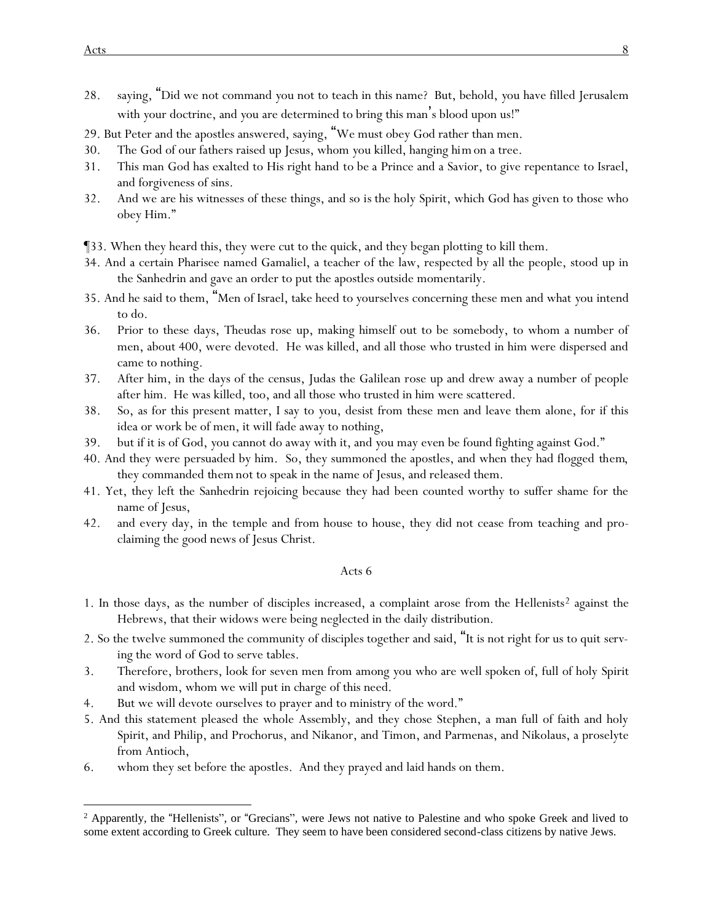28. saying, "Did we not command you not to teach in this name? But, behold, you have filled Jerusalem with your doctrine, and you are determined to bring this man's blood upon us!"

29. But Peter and the apostles answered, saying, "We must obey God rather than men.

30. The God of our fathers raised up Jesus, whom you killed, hanging him on a tree.

31. This man God has exalted to His right hand to be a Prince and a Savior, to give repentance to Israel, and forgiveness of sins.

32. And we are his witnesses of these things, and so is the holy Spirit, which God has given to those who obey Him."

¶33. When they heard this, they were cut to the quick, and they began plotting to kill them.

34. And a certain Pharisee named Gamaliel, a teacher of the law, respected by all the people, stood up in the Sanhedrin and gave an order to put the apostles outside momentarily.

35. And he said to them, "Men of Israel, take heed to yourselves concerning these men and what you intend to do.

36. Prior to these days, Theudas rose up, making himself out to be somebody, to whom a number of men, about 400, were devoted. He was killed, and all those who trusted in him were dispersed and came to nothing.

37. After him, in the days of the census, Judas the Galilean rose up and drew away a number of people after him. He was killed, too, and all those who trusted in him were scattered.

38. So, as for this present matter, I say to you, desist from these men and leave them alone, for if this idea or work be of men, it will fade away to nothing,

39. but if it is of God, you cannot do away with it, and you may even be found fighting against God."

40. And they were persuaded by him. So, they summoned the apostles, and when they had flogged them, they commanded them not to speak in the name of Jesus, and released them.

41. Yet, they left the Sanhedrin rejoicing because they had been counted worthy to suffer shame for the name of Jesus,

42. and every day, in the temple and from house to house, they did not cease from teaching and proclaiming the good news of Jesus Christ.

## Acts 6

1. In those days, as the number of disciples increased, a complaint arose from the Hellenists[2] against the Hebrews, that their widows were being neglected in the daily distribution.

2. So the twelve summoned the community of disciples together and said, "It is not right for us to quit serving the word of God to serve tables.

3. Therefore, brothers, look for seven men from among you who are well spoken of, full of holy Spirit and wisdom, whom we will put in charge of this need.

4. But we will devote ourselves to prayer and to ministry of the word."

5. And this statement pleased the whole Assembly, and they chose Stephen, a man full of faith and holy Spirit, and Philip, and Prochorus, and Nikanor, and Timon, and Parmenas, and Nikolaus, a proselyte from Antioch,

6. whom they set before the apostles. And they prayed and laid hands on them.

---

[2] Apparently, the "Hellenists", or "Grecians", were Jews not native to Palestine and who spoke Greek and lived to some extent according to Greek culture. They seem to have been considered second-class citizens by native Jews.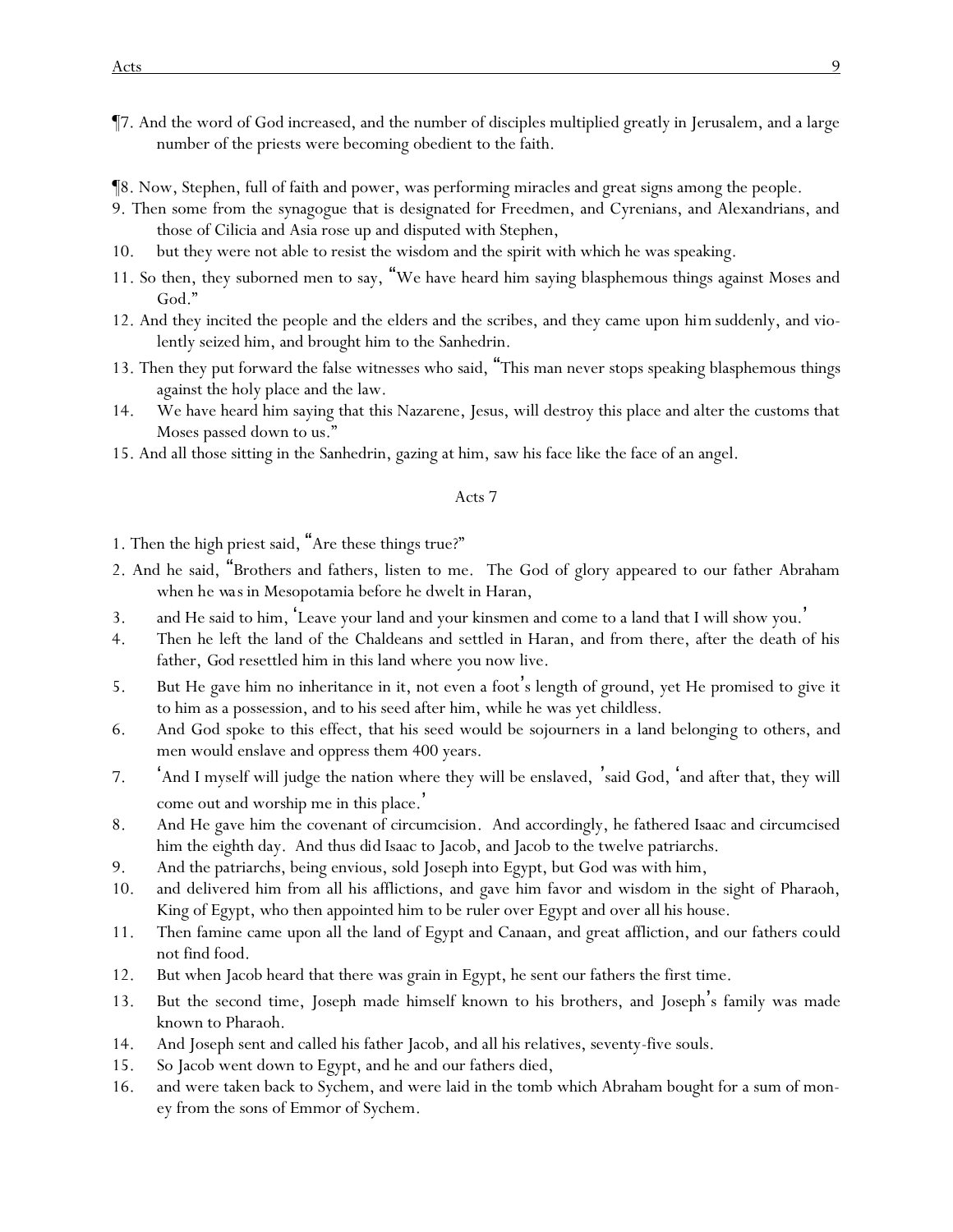¶7. And the word of God increased, and the number of disciples multiplied greatly in Jerusalem, and a large number of the priests were becoming obedient to the faith.

¶8. Now, Stephen, full of faith and power, was performing miracles and great signs among the people.

9. Then some from the synagogue that is designated for Freedmen, and Cyrenians, and Alexandrians, and those of Cilicia and Asia rose up and disputed with Stephen,
10. but they were not able to resist the wisdom and the spirit with which he was speaking.
11. So then, they suborned men to say, "We have heard him saying blasphemous things against Moses and God."
12. And they incited the people and the elders and the scribes, and they came upon him suddenly, and violently seized him, and brought him to the Sanhedrin.
13. Then they put forward the false witnesses who said, "This man never stops speaking blasphemous things against the holy place and the law.
14. We have heard him saying that this Nazarene, Jesus, will destroy this place and alter the customs that Moses passed down to us."
15. And all those sitting in the Sanhedrin, gazing at him, saw his face like the face of an angel.

## Acts 7

1. Then the high priest said, "Are these things true?"
2. And he said, "Brothers and fathers, listen to me. The God of glory appeared to our father Abraham when he was in Mesopotamia before he dwelt in Haran,
3. and He said to him, 'Leave your land and your kinsmen and come to a land that I will show you.'
4. Then he left the land of the Chaldeans and settled in Haran, and from there, after the death of his father, God resettled him in this land where you now live.
5. But He gave him no inheritance in it, not even a foot's length of ground, yet He promised to give it to him as a possession, and to his seed after him, while he was yet childless.
6. And God spoke to this effect, that his seed would be sojourners in a land belonging to others, and men would enslave and oppress them 400 years.
7. 'And I myself will judge the nation where they will be enslaved, 'said God, 'and after that, they will come out and worship me in this place.'
8. And He gave him the covenant of circumcision. And accordingly, he fathered Isaac and circumcised him the eighth day. And thus did Isaac to Jacob, and Jacob to the twelve patriarchs.
9. And the patriarchs, being envious, sold Joseph into Egypt, but God was with him,
10. and delivered him from all his afflictions, and gave him favor and wisdom in the sight of Pharaoh, King of Egypt, who then appointed him to be ruler over Egypt and over all his house.
11. Then famine came upon all the land of Egypt and Canaan, and great affliction, and our fathers could not find food.
12. But when Jacob heard that there was grain in Egypt, he sent our fathers the first time.
13. But the second time, Joseph made himself known to his brothers, and Joseph's family was made known to Pharaoh.
14. And Joseph sent and called his father Jacob, and all his relatives, seventy-five souls.
15. So Jacob went down to Egypt, and he and our fathers died,
16. and were taken back to Sychem, and were laid in the tomb which Abraham bought for a sum of money from the sons of Emmor of Sychem.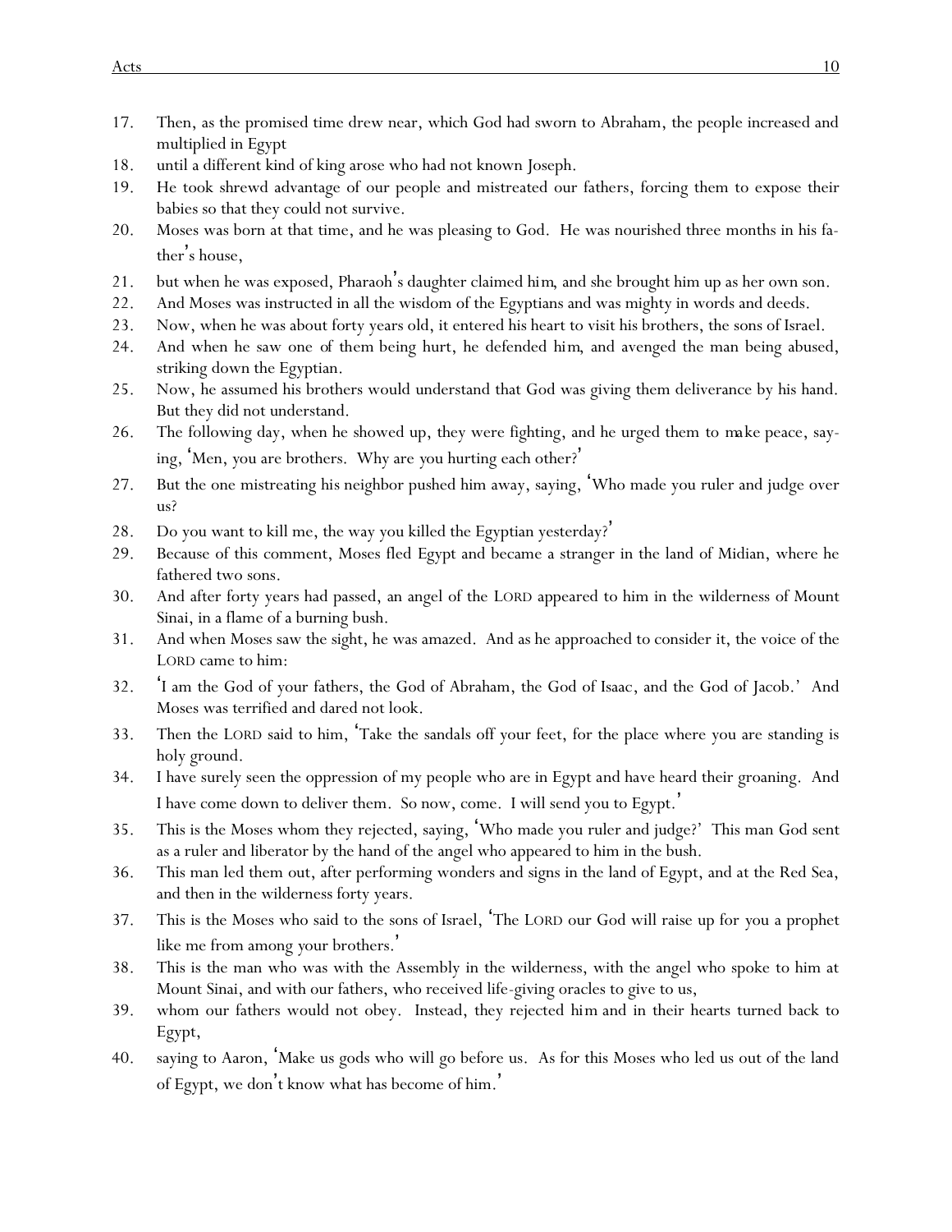17. Then, as the promised time drew near, which God had sworn to Abraham, the people increased and multiplied in Egypt
18. until a different kind of king arose who had not known Joseph.
19. He took shrewd advantage of our people and mistreated our fathers, forcing them to expose their babies so that they could not survive.
20. Moses was born at that time, and he was pleasing to God. He was nourished three months in his father's house,
21. but when he was exposed, Pharaoh's daughter claimed *him*, and she brought him up as her own son.
22. And Moses was instructed in all the wisdom of the Egyptians and was mighty in words and deeds.
23. Now, when he was about forty years old, it entered his heart to visit his brothers, the sons of Israel.
24. And when he saw one of them being hurt, he defended *him*, and avenged the man being abused, striking down the Egyptian.
25. Now, he assumed his brothers would understand that God was giving them deliverance by his hand. But they did not understand.
26. The following day, when he showed up, they were fighting, and he urged them to make peace, saying, 'Men, you are brothers. Why are you hurting each other?'
27. But the one mistreating his neighbor pushed him away, saying, 'Who made you ruler and judge over us?
28. Do you want to kill me, the way you killed the Egyptian yesterday?'
29. Because of this comment, Moses fled Egypt and became a stranger in the land of Midian, where he fathered two sons.
30. And after forty years had passed, an angel of the LORD appeared to him in the wilderness of Mount Sinai, in a flame of a burning bush.
31. And when Moses saw the sight, he was amazed. And as he approached to consider it, the voice of the LORD came to him:
32. 'I am the God of your fathers, the God of Abraham, the God of Isaac, and the God of Jacob.' And Moses was terrified and dared not look.
33. Then the LORD said to him, 'Take the sandals off your feet, for the place where you are standing is holy ground.
34. I have surely seen the oppression of my people who are in Egypt and have heard their groaning. And I have come down to deliver them. So now, come. I will send you to Egypt.'
35. This is the Moses whom they rejected, saying, 'Who made you ruler and judge?' This man God sent as a ruler and liberator by the hand of the angel who appeared to him in the bush.
36. This man led them out, after performing wonders and signs in the land of Egypt, and at the Red Sea, and then in the wilderness forty years.
37. This is the Moses who said to the sons of Israel, 'The LORD our God will raise up for you a prophet like me from among your brothers.'
38. This is the man who was with the Assembly in the wilderness, with the angel who spoke to him at Mount Sinai, and with our fathers, who received life-giving oracles to give to us,
39. whom our fathers would not obey. Instead, they rejected *him* and in their hearts turned back to Egypt,
40. saying to Aaron, 'Make us gods who will go before us. As for this Moses who led us out of the land of Egypt, we don't know what has become of him.'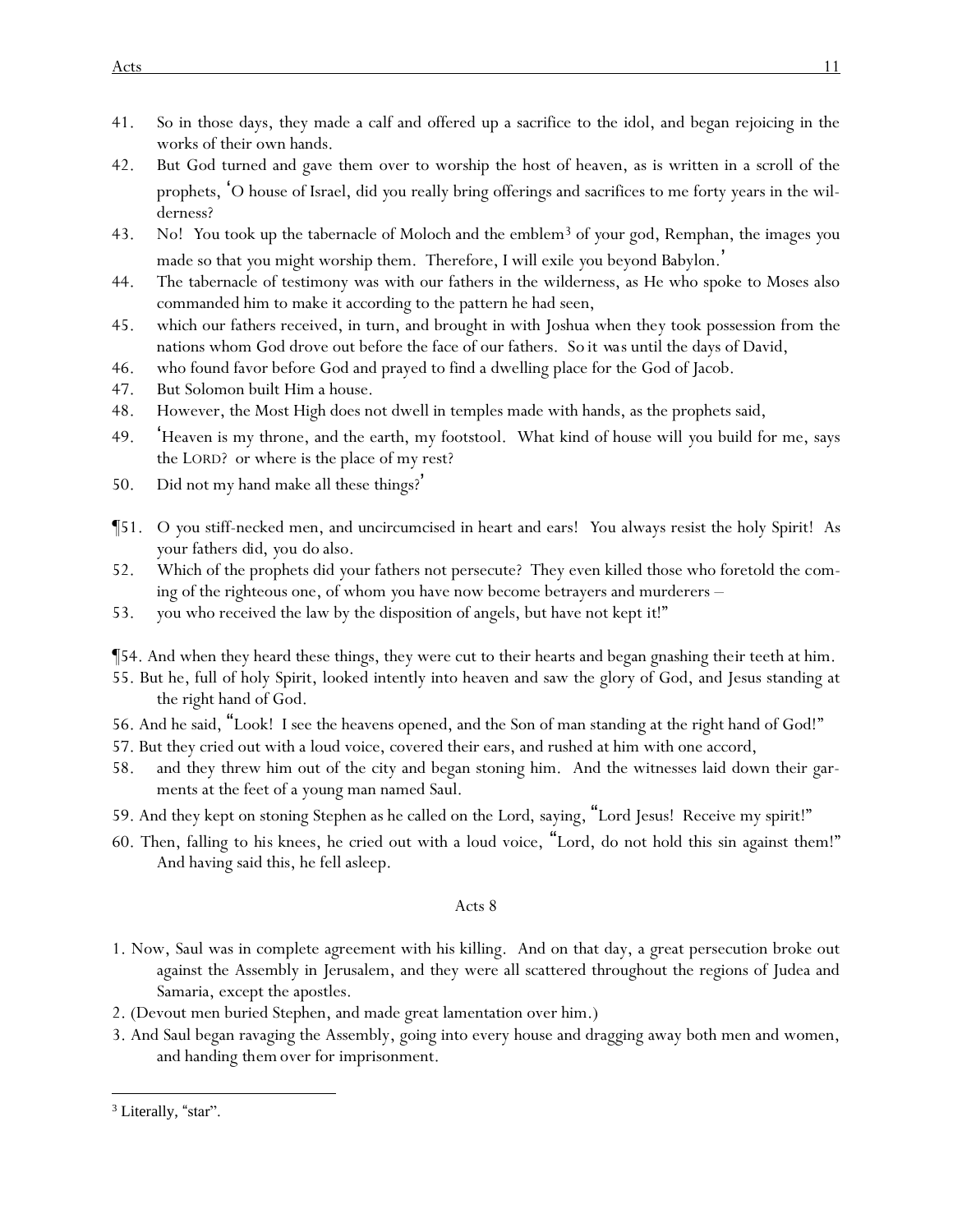41. So in those days, they made a calf and offered up a sacrifice to the idol, and began rejoicing in the works of their own hands.
42. But God turned and gave them over to worship the host of heaven, as is written in a scroll of the prophets, 'O house of Israel, did you really bring offerings and sacrifices to me forty years in the wilderness?
43. No! You took up the tabernacle of Moloch and the emblem[3] of your god, Remphan, the images you made so that you might worship them. Therefore, I will exile you beyond Babylon.'
44. The tabernacle of testimony was with our fathers in the wilderness, as He who spoke to Moses also commanded him to make it according to the pattern he had seen,
45. which our fathers received, in turn, and brought in with Joshua when they took possession from the nations whom God drove out before the face of our fathers. So it was until the days of David,
46. who found favor before God and prayed to find a dwelling place for the God of Jacob.
47. But Solomon built Him a house.
48. However, the Most High does not dwell in temples made with hands, as the prophets said,
49. 'Heaven is my throne, and the earth, my footstool. What kind of house will you build for me, says the LORD? or where is the place of my rest?
50. Did not my hand make all these things?'

¶51. O you stiff-necked men, and uncircumcised in heart and ears! You always resist the holy Spirit! As your fathers did, you do also.
52. Which of the prophets did your fathers not persecute? They even killed those who foretold the coming of the righteous one, of whom you have now become betrayers and murderers –
53. you who received the law by the disposition of angels, but have not kept it!"

¶54. And when they heard these things, they were cut to their hearts and began gnashing their teeth at him.
55. But he, full of holy Spirit, looked intently into heaven and saw the glory of God, and Jesus standing at the right hand of God.
56. And he said, "Look! I see the heavens opened, and the Son of man standing at the right hand of God!"
57. But they cried out with a loud voice, covered their ears, and rushed at him with one accord,
58. and they threw him out of the city and began stoning him. And the witnesses laid down their garments at the feet of a young man named Saul.
59. And they kept on stoning Stephen as he called on the Lord, saying, "Lord Jesus! Receive my spirit!"
60. Then, falling to his knees, he cried out with a loud voice, "Lord, do not hold this sin against them!" And having said this, he fell asleep.

## Acts 8

1. Now, Saul was in complete agreement with his killing. And on that day, a great persecution broke out against the Assembly in Jerusalem, and they were all scattered throughout the regions of Judea and Samaria, except the apostles.
2. (Devout men buried Stephen, and made great lamentation over him.)
3. And Saul began ravaging the Assembly, going into every house and dragging away both men and women, and handing them over for imprisonment.

---

[3] Literally, "star".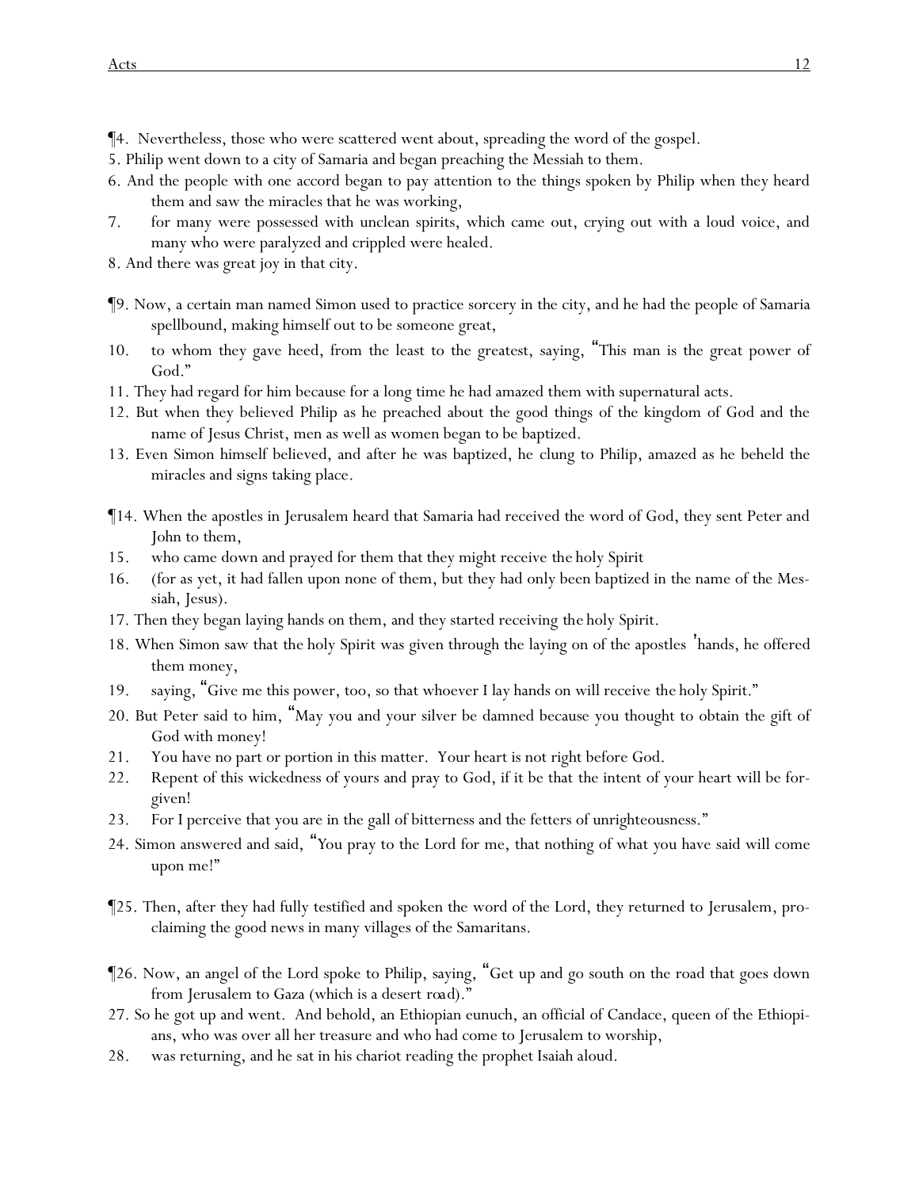¶4. Nevertheless, those who were scattered went about, spreading the word of the gospel.

5. Philip went down to a city of Samaria and began preaching the Messiah to them.

6. And the people with one accord began to pay attention to the things spoken by Philip when they heard them and saw the miracles that he was working,

7. for many were possessed with unclean spirits, which came out, crying out with a loud voice, and many who were paralyzed and crippled were healed.

8. And there was great joy in that city.

¶9. Now, a certain man named Simon used to practice sorcery in the city, and he had the people of Samaria spellbound, making himself out to be someone great,

10. to whom they gave heed, from the least to the greatest, saying, "This man is the great power of God."

11. They had regard for him because for a long time he had amazed them with supernatural acts.

12. But when they believed Philip as he preached about the good things of the kingdom of God and the name of Jesus Christ, men as well as women began to be baptized.

13. Even Simon himself believed, and after he was baptized, he clung to Philip, amazed as he beheld the miracles and signs taking place.

¶14. When the apostles in Jerusalem heard that Samaria had received the word of God, they sent Peter and John to them,

15. who came down and prayed for them that they might receive the holy Spirit

16. (for as yet, it had fallen upon none of them, but they had only been baptized in the name of the Messiah, Jesus).

17. Then they began laying hands on them, and they started receiving the holy Spirit.

18. When Simon saw that the holy Spirit was given through the laying on of the apostles' hands, he offered them money,

19. saying, "Give me this power, too, so that whoever I lay hands on will receive the holy Spirit."

20. But Peter said to him, "May you and your silver be damned because you thought to obtain the gift of God with money!

21. You have no part or portion in this matter. Your heart is not right before God.

22. Repent of this wickedness of yours and pray to God, if it be that the intent of your heart will be forgiven!

23. For I perceive that you are in the gall of bitterness and the fetters of unrighteousness."

24. Simon answered and said, "You pray to the Lord for me, that nothing of what you have said will come upon me!"

¶25. Then, after they had fully testified and spoken the word of the Lord, they returned to Jerusalem, proclaiming the good news in many villages of the Samaritans.

¶26. Now, an angel of the Lord spoke to Philip, saying, "Get up and go south on the road that goes down from Jerusalem to Gaza (which is a desert road)."

27. So he got up and went. And behold, an Ethiopian eunuch, an official of Candace, queen of the Ethiopians, who was over all her treasure and who had come to Jerusalem to worship,

28. was returning, and he sat in his chariot reading the prophet Isaiah aloud.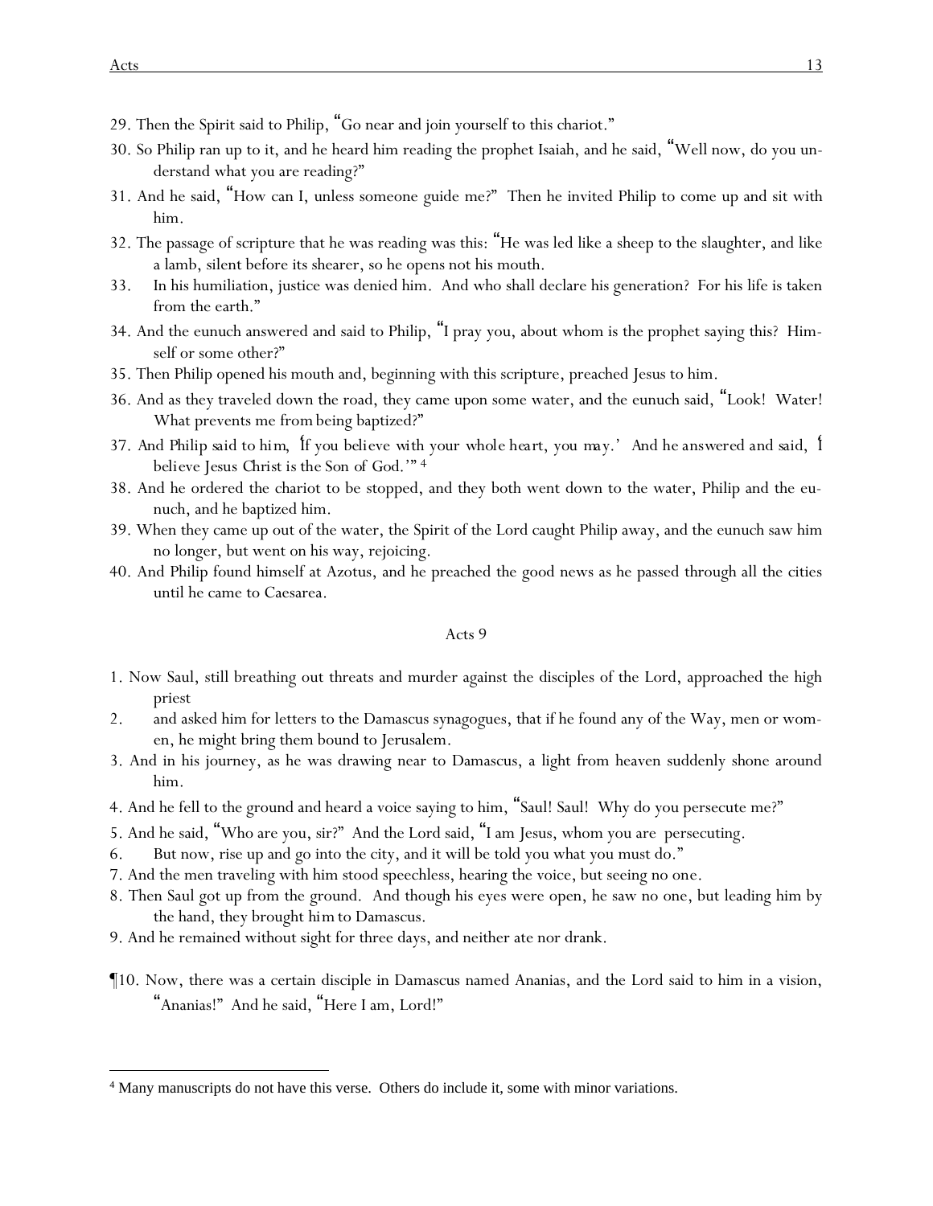29. Then the Spirit said to Philip, "Go near and join yourself to this chariot."

30. So Philip ran up to it, and he heard him reading the prophet Isaiah, and he said, "Well now, do you understand what you are reading?"

31. And he said, "How can I, unless someone guide me?" Then he invited Philip to come up and sit with him.

32. The passage of scripture that he was reading was this: "He was led like a sheep to the slaughter, and like a lamb, silent before its shearer, so he opens not his mouth.

33. In his humiliation, justice was denied him. And who shall declare his generation? For his life is taken from the earth."

34. And the eunuch answered and said to Philip, "I pray you, about whom is the prophet saying this? Himself or some other?"

35. Then Philip opened his mouth and, beginning with this scripture, preached Jesus to him.

36. And as they traveled down the road, they came upon some water, and the eunuch said, "Look! Water! What prevents me from being baptized?"

37. And Philip said to him, 'If you believe with your whole heart, you may.' And he answered and said, 'I believe Jesus Christ is the Son of God.'"[4]

38. And he ordered the chariot to be stopped, and they both went down to the water, Philip and the eunuch, and he baptized him.

39. When they came up out of the water, the Spirit of the Lord caught Philip away, and the eunuch saw him no longer, but went on his way, rejoicing.

40. And Philip found himself at Azotus, and he preached the good news as he passed through all the cities until he came to Caesarea.

## Acts 9

1. Now Saul, still breathing out threats and murder against the disciples of the Lord, approached the high priest

2. and asked him for letters to the Damascus synagogues, that if he found any of the Way, men or women, he might bring them bound to Jerusalem.

3. And in his journey, as he was drawing near to Damascus, a light from heaven suddenly shone around him.

4. And he fell to the ground and heard a voice saying to him, "Saul! Saul! Why do you persecute me?"

5. And he said, "Who are you, sir?" And the Lord said, "I am Jesus, whom you are persecuting.

6. But now, rise up and go into the city, and it will be told you what you must do."

7. And the men traveling with him stood speechless, hearing the voice, but seeing no one.

8. Then Saul got up from the ground. And though his eyes were open, he saw no one, but leading him by the hand, they brought him to Damascus.

9. And he remained without sight for three days, and neither ate nor drank.

¶10. Now, there was a certain disciple in Damascus named Ananias, and the Lord said to him in a vision, "Ananias!" And he said, "Here I am, Lord!"

---

[4] Many manuscripts do not have this verse. Others do include it, some with minor variations.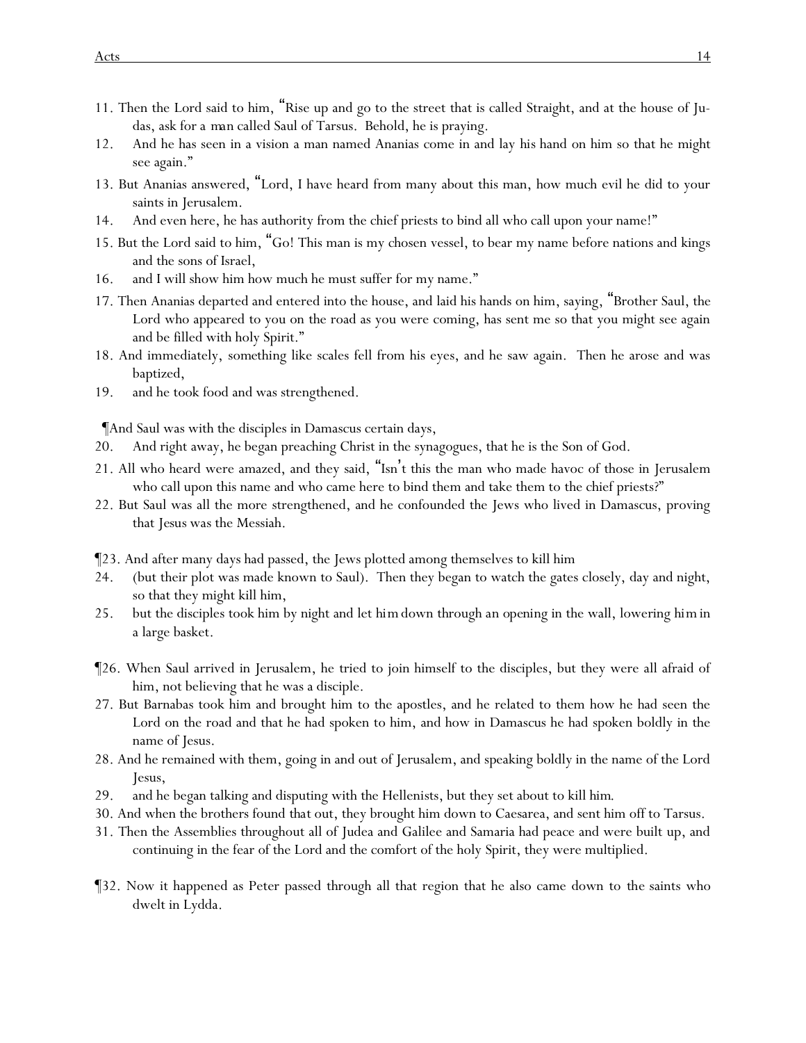11. Then the Lord said to him, "Rise up and go to the street that is called Straight, and at the house of Judas, ask for a man called Saul of Tarsus. Behold, he is praying.
12. And he has seen in a vision a man named Ananias come in and lay his hand on him so that he might see again."
13. But Ananias answered, "Lord, I have heard from many about this man, how much evil he did to your saints in Jerusalem.
14. And even here, he has authority from the chief priests to bind all who call upon your name!"
15. But the Lord said to him, "Go! This man is my chosen vessel, to bear my name before nations and kings and the sons of Israel,
16. and I will show him how much he must suffer for my name."
17. Then Ananias departed and entered into the house, and laid his hands on him, saying, "Brother Saul, the Lord who appeared to you on the road as you were coming, has sent me so that you might see again and be filled with holy Spirit."
18. And immediately, something like scales fell from his eyes, and he saw again. Then he arose and was baptized,
19. and he took food and was strengthened.

¶And Saul was with the disciples in Damascus certain days,

20. And right away, he began preaching Christ in the synagogues, that he is the Son of God.
21. All who heard were amazed, and they said, "Isn't this the man who made havoc of those in Jerusalem who call upon this name and who came here to bind them and take them to the chief priests?"
22. But Saul was all the more strengthened, and he confounded the Jews who lived in Damascus, proving that Jesus was the Messiah.

¶23. And after many days had passed, the Jews plotted among themselves to kill him

24. (but their plot was made known to Saul). Then they began to watch the gates closely, day and night, so that they might kill him,
25. but the disciples took him by night and let *him* down through an opening in the wall, lowering *him* in a large basket.

¶26. When Saul arrived in Jerusalem, he tried to join himself to the disciples, but they were all afraid of him, not believing that he was a disciple.

27. But Barnabas took him and brought him to the apostles, and he related to them how he had seen the Lord on the road and that he had spoken to him, and how in Damascus he had spoken boldly in the name of Jesus.
28. And he remained with them, going in and out of Jerusalem, and speaking boldly in the name of the Lord Jesus,
29. and he began talking and disputing with the Hellenists, but they set about to kill him.
30. And when the brothers found that out, they brought him down to Caesarea, and sent him off to Tarsus.
31. Then the Assemblies throughout all of Judea and Galilee and Samaria had peace and were built up, and continuing in the fear of the Lord and the comfort of the holy Spirit, they were multiplied.

¶32. Now it happened as Peter passed through all that region that he also came down to the saints who dwelt in Lydda.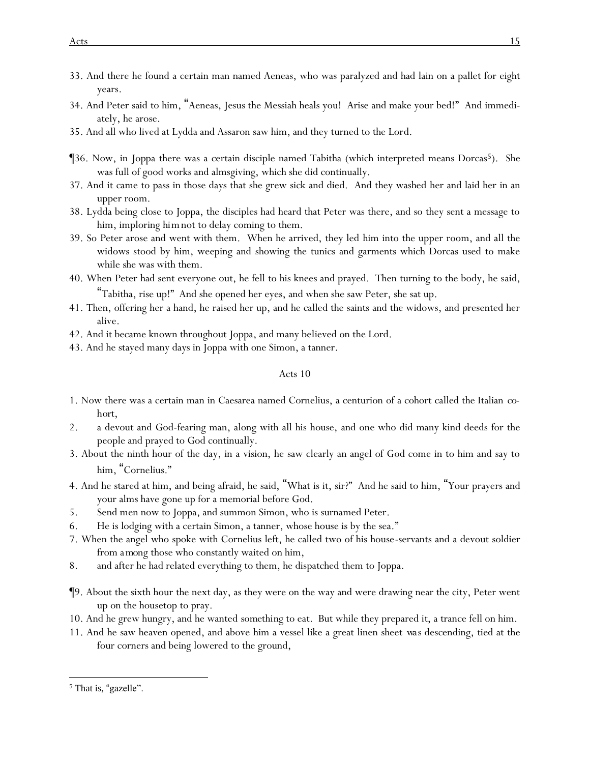33. And there he found a certain man named Aeneas, who was paralyzed and had lain on a pallet for eight years.
34. And Peter said to him, "Aeneas, Jesus the Messiah heals you! Arise and make your bed!" And immediately, he arose.
35. And all who lived at Lydda and Assaron saw him, and they turned to the Lord.

¶36. Now, in Joppa there was a certain disciple named Tabitha (which interpreted means Dorcas[5]). She was full of good works and almsgiving, which she did continually.
37. And it came to pass in those days that she grew sick and died. And they washed her and laid her in an upper room.
38. Lydda being close to Joppa, the disciples had heard that Peter was there, and so they sent a message to him, imploring him not to delay coming to them.
39. So Peter arose and went with them. When he arrived, they led him into the upper room, and all the widows stood by him, weeping and showing the tunics and garments which Dorcas used to make while she was with them.
40. When Peter had sent everyone out, he fell to his knees and prayed. Then turning to the body, he said, "Tabitha, rise up!" And she opened her eyes, and when she saw Peter, she sat up.
41. Then, offering her a hand, he raised her up, and he called the saints and the widows, and presented her alive.
42. And it became known throughout Joppa, and many believed on the Lord.
43. And he stayed many days in Joppa with one Simon, a tanner.

## Acts 10

1. Now there was a certain man in Caesarea named Cornelius, a centurion of a cohort called the Italian cohort,
2. a devout and God-fearing man, along with all his house, and one who did many kind deeds for the people and prayed to God continually.
3. About the ninth hour of the day, in a vision, he saw clearly an angel of God come in to him and say to him, "Cornelius."
4. And he stared at him, and being afraid, he said, "What is it, sir?" And he said to him, "Your prayers and your alms have gone up for a memorial before God.
5. Send men now to Joppa, and summon Simon, who is surnamed Peter.
6. He is lodging with a certain Simon, a tanner, whose house is by the sea."
7. When the angel who spoke with Cornelius left, he called two of his house-servants and a devout soldier from among those who constantly waited on him,
8. and after he had related everything to them, he dispatched them to Joppa.

¶9. About the sixth hour the next day, as they were on the way and were drawing near the city, Peter went up on the housetop to pray.
10. And he grew hungry, and he wanted something to eat. But while they prepared it, a trance fell on him.
11. And he saw heaven opened, and above him a vessel like a great linen sheet was descending, tied at the four corners and being lowered to the ground,

[5] That is, "gazelle".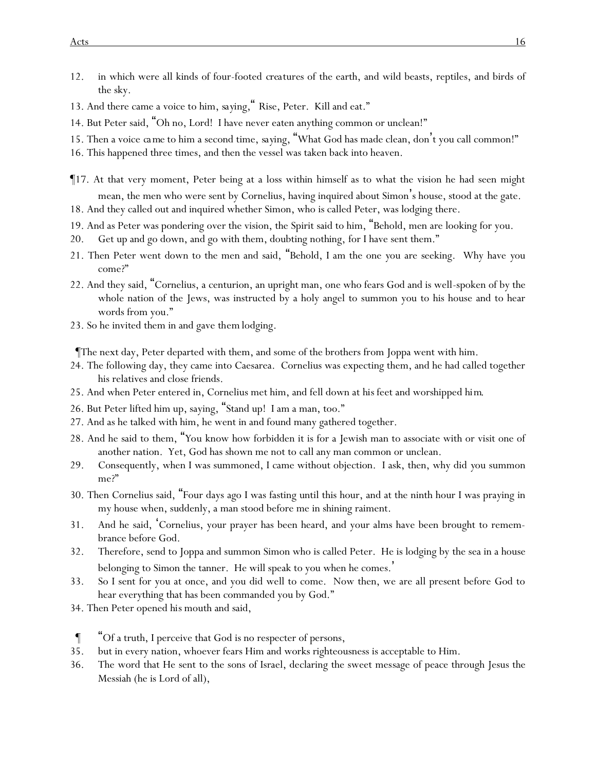12. in which were all kinds of four-footed creatures of the earth, and wild beasts, reptiles, and birds of the sky.

13. And there came a voice to him, saying, "Rise, Peter. Kill and eat."

14. But Peter said, "Oh no, Lord! I have never eaten anything common or unclean!"

15. Then a voice came to him a second time, saying, "What God has made clean, don't you call common!"

16. This happened three times, and then the vessel was taken back into heaven.

¶17. At that very moment, Peter being at a loss within himself as to what the vision he had seen might mean, the men who were sent by Cornelius, having inquired about Simon's house, stood at the gate.

18. And they called out and inquired whether Simon, who is called Peter, was lodging there.

19. And as Peter was pondering over the vision, the Spirit said to him, "Behold, men are looking for you.

20. Get up and go down, and go with them, doubting nothing, for I have sent them."

21. Then Peter went down to the men and said, "Behold, I am the one you are seeking. Why have you come?"

22. And they said, "Cornelius, a centurion, an upright man, one who fears God and is well-spoken of by the whole nation of the Jews, was instructed by a holy angel to summon you to his house and to hear words from you."

23. So he invited them in and gave them lodging.

¶The next day, Peter departed with them, and some of the brothers from Joppa went with him.

24. The following day, they came into Caesarea. Cornelius was expecting them, and he had called together his relatives and close friends.

25. And when Peter entered in, Cornelius met him, and fell down at his feet and worshipped him.

26. But Peter lifted him up, saying, "Stand up! I am a man, too."

27. And as he talked with him, he went in and found many gathered together.

28. And he said to them, "You know how forbidden it is for a Jewish man to associate with or visit one of another nation. Yet, God has shown me not to call any man common or unclean.

29. Consequently, when I was summoned, I came without objection. I ask, then, why did you summon me?"

30. Then Cornelius said, "Four days ago I was fasting until this hour, and at the ninth hour I was praying in my house when, suddenly, a man stood before me in shining raiment.

31. And he said, 'Cornelius, your prayer has been heard, and your alms have been brought to remembrance before God.

32. Therefore, send to Joppa and summon Simon who is called Peter. He is lodging by the sea in a house belonging to Simon the tanner. He will speak to you when he comes.'

33. So I sent for you at once, and you did well to come. Now then, we are all present before God to hear everything that has been commanded you by God."

34. Then Peter opened his mouth and said,

¶ "Of a truth, I perceive that God is no respecter of persons,

35. but in every nation, whoever fears Him and works righteousness is acceptable to Him.

36. The word that He sent to the sons of Israel, declaring the sweet message of peace through Jesus the Messiah (he is Lord of all),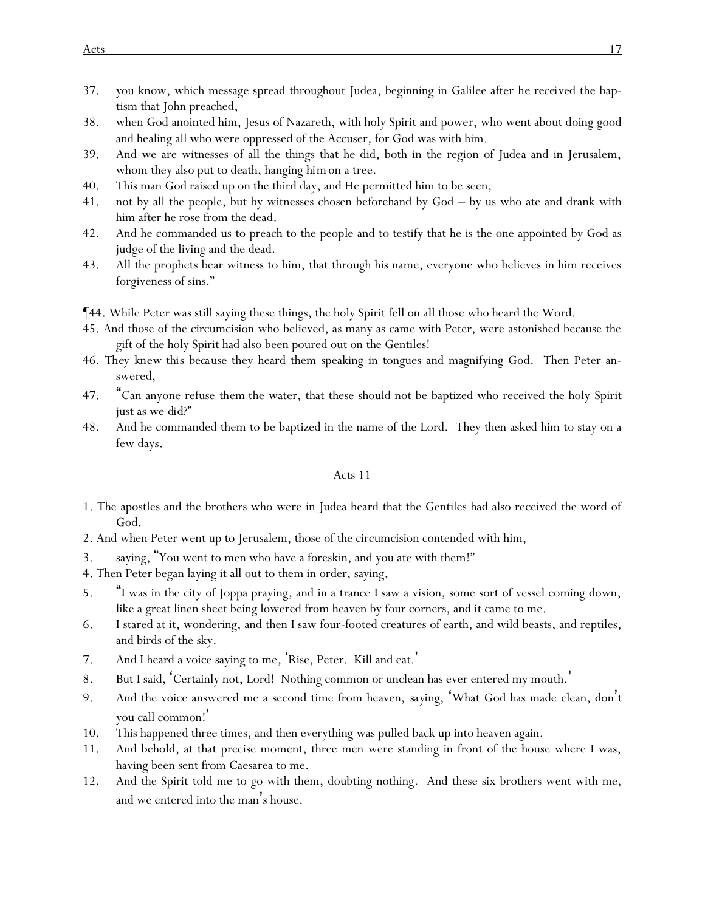37. you know, which message spread throughout Judea, beginning in Galilee after he received the baptism that John preached,
38. when God anointed him, Jesus of Nazareth, with holy Spirit and power, who went about doing good and healing all who were oppressed of the Accuser, for God was with him.
39. And we are witnesses of all the things that he did, both in the region of Judea and in Jerusalem, whom they also put to death, hanging *him* on a tree.
40. This man God raised up on the third day, and He permitted him to be seen,
41. not by all the people, but by witnesses chosen beforehand by God – by us who ate and drank with him after he rose from the dead.
42. And he commanded us to preach to the people and to testify that he is the one appointed by God as judge of the living and the dead.
43. All the prophets bear witness to him, that through his name, everyone who believes in him receives forgiveness of sins."

¶44. While Peter was still saying these things, the holy Spirit fell on all those who heard the Word.

45. And those of the circumcision who believed, as many as came with Peter, were astonished because the gift of the holy Spirit had also been poured out on the Gentiles!
46. They knew this because they heard them speaking in tongues and magnifying God. Then Peter answered,
47. "Can anyone refuse them the water, that these should not be baptized who received the holy Spirit just as we did?"
48. And he commanded them to be baptized in the name of the Lord. They then asked him to stay on a few days.

## Acts 11

1. The apostles and the brothers who were in Judea heard that the Gentiles had also received the word of God.
2. And when Peter went up to Jerusalem, those of the circumcision contended with him,
3. saying, "You went to men who have a foreskin, and you ate with them!"
4. Then Peter began laying it all out to them in order, saying,
5. "I was in the city of Joppa praying, and in a trance I saw a vision, some sort of vessel coming down, like a great linen sheet being lowered from heaven by four corners, and it came to me.
6. I stared at it, wondering, and then I saw four-footed creatures of earth, and wild beasts, and reptiles, and birds of the sky.
7. And I heard a voice saying to me, 'Rise, Peter. Kill and eat.'
8. But I said, 'Certainly not, Lord! Nothing common or unclean has ever entered my mouth.'
9. And the voice answered me a second time from heaven, saying, 'What God has made clean, don't you call common!'
10. This happened three times, and then everything was pulled back up into heaven again.
11. And behold, at that precise moment, three men were standing in front of the house where I was, having been sent from Caesarea to me.
12. And the Spirit told me to go with them, doubting nothing. And these six brothers went with me, and we entered into the man's house.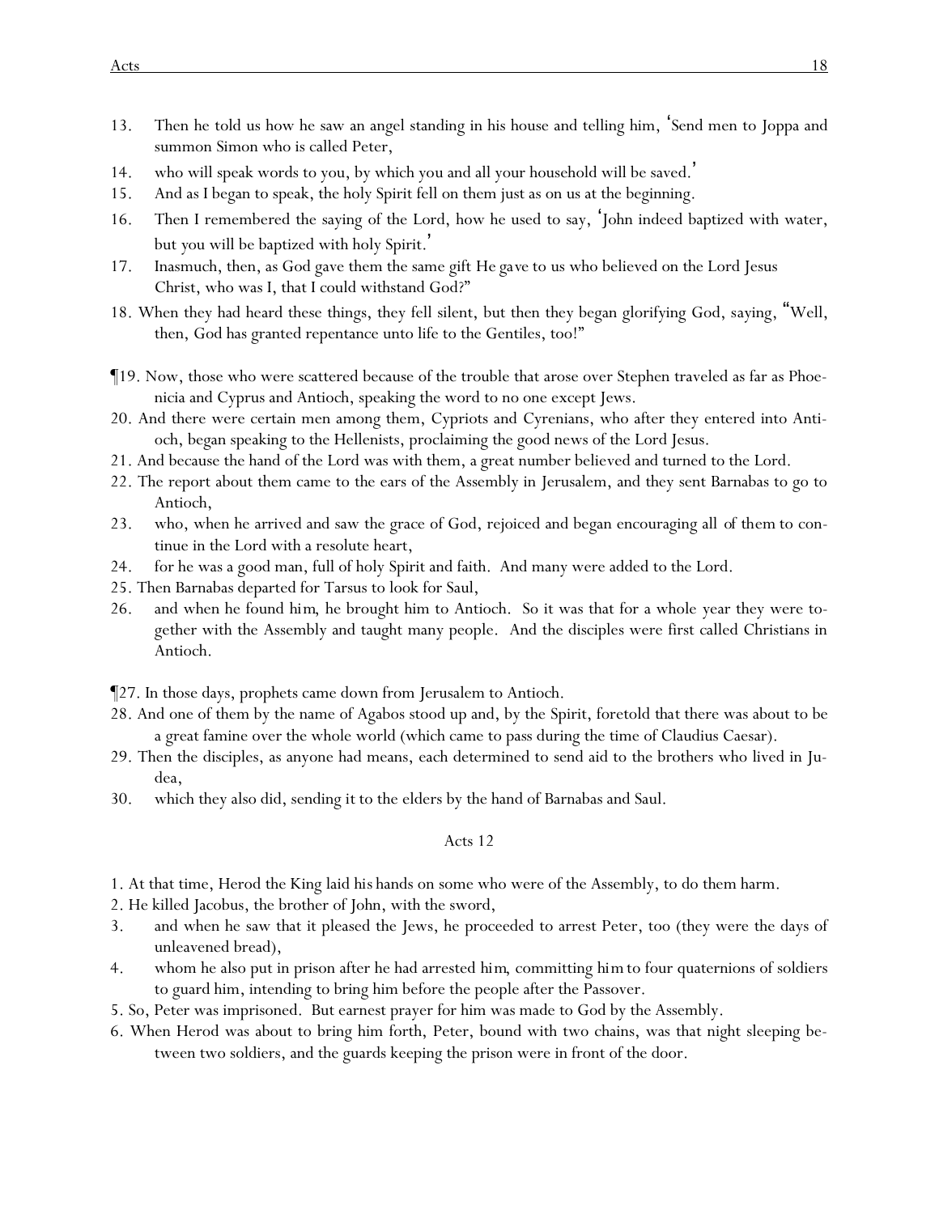13. Then he told us how he saw an angel standing in his house and telling him, 'Send men to Joppa and summon Simon who is called Peter,
14. who will speak words to you, by which you and all your household will be saved.'
15. And as I began to speak, the holy Spirit fell on them just as on us at the beginning.
16. Then I remembered the saying of the Lord, how he used to say, 'John indeed baptized with water, but you will be baptized with holy Spirit.'
17. Inasmuch, then, as God gave them the same gift He gave to us who believed on the Lord Jesus Christ, who was I, that I could withstand God?"
18. When they had heard these things, they fell silent, but then they began glorifying God, saying, "Well, then, God has granted repentance unto life to the Gentiles, too!"

¶19. Now, those who were scattered because of the trouble that arose over Stephen traveled as far as Phoenicia and Cyprus and Antioch, speaking the word to no one except Jews.
20. And there were certain men among them, Cypriots and Cyrenians, who after they entered into Antioch, began speaking to the Hellenists, proclaiming the good news of the Lord Jesus.
21. And because the hand of the Lord was with them, a great number believed and turned to the Lord.
22. The report about them came to the ears of the Assembly in Jerusalem, and they sent Barnabas to go to Antioch,
23. who, when he arrived and saw the grace of God, rejoiced and began encouraging all of them to continue in the Lord with a resolute heart,
24. for he was a good man, full of holy Spirit and faith. And many were added to the Lord.
25. Then Barnabas departed for Tarsus to look for Saul,
26. and when he found him, he brought him to Antioch. So it was that for a whole year they were together with the Assembly and taught many people. And the disciples were first called Christians in Antioch.

¶27. In those days, prophets came down from Jerusalem to Antioch.
28. And one of them by the name of Agabos stood up and, by the Spirit, foretold that there was about to be a great famine over the whole world (which came to pass during the time of Claudius Caesar).
29. Then the disciples, as anyone had means, each determined to send aid to the brothers who lived in Judea,
30. which they also did, sending it to the elders by the hand of Barnabas and Saul.

## Acts 12

1. At that time, Herod the King laid his hands on some who were of the Assembly, to do them harm.
2. He killed Jacobus, the brother of John, with the sword,
3. and when he saw that it pleased the Jews, he proceeded to arrest Peter, too (they were the days of unleavened bread),
4. whom he also put in prison after he had arrested him, committing him to four quaternions of soldiers to guard him, intending to bring him before the people after the Passover.
5. So, Peter was imprisoned. But earnest prayer for him was made to God by the Assembly.
6. When Herod was about to bring him forth, Peter, bound with two chains, was that night sleeping between two soldiers, and the guards keeping the prison were in front of the door.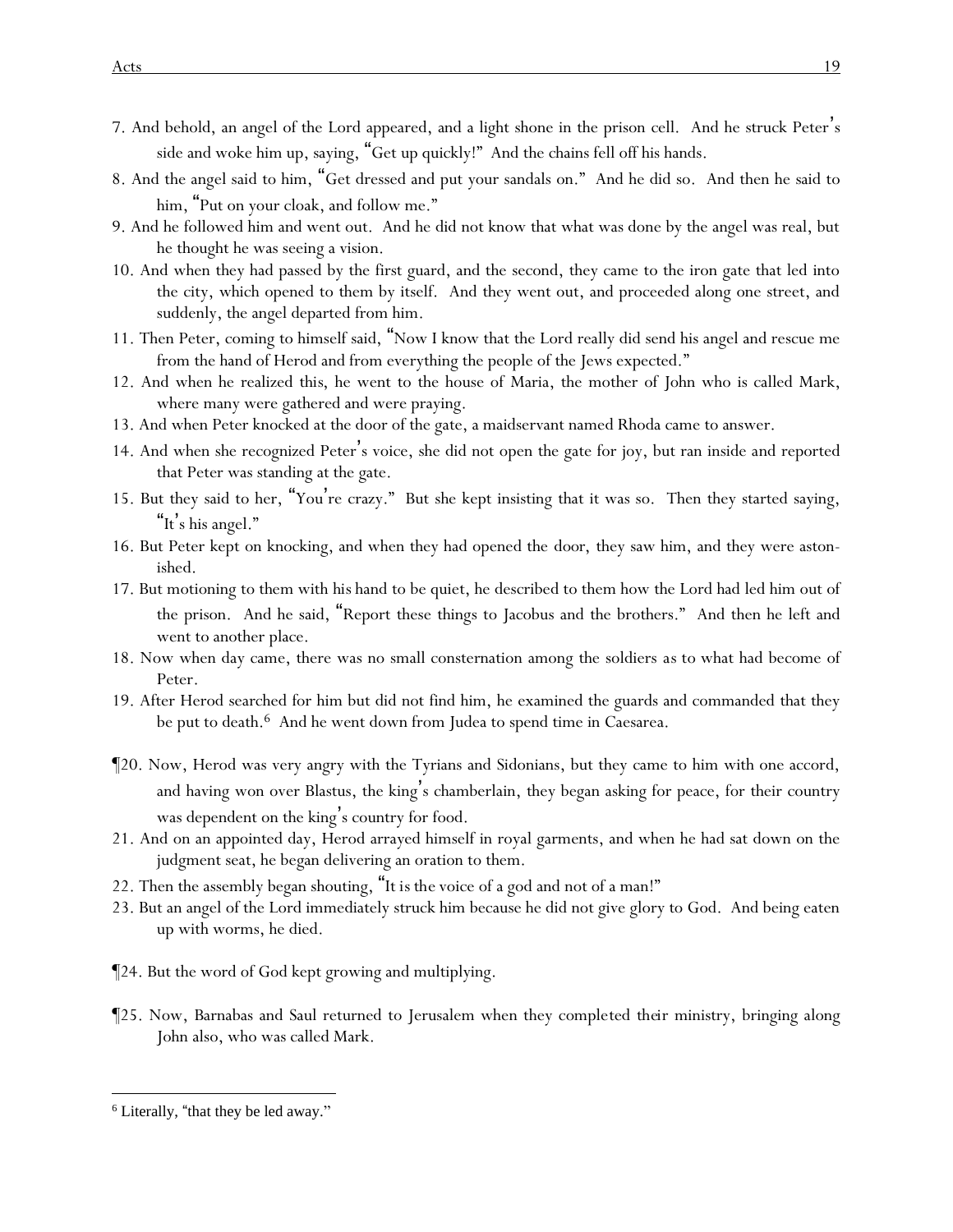7. And behold, an angel of the Lord appeared, and a light shone in the prison cell. And he struck Peter's side and woke him up, saying, "Get up quickly!" And the chains fell off his hands.

8. And the angel said to him, "Get dressed and put your sandals on." And he did so. And then he said to him, "Put on your cloak, and follow me."

9. And he followed him and went out. And he did not know that what was done by the angel was real, but he thought he was seeing a vision.

10. And when they had passed by the first guard, and the second, they came to the iron gate that led into the city, which opened to them by itself. And they went out, and proceeded along one street, and suddenly, the angel departed from him.

11. Then Peter, coming to himself said, "Now I know that the Lord really did send his angel and rescue me from the hand of Herod and from everything the people of the Jews expected."

12. And when he realized this, he went to the house of Maria, the mother of John who is called Mark, where many were gathered and were praying.

13. And when Peter knocked at the door of the gate, a maidservant named Rhoda came to answer.

14. And when she recognized Peter's voice, she did not open the gate for joy, but ran inside and reported that Peter was standing at the gate.

15. But they said to her, "You're crazy." But she kept insisting that it was so. Then they started saying, "It's his angel."

16. But Peter kept on knocking, and when they had opened the door, they saw him, and they were astonished.

17. But motioning to them with his hand to be quiet, he described to them how the Lord had led him out of the prison. And he said, "Report these things to Jacobus and the brothers." And then he left and went to another place.

18. Now when day came, there was no small consternation among the soldiers as to what had become of Peter.

19. After Herod searched for him but did not find him, he examined the guards and commanded that they be put to death.[6] And he went down from Judea to spend time in Caesarea.

¶20. Now, Herod was very angry with the Tyrians and Sidonians, but they came to him with one accord, and having won over Blastus, the king's chamberlain, they began asking for peace, for their country was dependent on the king's country for food.

21. And on an appointed day, Herod arrayed himself in royal garments, and when he had sat down on the judgment seat, he began delivering an oration to them.

22. Then the assembly began shouting, "It is the voice of a god and not of a man!"

23. But an angel of the Lord immediately struck him because he did not give glory to God. And being eaten up with worms, he died.

¶24. But the word of God kept growing and multiplying.

¶25. Now, Barnabas and Saul returned to Jerusalem when they completed their ministry, bringing along John also, who was called Mark.

---

[6] Literally, "that they be led away."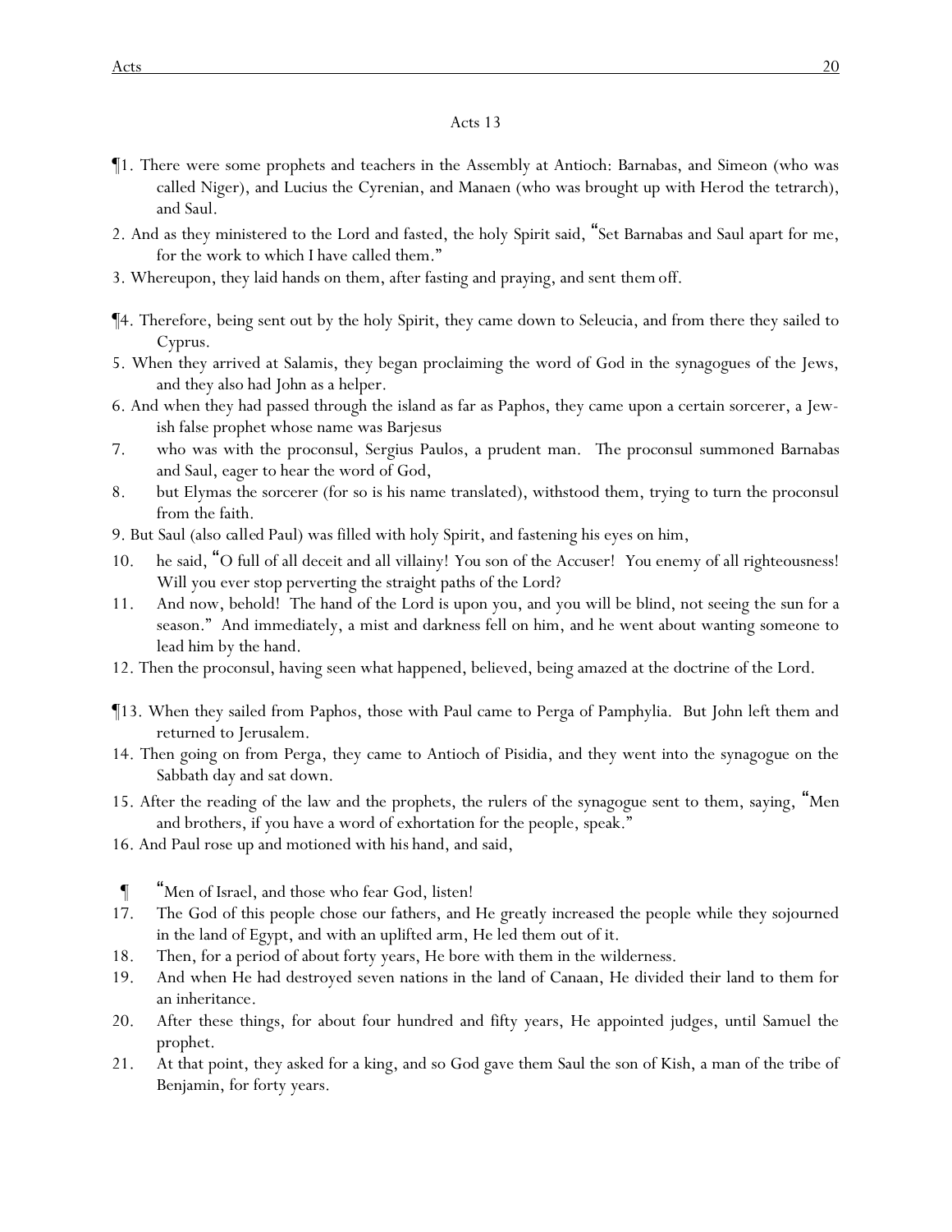## Acts 13

¶1. There were some prophets and teachers in the Assembly at Antioch: Barnabas, and Simeon (who was called Niger), and Lucius the Cyrenian, and Manaen (who was brought up with Herod the tetrarch), and Saul.

2. And as they ministered to the Lord and fasted, the holy Spirit said, "Set Barnabas and Saul apart for me, for the work to which I have called them."

3. Whereupon, they laid hands on them, after fasting and praying, and sent them off.

¶4. Therefore, being sent out by the holy Spirit, they came down to Seleucia, and from there they sailed to Cyprus.

5. When they arrived at Salamis, they began proclaiming the word of God in the synagogues of the Jews, and they also had John as a helper.

6. And when they had passed through the island as far as Paphos, they came upon a certain sorcerer, a Jewish false prophet whose name was Barjesus

7. who was with the proconsul, Sergius Paulos, a prudent man. The proconsul summoned Barnabas and Saul, eager to hear the word of God,

8. but Elymas the sorcerer (for so is his name translated), withstood them, trying to turn the proconsul from the faith.

9. But Saul (also called Paul) was filled with holy Spirit, and fastening his eyes on him,

10. he said, "O full of all deceit and all villainy! You son of the Accuser! You enemy of all righteousness! Will you ever stop perverting the straight paths of the Lord?

11. And now, behold! The hand of the Lord is upon you, and you will be blind, not seeing the sun for a season." And immediately, a mist and darkness fell on him, and he went about wanting someone to lead him by the hand.

12. Then the proconsul, having seen what happened, believed, being amazed at the doctrine of the Lord.

¶13. When they sailed from Paphos, those with Paul came to Perga of Pamphylia. But John left them and returned to Jerusalem.

14. Then going on from Perga, they came to Antioch of Pisidia, and they went into the synagogue on the Sabbath day and sat down.

15. After the reading of the law and the prophets, the rulers of the synagogue sent to them, saying, "Men and brothers, if you have a word of exhortation for the people, speak."

16. And Paul rose up and motioned with his hand, and said,

¶ "Men of Israel, and those who fear God, listen!

17. The God of this people chose our fathers, and He greatly increased the people while they sojourned in the land of Egypt, and with an uplifted arm, He led them out of it.

18. Then, for a period of about forty years, He bore with them in the wilderness.

19. And when He had destroyed seven nations in the land of Canaan, He divided their land to them for an inheritance.

20. After these things, for about four hundred and fifty years, He appointed judges, until Samuel the prophet.

21. At that point, they asked for a king, and so God gave them Saul the son of Kish, a man of the tribe of Benjamin, for forty years.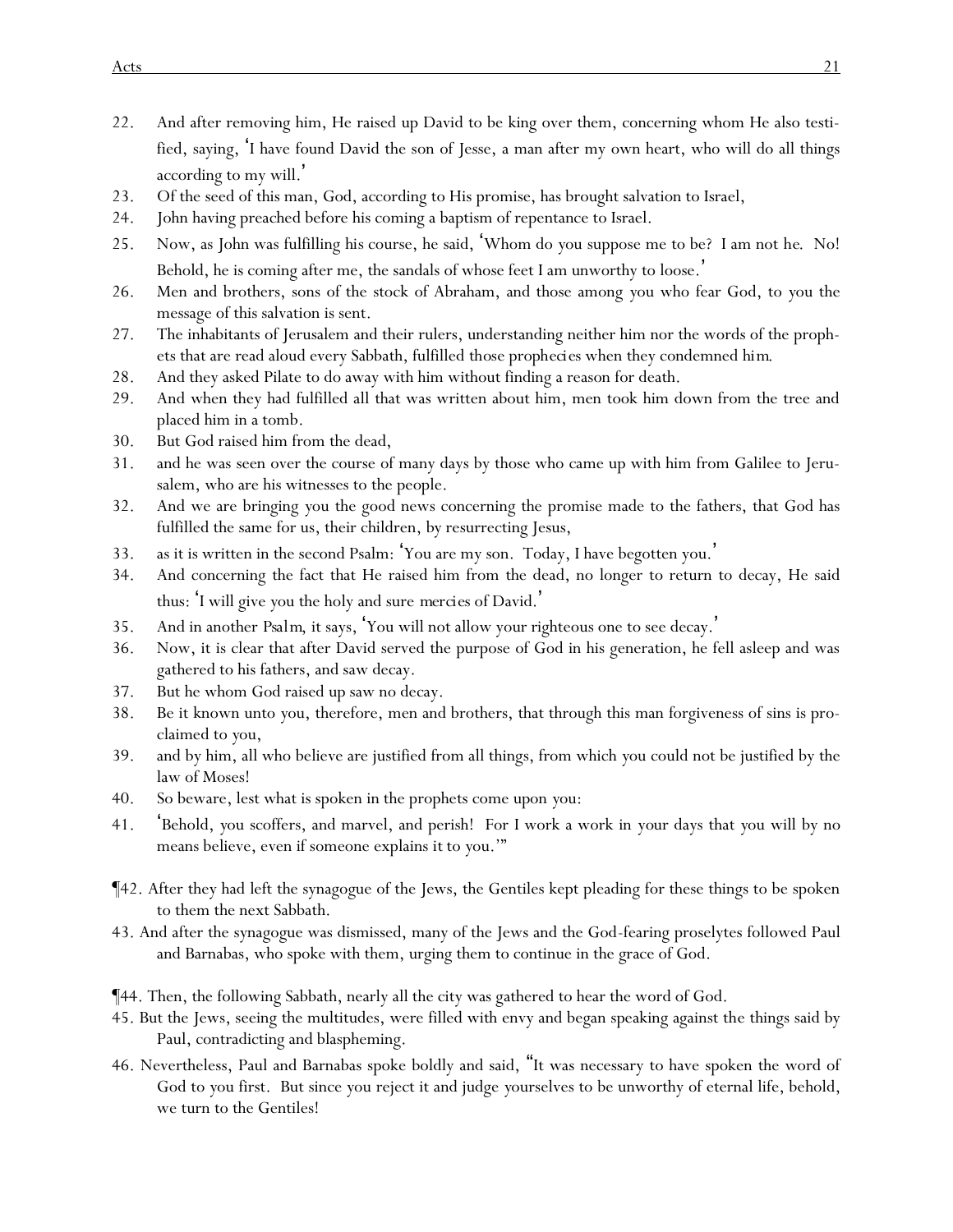22. And after removing him, He raised up David to be king over them, concerning whom He also testified, saying, 'I have found David the son of Jesse, a man after my own heart, who will do all things according to my will.'
23. Of the seed of this man, God, according to His promise, has brought salvation to Israel,
24. John having preached before his coming a baptism of repentance to Israel.
25. Now, as John was fulfilling his course, he said, 'Whom do you suppose me to be? I am not he. No! Behold, he is coming after me, the sandals of whose feet I am unworthy to loose.'
26. Men and brothers, sons of the stock of Abraham, and those among you who fear God, to you the message of this salvation is sent.
27. The inhabitants of Jerusalem and their rulers, understanding neither him nor the words of the prophets that are read aloud every Sabbath, fulfilled those *prophecies* when they condemned *him*.
28. And they asked Pilate to do away with him without finding a reason for death.
29. And when they had fulfilled all that was written about him, men took him down from the tree and placed him in a tomb.
30. But God raised him from the dead,
31. and he was seen over the course of many days by those who came up with him from Galilee to Jerusalem, who are his witnesses to the people.
32. And we are bringing you the good news concerning the promise made to the fathers, that God has fulfilled the same for us, their children, by resurrecting Jesus,
33. as it is written in the second Psalm: 'You are my son. Today, I have begotten you.'
34. And concerning the fact that He raised him from the dead, no longer to return to decay, He said thus: 'I will give you the holy and sure *mercies* of David.'
35. And in another *Psalm*, it says, 'You will not allow your righteous one to see decay.'
36. Now, it is clear that after David served the purpose of God in his generation, he fell asleep and was gathered to his fathers, and saw decay.
37. But he whom God raised up saw no decay.
38. Be it known unto you, therefore, men and brothers, that through this man forgiveness of sins is proclaimed to you,
39. and by him, all who believe are justified from all things, from which you could not be justified by the law of Moses!
40. So beware, lest what is spoken in the prophets come upon you:
41. 'Behold, you scoffers, and marvel, and perish! For I work a work in your days that you will by no means believe, even if someone explains it to you.'"

¶42. After they had left the synagogue of the Jews, the Gentiles kept pleading for these things to be spoken to them the next Sabbath.
43. And after the synagogue was dismissed, many of the Jews and the God-fearing proselytes followed Paul and Barnabas, who spoke with them, urging them to continue in the grace of God.

¶44. Then, the following Sabbath, nearly all the city was gathered to hear the word of God.
45. But the Jews, seeing the multitudes, were filled with envy and began speaking against the things said by Paul, contradicting and blaspheming.
46. Nevertheless, Paul and Barnabas spoke boldly and said, "It was necessary to have spoken the word of God to you first. But since you reject it and judge yourselves to be unworthy of eternal life, behold, we turn to the Gentiles!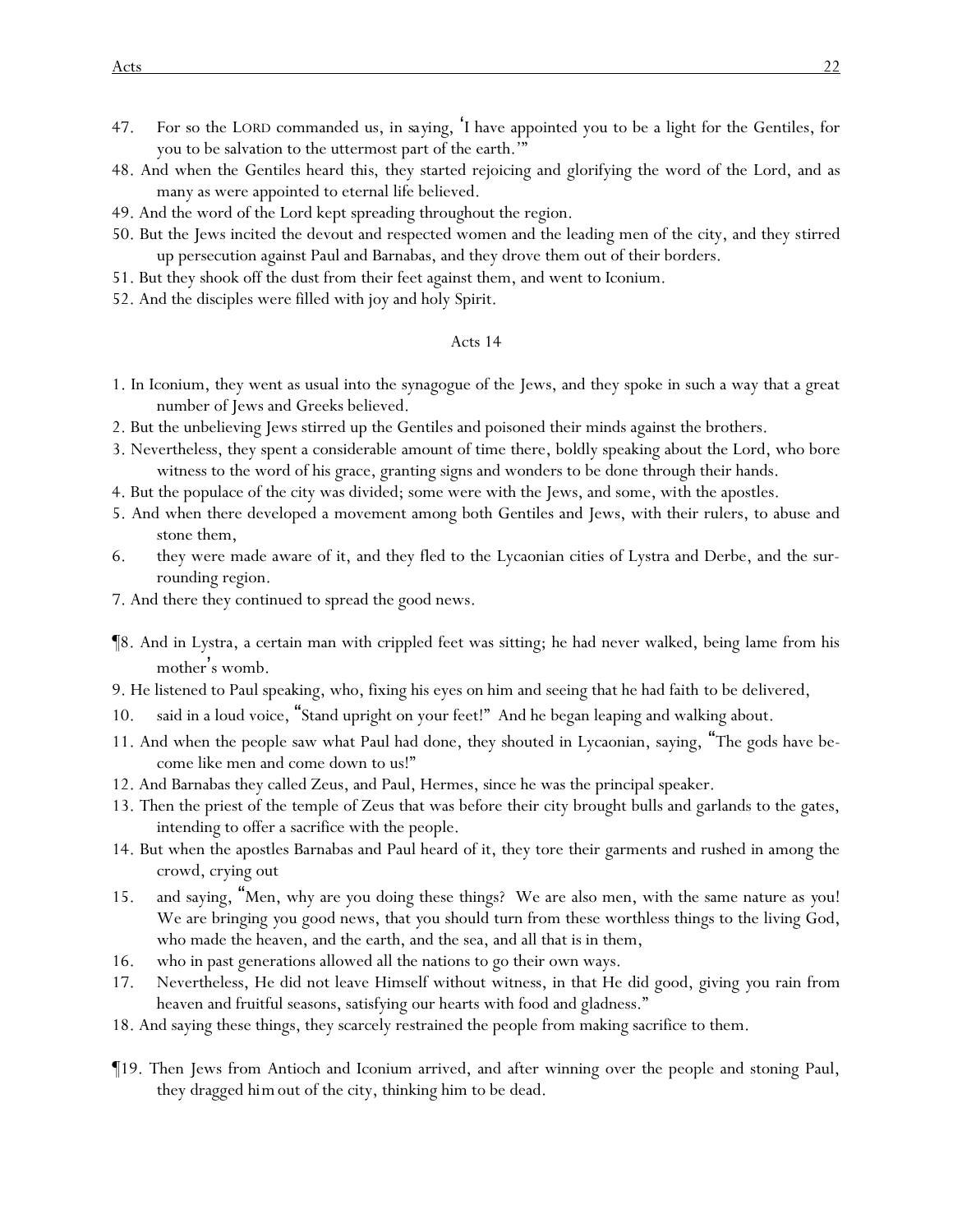47. For so the LORD commanded us, in saying, 'I have appointed you to be a light for the Gentiles, for you to be salvation to the uttermost part of the earth.'"

48. And when the Gentiles heard this, they started rejoicing and glorifying the word of the Lord, and as many as were appointed to eternal life believed.

49. And the word of the Lord kept spreading throughout the region.

50. But the Jews incited the devout and respected women and the leading men of the city, and they stirred up persecution against Paul and Barnabas, and they drove them out of their borders.

51. But they shook off the dust from their feet against them, and went to Iconium.

52. And the disciples were filled with joy and holy Spirit.

## Acts 14

1. In Iconium, they went as usual into the synagogue of the Jews, and they spoke in such a way that a great number of Jews and Greeks believed.

2. But the unbelieving Jews stirred up the Gentiles and poisoned their minds against the brothers.

3. Nevertheless, they spent a considerable amount of time there, boldly speaking about the Lord, who bore witness to the word of his grace, granting signs and wonders to be done through their hands.

4. But the populace of the city was divided; some were with the Jews, and some, with the apostles.

5. And when there developed a movement among both Gentiles and Jews, with their rulers, to abuse and stone them,

6. they were made aware of it, and they fled to the Lycaonian cities of Lystra and Derbe, and the surrounding region.

7. And there they continued to spread the good news.

¶8. And in Lystra, a certain man with crippled feet was sitting; he had never walked, being lame from his mother's womb.

9. He listened to Paul speaking, who, fixing his eyes on him and seeing that he had faith to be delivered,

10. said in a loud voice, "Stand upright on your feet!" And he began leaping and walking about.

11. And when the people saw what Paul had done, they shouted in Lycaonian, saying, "The gods have become like men and come down to us!"

12. And Barnabas they called Zeus, and Paul, Hermes, since he was the principal speaker.

13. Then the priest of the temple of Zeus that was before their city brought bulls and garlands to the gates, intending to offer a sacrifice with the people.

14. But when the apostles Barnabas and Paul heard of it, they tore their garments and rushed in among the crowd, crying out

15. and saying, "Men, why are you doing these things? We are also men, with the same nature as you! We are bringing you good news, that you should turn from these worthless things to the living God, who made the heaven, and the earth, and the sea, and all that is in them,

16. who in past generations allowed all the nations to go their own ways.

17. Nevertheless, He did not leave Himself without witness, in that He did good, giving you rain from heaven and fruitful seasons, satisfying our hearts with food and gladness."

18. And saying these things, they scarcely restrained the people from making sacrifice to them.

¶19. Then Jews from Antioch and Iconium arrived, and after winning over the people and stoning Paul, they dragged him out of the city, thinking him to be dead.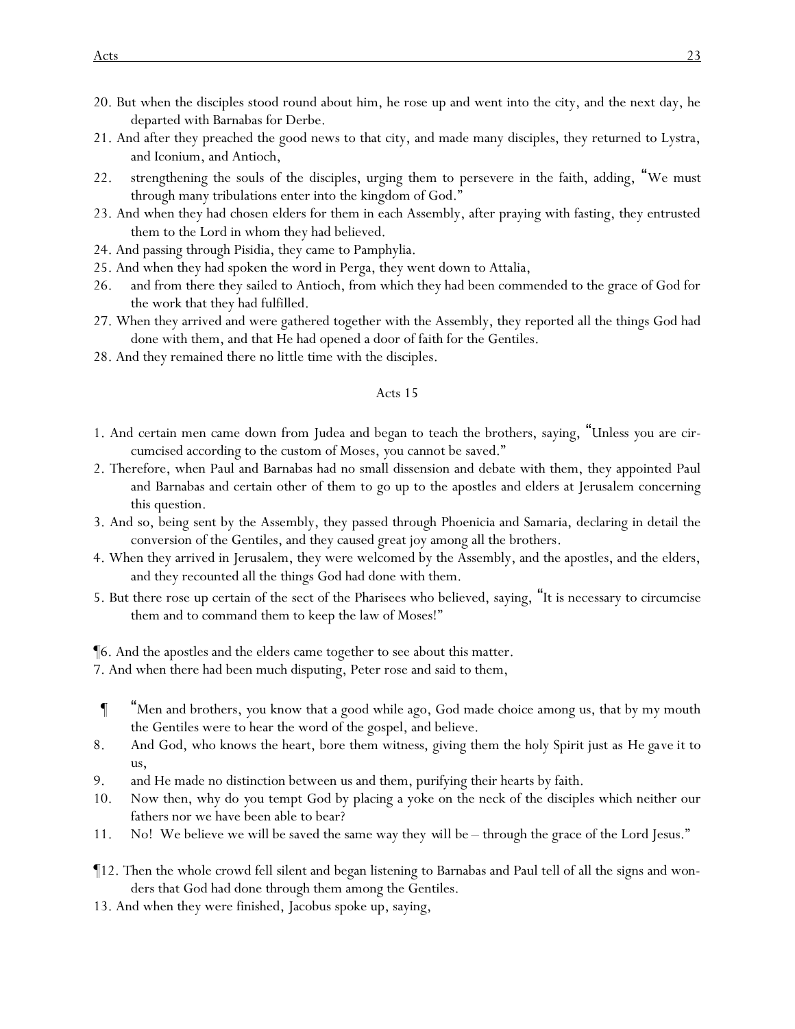20. But when the disciples stood round about him, he rose up and went into the city, and the next day, he departed with Barnabas for Derbe.

21. And after they preached the good news to that city, and made many disciples, they returned to Lystra, and Iconium, and Antioch,

22. strengthening the souls of the disciples, urging them to persevere in the faith, adding, "We must through many tribulations enter into the kingdom of God."

23. And when they had chosen elders for them in each Assembly, after praying with fasting, they entrusted them to the Lord in whom they had believed.

24. And passing through Pisidia, they came to Pamphylia.

25. And when they had spoken the word in Perga, they went down to Attalia,

26. and from there they sailed to Antioch, from which they had been commended to the grace of God for the work that they had fulfilled.

27. When they arrived and were gathered together with the Assembly, they reported all the things God had done with them, and that He had opened a door of faith for the Gentiles.

28. And they remained there no little time with the disciples.

## Acts 15

1. And certain men came down from Judea and began to teach the brothers, saying, "Unless you are circumcised according to the custom of Moses, you cannot be saved."

2. Therefore, when Paul and Barnabas had no small dissension and debate with them, they appointed Paul and Barnabas and certain other of them to go up to the apostles and elders at Jerusalem concerning this question.

3. And so, being sent by the Assembly, they passed through Phoenicia and Samaria, declaring in detail the conversion of the Gentiles, and they caused great joy among all the brothers.

4. When they arrived in Jerusalem, they were welcomed by the Assembly, and the apostles, and the elders, and they recounted all the things God had done with them.

5. But there rose up certain of the sect of the Pharisees who believed, saying, "It is necessary to circumcise them and to command them to keep the law of Moses!"

¶6. And the apostles and the elders came together to see about this matter.

7. And when there had been much disputing, Peter rose and said to them,

¶ "Men and brothers, you know that a good while ago, God made choice among us, that by my mouth the Gentiles were to hear the word of the gospel, and believe.

8. And God, who knows the heart, bore them witness, giving them the holy Spirit just as He gave it to us,

9. and He made no distinction between us and them, purifying their hearts by faith.

10. Now then, why do you tempt God by placing a yoke on the neck of the disciples which neither our fathers nor we have been able to bear?

11. No! We believe we will be saved the same way they will be – through the grace of the Lord Jesus."

¶12. Then the whole crowd fell silent and began listening to Barnabas and Paul tell of all the signs and wonders that God had done through them among the Gentiles.

13. And when they were finished, Jacobus spoke up, saying,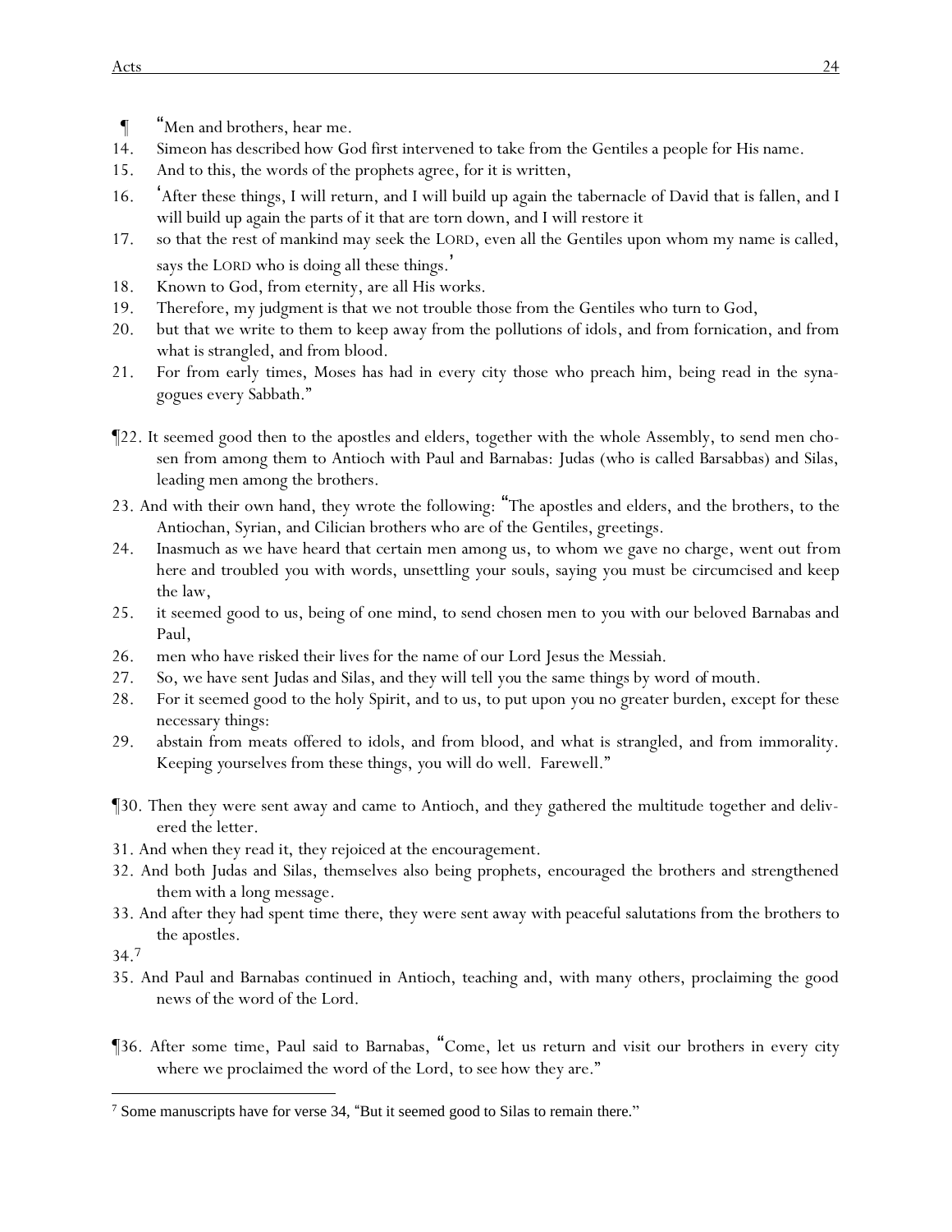¶ "Men and brothers, hear me.

14. Simeon has described how God first intervened to take from the Gentiles a people for His name.
15. And to this, the words of the prophets agree, for it is written,
16. 'After these things, I will return, and I will build up again the tabernacle of David that is fallen, and I will build up again the parts of it that are torn down, and I will restore it
17. so that the rest of mankind may seek the LORD, even all the Gentiles upon whom my name is called, says the LORD who is doing all these things.'
18. Known to God, from eternity, are all His works.
19. Therefore, my judgment is that we not trouble those from the Gentiles who turn to God,
20. but that we write to them to keep away from the pollutions of idols, and from fornication, and from what is strangled, and from blood.
21. For from early times, Moses has had in every city those who preach him, being read in the synagogues every Sabbath."

¶22. It seemed good then to the apostles and elders, together with the whole Assembly, to send men chosen from among them to Antioch with Paul and Barnabas: Judas (who is called Barsabbas) and Silas, leading men among the brothers.

23. And with their own hand, they wrote the following: "The apostles and elders, and the brothers, to the Antiochan, Syrian, and Cilician brothers who are of the Gentiles, greetings.
24. Inasmuch as we have heard that certain men among us, to whom we gave no charge, went out from here and troubled you with words, unsettling your souls, saying you must be circumcised and keep the law,
25. it seemed good to us, being of one mind, to send chosen men to you with our beloved Barnabas and Paul,
26. men who have risked their lives for the name of our Lord Jesus the Messiah.
27. So, we have sent Judas and Silas, and they will tell you the same things by word of mouth.
28. For it seemed good to the holy Spirit, and to us, to put upon you no greater burden, except for these necessary things:
29. abstain from meats offered to idols, and from blood, and what is strangled, and from immorality. Keeping yourselves from these things, you will do well. Farewell."

¶30. Then they were sent away and came to Antioch, and they gathered the multitude together and delivered the letter.

31. And when they read it, they rejoiced at the encouragement.
32. And both Judas and Silas, themselves also being prophets, encouraged the brothers and strengthened them with a long message.
33. And after they had spent time there, they were sent away with peaceful salutations from the brothers to the apostles.
34.[7]
35. And Paul and Barnabas continued in Antioch, teaching and, with many others, proclaiming the good news of the word of the Lord.

¶36. After some time, Paul said to Barnabas, "Come, let us return and visit our brothers in every city where we proclaimed the word of the Lord, to see how they are."

[7] Some manuscripts have for verse 34, "But it seemed good to Silas to remain there."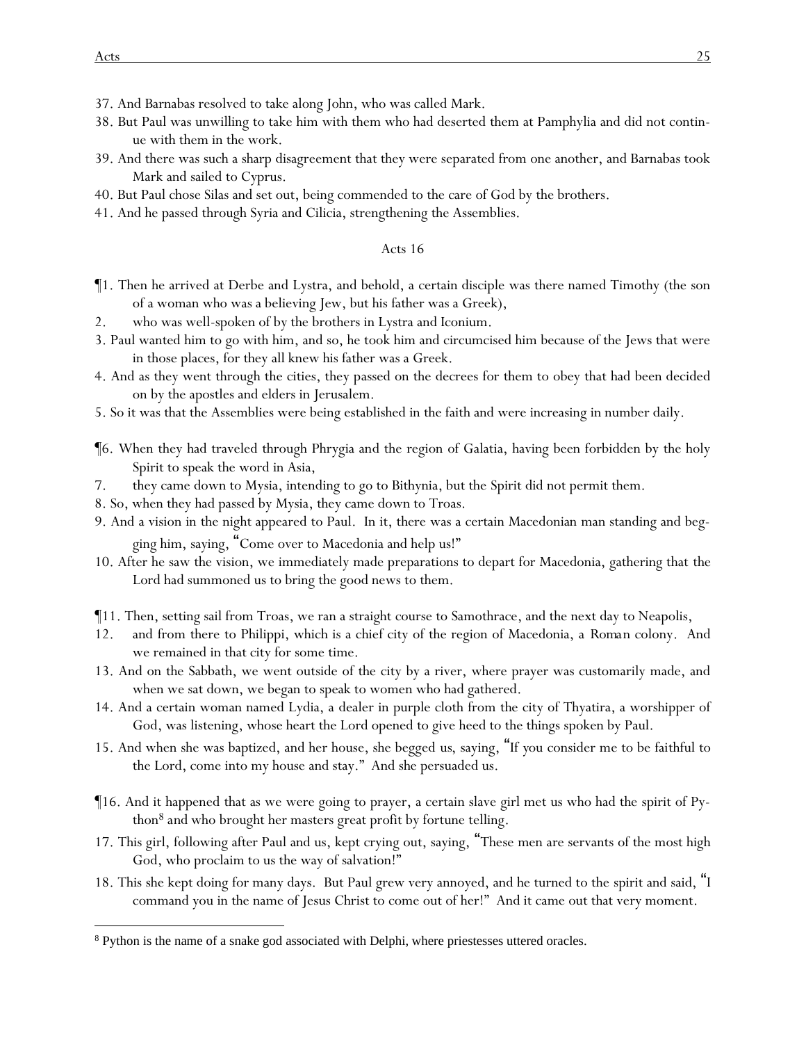37. And Barnabas resolved to take along John, who was called Mark.

38. But Paul was unwilling to take him with them who had deserted them at Pamphylia and did not continue with them in the work.

39. And there was such a sharp disagreement that they were separated from one another, and Barnabas took Mark and sailed to Cyprus.

40. But Paul chose Silas and set out, being commended to the care of God by the brothers.

41. And he passed through Syria and Cilicia, strengthening the Assemblies.

## Acts 16

¶1. Then he arrived at Derbe and Lystra, and behold, a certain disciple was there named Timothy (the son of a woman who was a believing Jew, but his father was a Greek),

2. who was well-spoken of by the brothers in Lystra and Iconium.

3. Paul wanted him to go with him, and so, he took him and circumcised him because of the Jews that were in those places, for they all knew his father was a Greek.

4. And as they went through the cities, they passed on the decrees for them to obey that had been decided on by the apostles and elders in Jerusalem.

5. So it was that the Assemblies were being established in the faith and were increasing in number daily.

¶6. When they had traveled through Phrygia and the region of Galatia, having been forbidden by the holy Spirit to speak the word in Asia,

7. they came down to Mysia, intending to go to Bithynia, but the Spirit did not permit them.

8. So, when they had passed by Mysia, they came down to Troas.

9. And a vision in the night appeared to Paul. In it, there was a certain Macedonian man standing and begging him, saying, "Come over to Macedonia and help us!"

10. After he saw the vision, we immediately made preparations to depart for Macedonia, gathering that the Lord had summoned us to bring the good news to them.

¶11. Then, setting sail from Troas, we ran a straight course to Samothrace, and the next day to Neapolis,

12. and from there to Philippi, which is a chief city of the region of Macedonia, a *Roman* colony. And we remained in that city for some time.

13. And on the Sabbath, we went outside of the city by a river, where prayer was customarily made, and when we sat down, we began to speak to women who had gathered.

14. And a certain woman named Lydia, a dealer in purple cloth from the city of Thyatira, a worshipper of God, was listening, whose heart the Lord opened to give heed to the things spoken by Paul.

15. And when she was baptized, and her house, she begged us, saying, "If you consider me to be faithful to the Lord, come into my house and stay." And she persuaded us.

¶16. And it happened that as we were going to prayer, a certain slave girl met us who had the spirit of Python[8] and who brought her masters great profit by fortune telling.

17. This girl, following after Paul and us, kept crying out, saying, "These men are servants of the most high God, who proclaim to us the way of salvation!"

18. This she kept doing for many days. But Paul grew very annoyed, and he turned to the spirit and said, "I command you in the name of Jesus Christ to come out of her!" And it came out that very moment.

---

[8] Python is the name of a snake god associated with Delphi, where priestesses uttered oracles.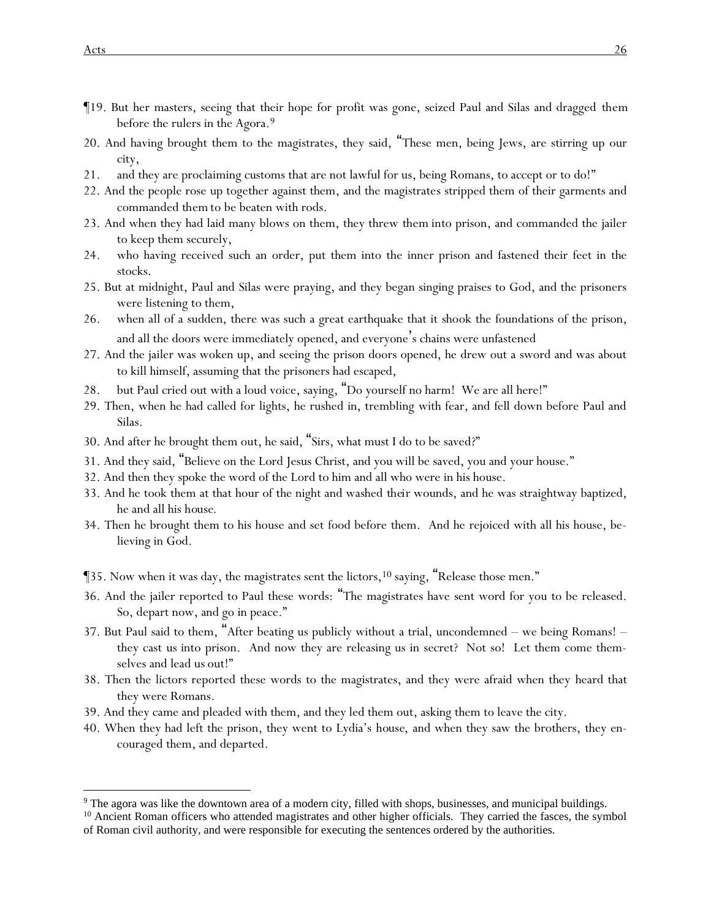¶19. But her masters, seeing that their hope for profit was gone, seized Paul and Silas and dragged them before the rulers in the Agora.[9]

20. And having brought them to the magistrates, they said, "These men, being Jews, are stirring up our city,

21. and they are proclaiming customs that are not lawful for us, being Romans, to accept or to do!"

22. And the people rose up together against them, and the magistrates stripped them of their garments and commanded them to be beaten with rods.

23. And when they had laid many blows on them, they threw them into prison, and commanded the jailer to keep them securely,

24. who having received such an order, put them into the inner prison and fastened their feet in the stocks.

25. But at midnight, Paul and Silas were praying, and they began singing praises to God, and the prisoners were listening to them,

26. when all of a sudden, there was such a great earthquake that it shook the foundations of the prison, and all the doors were immediately opened, and everyone's chains were unfastened

27. And the jailer was woken up, and seeing the prison doors opened, he drew out a sword and was about to kill himself, assuming that the prisoners had escaped,

28. but Paul cried out with a loud voice, saying, "Do yourself no harm! We are all here!"

29. Then, when he had called for lights, he rushed in, trembling with fear, and fell down before Paul and Silas.

30. And after he brought them out, he said, "Sirs, what must I do to be saved?"

31. And they said, "Believe on the Lord Jesus Christ, and you will be saved, you and your house."

32. And then they spoke the word of the Lord to him and all who were in his house.

33. And he took them at that hour of the night and washed their wounds, and he was straightway baptized, he and all his house.

34. Then he brought them to his house and set food before them. And he rejoiced with all his house, believing in God.

¶35. Now when it was day, the magistrates sent the lictors,[10] saying, "Release those men."

36. And the jailer reported to Paul these words: "The magistrates have sent word for you to be released. So, depart now, and go in peace."

37. But Paul said to them, "After beating us publicly without a trial, uncondemned – we being Romans! – they cast us into prison. And now they are releasing us in secret? Not so! Let them come themselves and lead us out!"

38. Then the lictors reported these words to the magistrates, and they were afraid when they heard that they were Romans.

39. And they came and pleaded with them, and they led them out, asking them to leave the city.

40. When they had left the prison, they went to Lydia's house, and when they saw the brothers, they encouraged them, and departed.

---

[9] The agora was like the downtown area of a modern city, filled with shops, businesses, and municipal buildings.

[10] Ancient Roman officers who attended magistrates and other higher officials. They carried the fasces, the symbol of Roman civil authority, and were responsible for executing the sentences ordered by the authorities.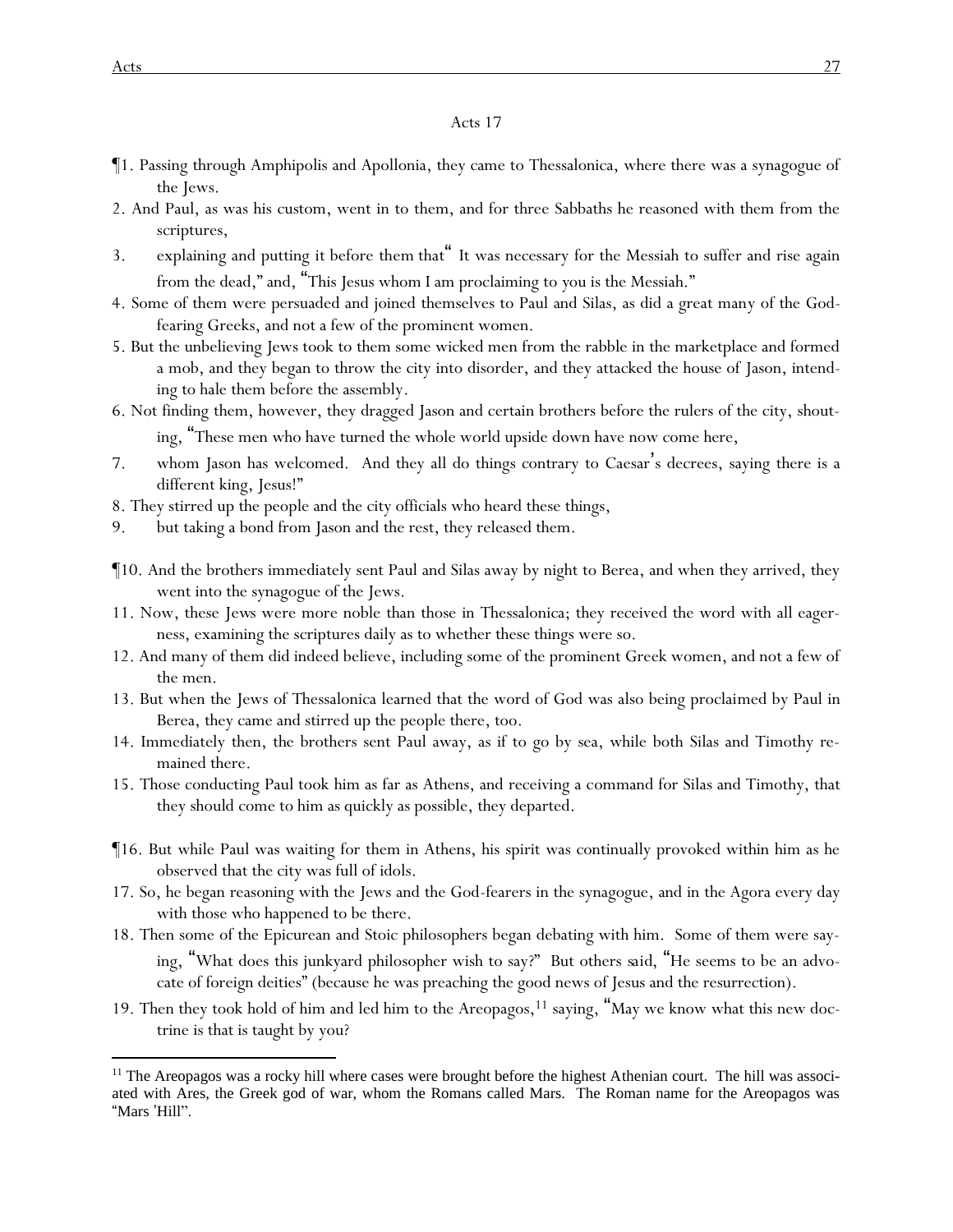## Acts 17

¶1. Passing through Amphipolis and Apollonia, they came to Thessalonica, where there was a synagogue of the Jews.

2. And Paul, as was his custom, went in to them, and for three Sabbaths he reasoned with them from the scriptures,

3. explaining and putting it before them that" It was necessary for the Messiah to suffer and rise again from the dead," and, "This Jesus whom I am proclaiming to you is the Messiah."

4. Some of them were persuaded and joined themselves to Paul and Silas, as did a great many of the God-fearing Greeks, and not a few of the prominent women.

5. But the unbelieving Jews took to them some wicked men from the rabble in the marketplace and formed a mob, and they began to throw the city into disorder, and they attacked the house of Jason, intending to hale them before the assembly.

6. Not finding them, however, they dragged Jason and certain brothers before the rulers of the city, shouting, "These men who have turned the whole world upside down have now come here,

7. whom Jason has welcomed. And they all do things contrary to Caesar's decrees, saying there is a different king, Jesus!"

8. They stirred up the people and the city officials who heard these things,

9. but taking a bond from Jason and the rest, they released them.

¶10. And the brothers immediately sent Paul and Silas away by night to Berea, and when they arrived, they went into the synagogue of the Jews.

11. Now, these Jews were more noble than those in Thessalonica; they received the word with all eagerness, examining the scriptures daily as to whether these things were so.

12. And many of them did indeed believe, including some of the prominent Greek women, and not a few of the men.

13. But when the Jews of Thessalonica learned that the word of God was also being proclaimed by Paul in Berea, they came and stirred up the people there, too.

14. Immediately then, the brothers sent Paul away, as if to go by sea, while both Silas and Timothy remained there.

15. Those conducting Paul took him as far as Athens, and receiving a command for Silas and Timothy, that they should come to him as quickly as possible, they departed.

¶16. But while Paul was waiting for them in Athens, his spirit was continually provoked within him as he observed that the city was full of idols.

17. So, he began reasoning with the Jews and the God-fearers in the synagogue, and in the Agora every day with those who happened to be there.

18. Then some of the Epicurean and Stoic philosophers began debating with him. Some of them were saying, "What does this junkyard philosopher wish to say?" But others said, "He seems to be an advocate of foreign deities" (because he was preaching the good news of Jesus and the resurrection).

19. Then they took hold of him and led him to the Areopagos,[11] saying, "May we know what this new doctrine is that is taught by you?

---

[11] The Areopagos was a rocky hill where cases were brought before the highest Athenian court. The hill was associated with Ares, the Greek god of war, whom the Romans called Mars. The Roman name for the Areopagos was "Mars 'Hill".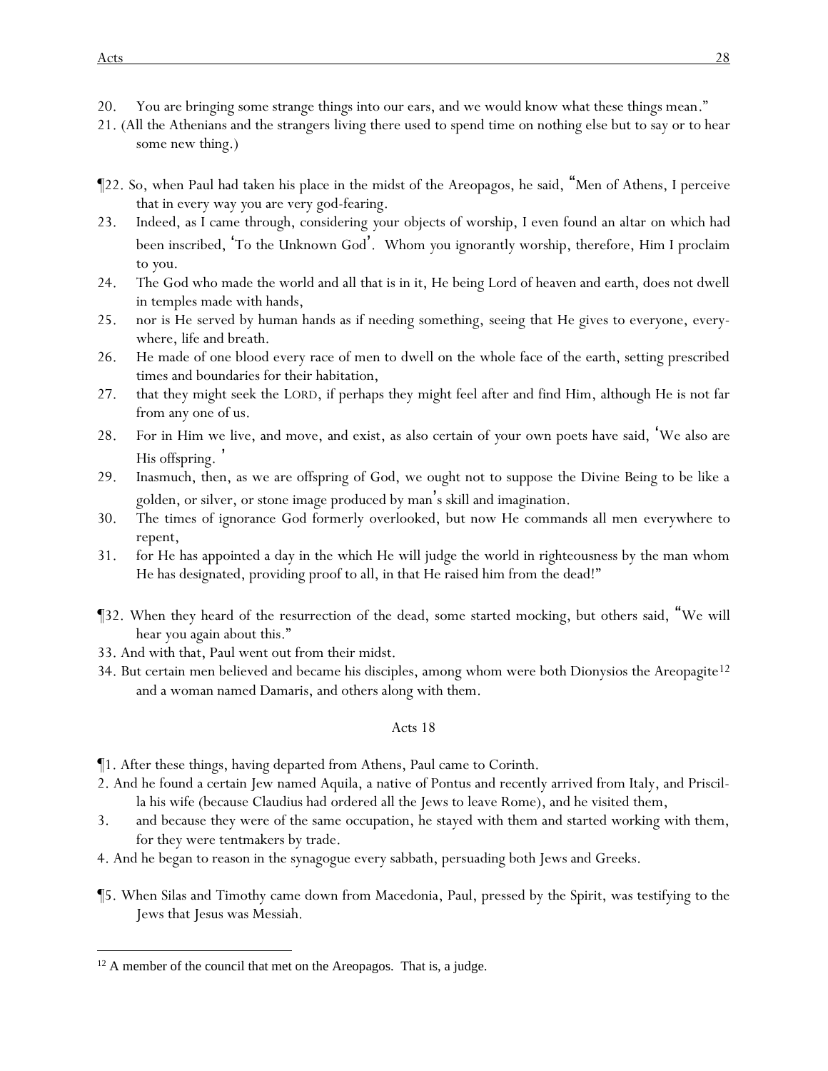20. You are bringing some strange things into our ears, and we would know what these things mean."

21. (All the Athenians and the strangers living there used to spend time on nothing else but to say or to hear some new thing.)

¶22. So, when Paul had taken his place in the midst of the Areopagos, he said, "Men of Athens, I perceive that in every way you are very god-fearing.

23. Indeed, as I came through, considering your objects of worship, I even found an altar on which had been inscribed, 'To the Unknown God'. Whom you ignorantly worship, therefore, Him I proclaim to you.

24. The God who made the world and all that is in it, He being Lord of heaven and earth, does not dwell in temples made with hands,

25. nor is He served by human hands as if needing something, seeing that He gives to everyone, everywhere, life and breath.

26. He made of one blood every race of men to dwell on the whole face of the earth, setting prescribed times and boundaries for their habitation,

27. that they might seek the LORD, if perhaps they might feel after and find Him, although He is not far from any one of us.

28. For in Him we live, and move, and exist, as also certain of your own poets have said, 'We also are His offspring.'

29. Inasmuch, then, as we are offspring of God, we ought not to suppose the Divine Being to be like a golden, or silver, or stone image produced by man's skill and imagination.

30. The times of ignorance God formerly overlooked, but now He commands all men everywhere to repent,

31. for He has appointed a day in the which He will judge the world in righteousness by the man whom He has designated, providing proof to all, in that He raised him from the dead!"

¶32. When they heard of the resurrection of the dead, some started mocking, but others said, "We will hear you again about this."

33. And with that, Paul went out from their midst.

34. But certain men believed and became his disciples, among whom were both Dionysios the Areopagite[12] and a woman named Damaris, and others along with them.

## Acts 18

¶1. After these things, having departed from Athens, Paul came to Corinth.

2. And he found a certain Jew named Aquila, a native of Pontus and recently arrived from Italy, and Priscilla his wife (because Claudius had ordered all the Jews to leave Rome), and he visited them,

3. and because they were of the same occupation, he stayed with them and started working with them, for they were tentmakers by trade.

4. And he began to reason in the synagogue every sabbath, persuading both Jews and Greeks.

¶5. When Silas and Timothy came down from Macedonia, Paul, pressed by the Spirit, was testifying to the Jews that Jesus was Messiah.

---

[12] A member of the council that met on the Areopagos. That is, a judge.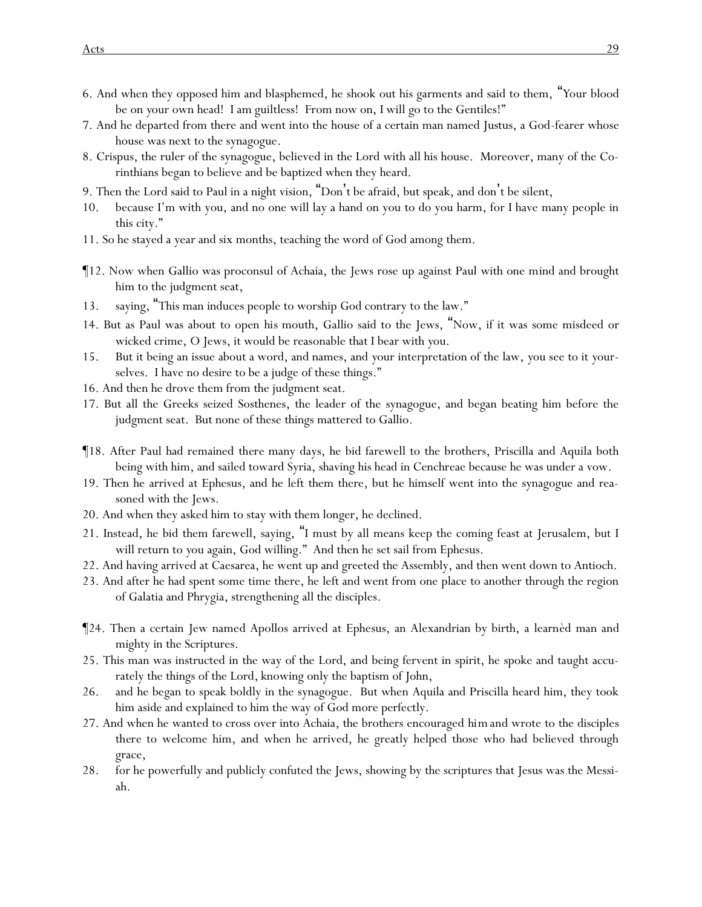6. And when they opposed him and blasphemed, he shook out his garments and said to them, "Your blood be on your own head! I am guiltless! From now on, I will go to the Gentiles!"

7. And he departed from there and went into the house of a certain man named Justus, a God-fearer whose house was next to the synagogue.

8. Crispus, the ruler of the synagogue, believed in the Lord with all his house. Moreover, many of the Corinthians began to believe and be baptized when they heard.

9. Then the Lord said to Paul in a night vision, "Don't be afraid, but speak, and don't be silent,

10. because I'm with you, and no one will lay a hand on you to do you harm, for I have many people in this city."

11. So he stayed a year and six months, teaching the word of God among them.

¶12. Now when Gallio was proconsul of Achaia, the Jews rose up against Paul with one mind and brought him to the judgment seat,

13. saying, "This man induces people to worship God contrary to the law."

14. But as Paul was about to open his mouth, Gallio said to the Jews, "Now, if it was some misdeed or wicked crime, O Jews, it would be reasonable that I bear with you.

15. But it being an issue about a word, and names, and your interpretation of the law, you see to it yourselves. I have no desire to be a judge of these things."

16. And then he drove them from the judgment seat.

17. But all the Greeks seized Sosthenes, the leader of the synagogue, and began beating him before the judgment seat. But none of these things mattered to Gallio.

¶18. After Paul had remained there many days, he bid farewell to the brothers, Priscilla and Aquila both being with him, and sailed toward Syria, shaving his head in Cenchreae because he was under a vow.

19. Then he arrived at Ephesus, and he left them there, but he himself went into the synagogue and reasoned with the Jews.

20. And when they asked him to stay with them longer, he declined.

21. Instead, he bid them farewell, saying, "I must by all means keep the coming feast at Jerusalem, but I will return to you again, God willing." And then he set sail from Ephesus.

22. And having arrived at Caesarea, he went up and greeted the Assembly, and then went down to Antioch.

23. And after he had spent some time there, he left and went from one place to another through the region of Galatia and Phrygia, strengthening all the disciples.

¶24. Then a certain Jew named Apollos arrived at Ephesus, an Alexandrian by birth, a learnѐd man and mighty in the Scriptures.

25. This man was instructed in the way of the Lord, and being fervent in spirit, he spoke and taught accurately the things of the Lord, knowing only the baptism of John,

26. and he began to speak boldly in the synagogue. But when Aquila and Priscilla heard him, they took him aside and explained to him the way of God more perfectly.

27. And when he wanted to cross over into Achaia, the brothers encouraged him and wrote to the disciples there to welcome him, and when he arrived, he greatly helped those who had believed through grace,

28. for he powerfully and publicly confuted the Jews, showing by the scriptures that Jesus was the Messiah.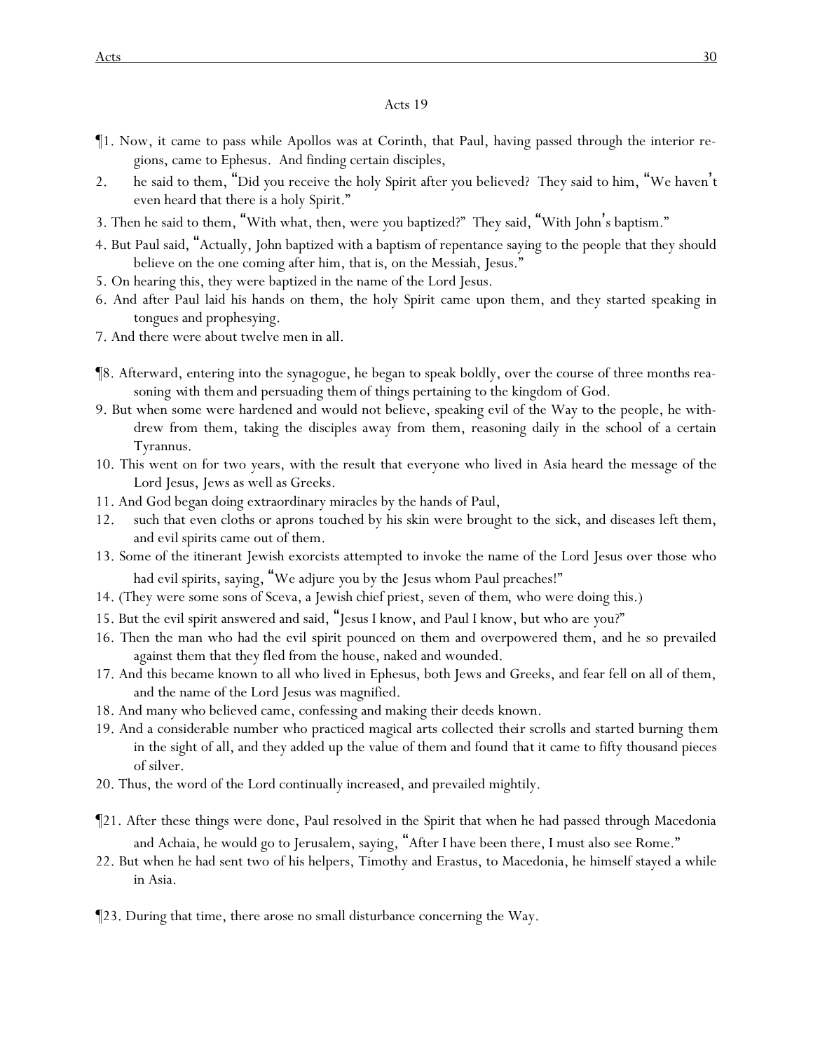## Acts 19

¶1. Now, it came to pass while Apollos was at Corinth, that Paul, having passed through the interior regions, came to Ephesus. And finding certain disciples,

2. he said to them, "Did you receive the holy Spirit after you believed? They said to him, "We haven't even heard that there is a holy Spirit."

3. Then he said to them, "With what, then, were you baptized?" They said, "With John's baptism."

4. But Paul said, "Actually, John baptized with a baptism of repentance saying to the people that they should believe on the one coming after him, that is, on the Messiah, Jesus."

5. On hearing this, they were baptized in the name of the Lord Jesus.

6. And after Paul laid his hands on them, the holy Spirit came upon them, and they started speaking in tongues and prophesying.

7. And there were about twelve men in all.

¶8. Afterward, entering into the synagogue, he began to speak boldly, over the course of three months reasoning with them and persuading them of things pertaining to the kingdom of God.

9. But when some were hardened and would not believe, speaking evil of the Way to the people, he withdrew from them, taking the disciples away from them, reasoning daily in the school of a certain Tyrannus.

10. This went on for two years, with the result that everyone who lived in Asia heard the message of the Lord Jesus, Jews as well as Greeks.

11. And God began doing extraordinary miracles by the hands of Paul,

12. such that even cloths or aprons touched by his skin were brought to the sick, and diseases left them, and evil spirits came out of them.

13. Some of the itinerant Jewish exorcists attempted to invoke the name of the Lord Jesus over those who had evil spirits, saying, "We adjure you by the Jesus whom Paul preaches!"

14. (They were some sons of Sceva, a Jewish chief priest, seven of them, who were doing this.)

15. But the evil spirit answered and said, "Jesus I know, and Paul I know, but who are you?"

16. Then the man who had the evil spirit pounced on them and overpowered them, and he so prevailed against them that they fled from the house, naked and wounded.

17. And this became known to all who lived in Ephesus, both Jews and Greeks, and fear fell on all of them, and the name of the Lord Jesus was magnified.

18. And many who believed came, confessing and making their deeds known.

19. And a considerable number who practiced magical arts collected their scrolls and started burning them in the sight of all, and they added up the value of them and found that it came to fifty thousand pieces of silver.

20. Thus, the word of the Lord continually increased, and prevailed mightily.

¶21. After these things were done, Paul resolved in the Spirit that when he had passed through Macedonia and Achaia, he would go to Jerusalem, saying, "After I have been there, I must also see Rome."

22. But when he had sent two of his helpers, Timothy and Erastus, to Macedonia, he himself stayed a while in Asia.

¶23. During that time, there arose no small disturbance concerning the Way.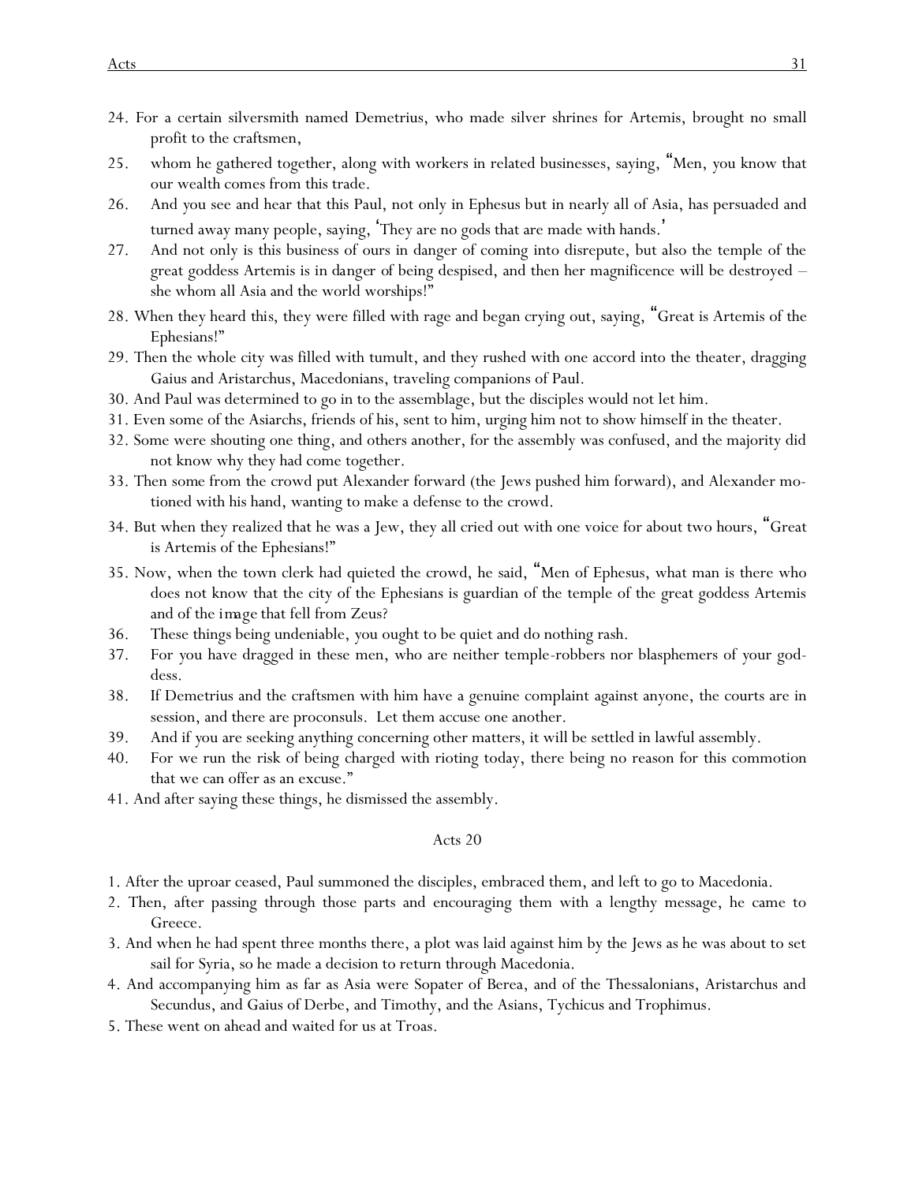24. For a certain silversmith named Demetrius, who made silver shrines for Artemis, brought no small profit to the craftsmen,
25. whom he gathered together, along with workers in related businesses, saying, "Men, you know that our wealth comes from this trade.
26. And you see and hear that this Paul, not only in Ephesus but in nearly all of Asia, has persuaded and turned away many people, saying, 'They are no gods that are made with hands.'
27. And not only is this business of ours in danger of coming into disrepute, but also the temple of the great goddess Artemis is in danger of being despised, and then her magnificence will be destroyed – she whom all Asia and the world worships!"
28. When they heard this, they were filled with rage and began crying out, saying, "Great is Artemis of the Ephesians!"
29. Then the whole city was filled with tumult, and they rushed with one accord into the theater, dragging Gaius and Aristarchus, Macedonians, traveling companions of Paul.
30. And Paul was determined to go in to the assemblage, but the disciples would not let him.
31. Even some of the Asiarchs, friends of his, sent to him, urging him not to show himself in the theater.
32. Some were shouting one thing, and others another, for the assembly was confused, and the majority did not know why they had come together.
33. Then some from the crowd put Alexander forward (the Jews pushed him forward), and Alexander motioned with his hand, wanting to make a defense to the crowd.
34. But when they realized that he was a Jew, they all cried out with one voice for about two hours, "Great is Artemis of the Ephesians!"
35. Now, when the town clerk had quieted the crowd, he said, "Men of Ephesus, what man is there who does not know that the city of the Ephesians is guardian of the temple of the great goddess Artemis and of the *image* that fell from Zeus?
36. These things being undeniable, you ought to be quiet and do nothing rash.
37. For you have dragged in these men, who are neither temple-robbers nor blasphemers of your goddess.
38. If Demetrius and the craftsmen with him have a genuine complaint against anyone, the courts are in session, and there are proconsuls. Let them accuse one another.
39. And if you are seeking anything concerning other matters, it will be settled in lawful assembly.
40. For we run the risk of being charged with rioting today, there being no reason for this commotion that we can offer as an excuse."
41. And after saying these things, he dismissed the assembly.

## Acts 20

1. After the uproar ceased, Paul summoned the disciples, embraced them, and left to go to Macedonia.
2. Then, after passing through those parts and encouraging them with a lengthy message, he came to Greece.
3. And when he had spent three months there, a plot was laid against him by the Jews as he was about to set sail for Syria, so he made a decision to return through Macedonia.
4. And accompanying him as far as Asia were Sopater of Berea, and of the Thessalonians, Aristarchus and Secundus, and Gaius of Derbe, and Timothy, and the Asians, Tychicus and Trophimus.
5. These went on ahead and waited for us at Troas.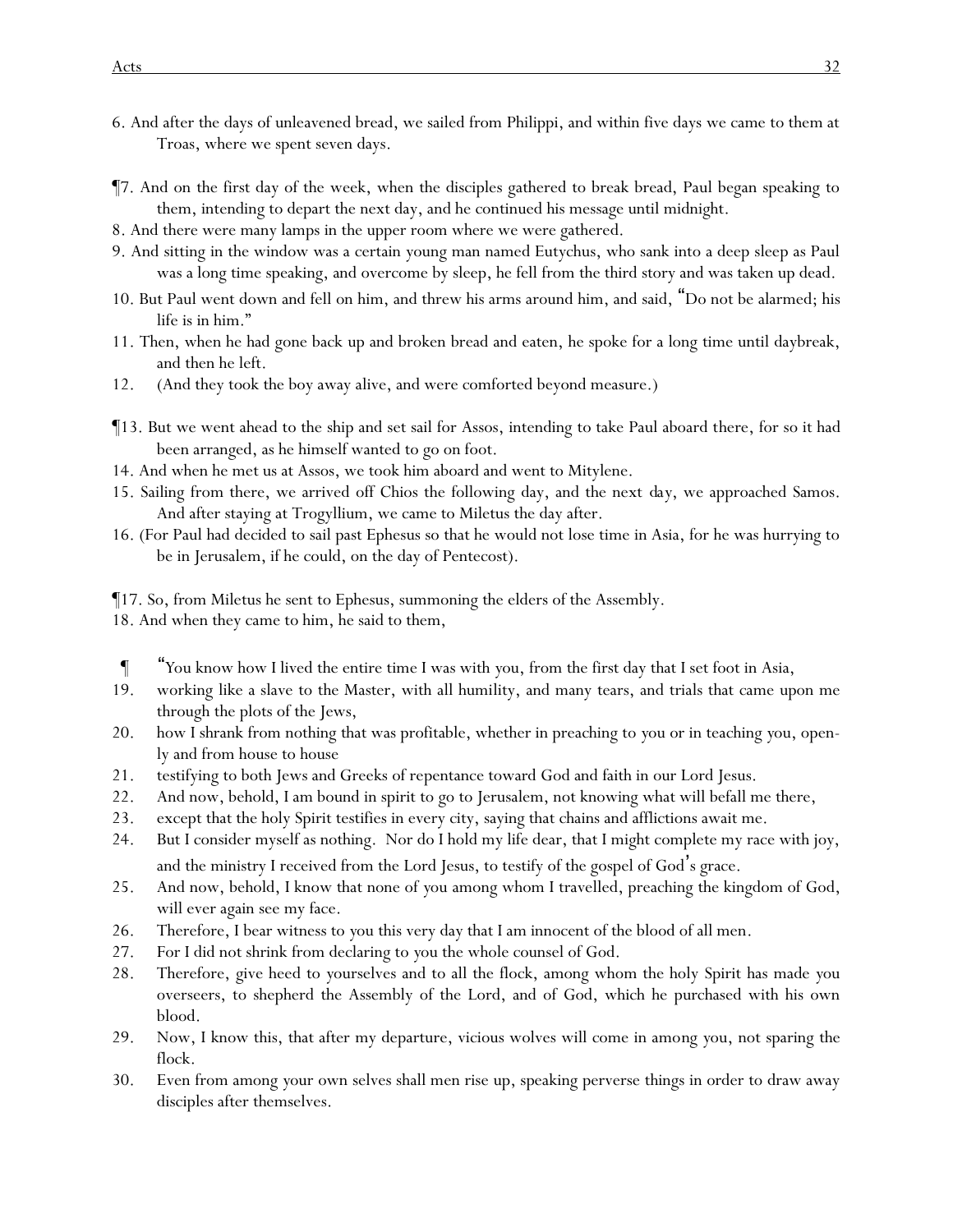6. And after the days of unleavened bread, we sailed from Philippi, and within five days we came to them at Troas, where we spent seven days.

¶7. And on the first day of the week, when the disciples gathered to break bread, Paul began speaking to them, intending to depart the next day, and he continued his message until midnight.

8. And there were many lamps in the upper room where we were gathered.

9. And sitting in the window was a certain young man named Eutychus, who sank into a deep sleep as Paul was a long time speaking, and overcome by sleep, he fell from the third story and was taken up dead.

10. But Paul went down and fell on him, and threw his arms around him, and said, "Do not be alarmed; his life is in him."

11. Then, when he had gone back up and broken bread and eaten, he spoke for a long time until daybreak, and then he left.

12. (And they took the boy away alive, and were comforted beyond measure.)

¶13. But we went ahead to the ship and set sail for Assos, intending to take Paul aboard there, for so it had been arranged, as he himself wanted to go on foot.

14. And when he met us at Assos, we took him aboard and went to Mitylene.

15. Sailing from there, we arrived off Chios the following day, and the next day, we approached Samos. And after staying at Trogyllium, we came to Miletus the day after.

16. (For Paul had decided to sail past Ephesus so that he would not lose time in Asia, for he was hurrying to be in Jerusalem, if he could, on the day of Pentecost).

¶17. So, from Miletus he sent to Ephesus, summoning the elders of the Assembly.

18. And when they came to him, he said to them,

¶ "You know how I lived the entire time I was with you, from the first day that I set foot in Asia,

19. working like a slave to the Master, with all humility, and many tears, and trials that came upon me through the plots of the Jews,

20. how I shrank from nothing that was profitable, whether in preaching to you or in teaching you, openly and from house to house

21. testifying to both Jews and Greeks of repentance toward God and faith in our Lord Jesus.

22. And now, behold, I am bound in spirit to go to Jerusalem, not knowing what will befall me there,

23. except that the holy Spirit testifies in every city, saying that chains and afflictions await me.

24. But I consider myself as nothing. Nor do I hold my life dear, that I might complete my race with joy, and the ministry I received from the Lord Jesus, to testify of the gospel of God's grace.

25. And now, behold, I know that none of you among whom I travelled, preaching the kingdom of God, will ever again see my face.

26. Therefore, I bear witness to you this very day that I am innocent of the blood of all men.

27. For I did not shrink from declaring to you the whole counsel of God.

28. Therefore, give heed to yourselves and to all the flock, among whom the holy Spirit has made you overseers, to shepherd the Assembly of the Lord, and of God, which he purchased with his own blood.

29. Now, I know this, that after my departure, vicious wolves will come in among you, not sparing the flock.

30. Even from among your own selves shall men rise up, speaking perverse things in order to draw away disciples after themselves.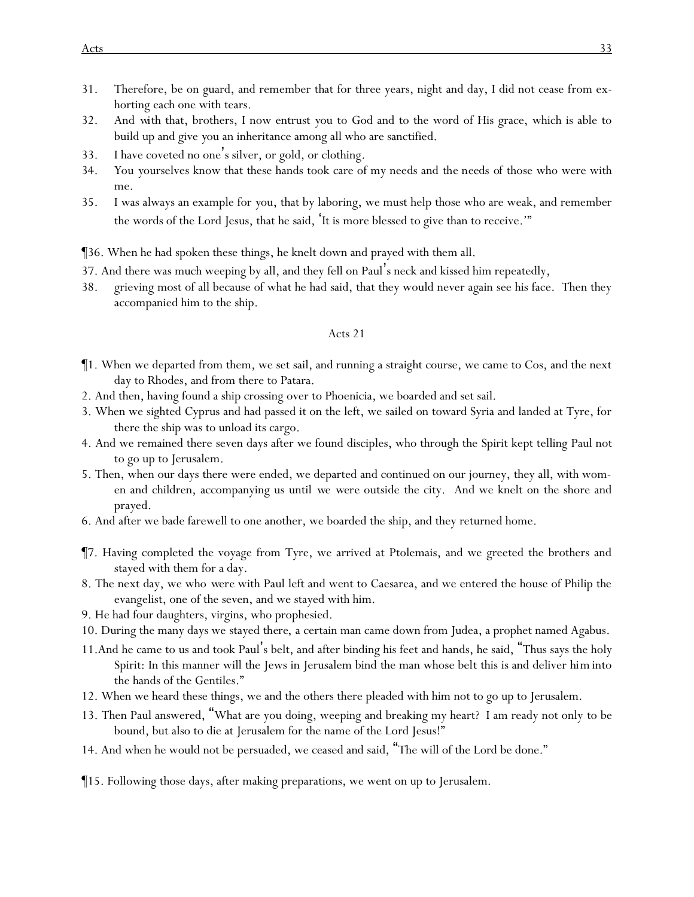31. Therefore, be on guard, and remember that for three years, night and day, I did not cease from exhorting each one with tears.
32. And with that, brothers, I now entrust you to God and to the word of His grace, which is able to build up and give you an inheritance among all who are sanctified.
33. I have coveted no one's silver, or gold, or clothing.
34. You yourselves know that these hands took care of my needs and the needs of those who were with me.
35. I was always an example for you, that by laboring, we must help those who are weak, and remember the words of the Lord Jesus, that he said, 'It is more blessed to give than to receive.'"

¶36. When he had spoken these things, he knelt down and prayed with them all.
37. And there was much weeping by all, and they fell on Paul's neck and kissed him repeatedly,
38. grieving most of all because of what he had said, that they would never again see his face. Then they accompanied him to the ship.

Acts 21

¶1. When we departed from them, we set sail, and running a straight course, we came to Cos, and the next day to Rhodes, and from there to Patara.
2. And then, having found a ship crossing over to Phoenicia, we boarded and set sail.
3. When we sighted Cyprus and had passed it on the left, we sailed on toward Syria and landed at Tyre, for there the ship was to unload its cargo.
4. And we remained there seven days after we found disciples, who through the Spirit kept telling Paul not to go up to Jerusalem.
5. Then, when our days there were ended, we departed and continued on our journey, they all, with women and children, accompanying us until we were outside the city. And we knelt on the shore and prayed.
6. And after we bade farewell to one another, we boarded the ship, and they returned home.

¶7. Having completed the voyage from Tyre, we arrived at Ptolemais, and we greeted the brothers and stayed with them for a day.
8. The next day, we who were with Paul left and went to Caesarea, and we entered the house of Philip the evangelist, one of the seven, and we stayed with him.
9. He had four daughters, virgins, who prophesied.
10. During the many days we stayed there, a certain man came down from Judea, a prophet named Agabus.
11. And he came to us and took Paul's belt, and after binding his feet and hands, he said, "Thus says the holy Spirit: In this manner will the Jews in Jerusalem bind the man whose belt this is and deliver *him* into the hands of the Gentiles."
12. When we heard these things, we and the others there pleaded with him not to go up to Jerusalem.
13. Then Paul answered, "What are you doing, weeping and breaking my heart? I am ready not only to be bound, but also to die at Jerusalem for the name of the Lord Jesus!"
14. And when he would not be persuaded, we ceased and said, "The will of the Lord be done."

¶15. Following those days, after making preparations, we went on up to Jerusalem.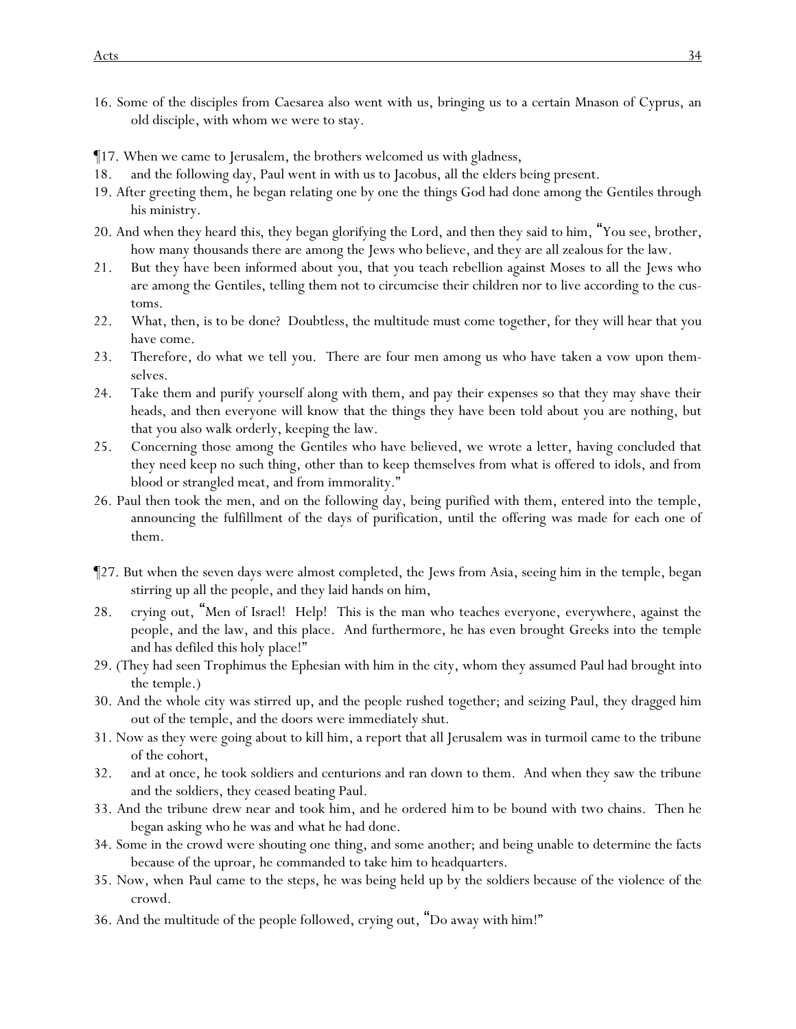16. Some of the disciples from Caesarea also went with us, bringing us to a certain Mnason of Cyprus, an old disciple, with whom we were to stay.

¶17. When we came to Jerusalem, the brothers welcomed us with gladness,

18. and the following day, Paul went in with us to Jacobus, all the elders being present.

19. After greeting them, he began relating one by one the things God had done among the Gentiles through his ministry.

20. And when they heard this, they began glorifying the Lord, and then they said to him, "You see, brother, how many thousands there are among the Jews who believe, and they are all zealous for the law.

21. But they have been informed about you, that you teach rebellion against Moses to all the Jews who are among the Gentiles, telling them not to circumcise their children nor to live according to the customs.

22. What, then, is to be done? Doubtless, the multitude must come together, for they will hear that you have come.

23. Therefore, do what we tell you. There are four men among us who have taken a vow upon themselves.

24. Take them and purify yourself along with them, and pay their expenses so that they may shave their heads, and then everyone will know that the things they have been told about you are nothing, but that you also walk orderly, keeping the law.

25. Concerning those among the Gentiles who have believed, we wrote a letter, having concluded that they need keep no such thing, other than to keep themselves from what is offered to idols, and from blood or strangled meat, and from immorality."

26. Paul then took the men, and on the following day, being purified with them, entered into the temple, announcing the fulfillment of the days of purification, until the offering was made for each one of them.

¶27. But when the seven days were almost completed, the Jews from Asia, seeing him in the temple, began stirring up all the people, and they laid hands on him,

28. crying out, "Men of Israel! Help! This is the man who teaches everyone, everywhere, against the people, and the law, and this place. And furthermore, he has even brought Greeks into the temple and has defiled this holy place!"

29. (They had seen Trophimus the Ephesian with him in the city, whom they assumed Paul had brought into the temple.)

30. And the whole city was stirred up, and the people rushed together; and seizing Paul, they dragged him out of the temple, and the doors were immediately shut.

31. Now as they were going about to kill him, a report that all Jerusalem was in turmoil came to the tribune of the cohort,

32. and at once, he took soldiers and centurions and ran down to them. And when they saw the tribune and the soldiers, they ceased beating Paul.

33. And the tribune drew near and took him, and he ordered him to be bound with two chains. Then he began asking who he was and what he had done.

34. Some in the crowd were shouting one thing, and some another; and being unable to determine the facts because of the uproar, he commanded to take him to headquarters.

35. Now, when Paul came to the steps, he was being held up by the soldiers because of the violence of the crowd.

36. And the multitude of the people followed, crying out, "Do away with him!"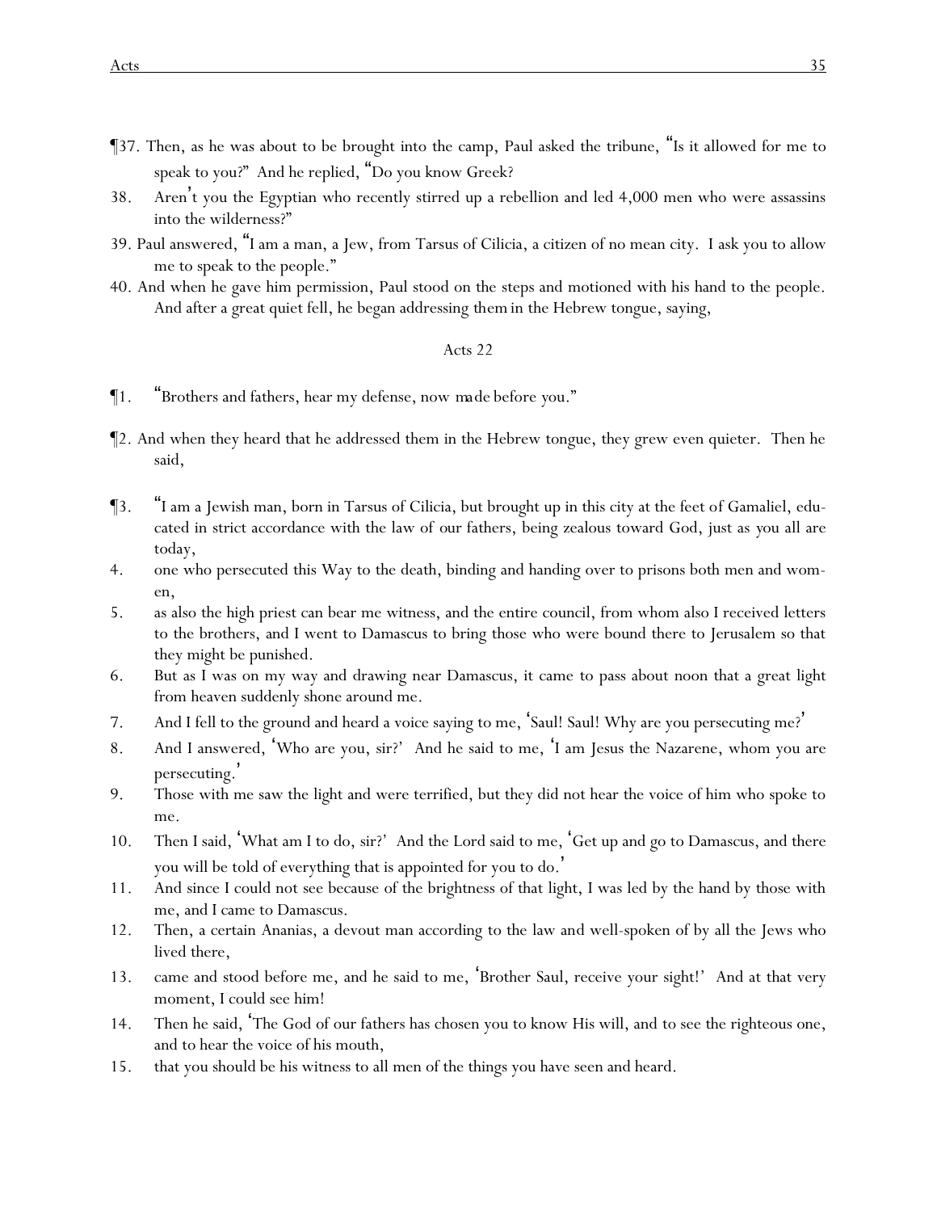¶37. Then, as he was about to be brought into the camp, Paul asked the tribune, "Is it allowed for me to speak to you?" And he replied, "Do you know Greek?

38. Aren't you the Egyptian who recently stirred up a rebellion and led 4,000 men who were assassins into the wilderness?"

39. Paul answered, "I am a man, a Jew, from Tarsus of Cilicia, a citizen of no mean city. I ask you to allow me to speak to the people."

40. And when he gave him permission, Paul stood on the steps and motioned with his hand to the people. And after a great quiet fell, he began addressing them in the Hebrew tongue, saying,

## Acts 22

¶1. "Brothers and fathers, hear my defense, now made before you."

¶2. And when they heard that he addressed them in the Hebrew tongue, they grew even quieter. Then he said,

¶3. "I am a Jewish man, born in Tarsus of Cilicia, but brought up in this city at the feet of Gamaliel, educated in strict accordance with the law of our fathers, being zealous toward God, just as you all are today,

4. one who persecuted this Way to the death, binding and handing over to prisons both men and women,

5. as also the high priest can bear me witness, and the entire council, from whom also I received letters to the brothers, and I went to Damascus to bring those who were bound there to Jerusalem so that they might be punished.

6. But as I was on my way and drawing near Damascus, it came to pass about noon that a great light from heaven suddenly shone around me.

7. And I fell to the ground and heard a voice saying to me, 'Saul! Saul! Why are you persecuting me?'

8. And I answered, 'Who are you, sir?' And he said to me, 'I am Jesus the Nazarene, whom you are persecuting.'

9. Those with me saw the light and were terrified, but they did not hear the voice of him who spoke to me.

10. Then I said, 'What am I to do, sir?' And the Lord said to me, 'Get up and go to Damascus, and there you will be told of everything that is appointed for you to do.'

11. And since I could not see because of the brightness of that light, I was led by the hand by those with me, and I came to Damascus.

12. Then, a certain Ananias, a devout man according to the law and well-spoken of by all the Jews who lived there,

13. came and stood before me, and he said to me, 'Brother Saul, receive your sight!' And at that very moment, I could see him!

14. Then he said, 'The God of our fathers has chosen you to know His will, and to see the righteous one, and to hear the voice of his mouth,

15. that you should be his witness to all men of the things you have seen and heard.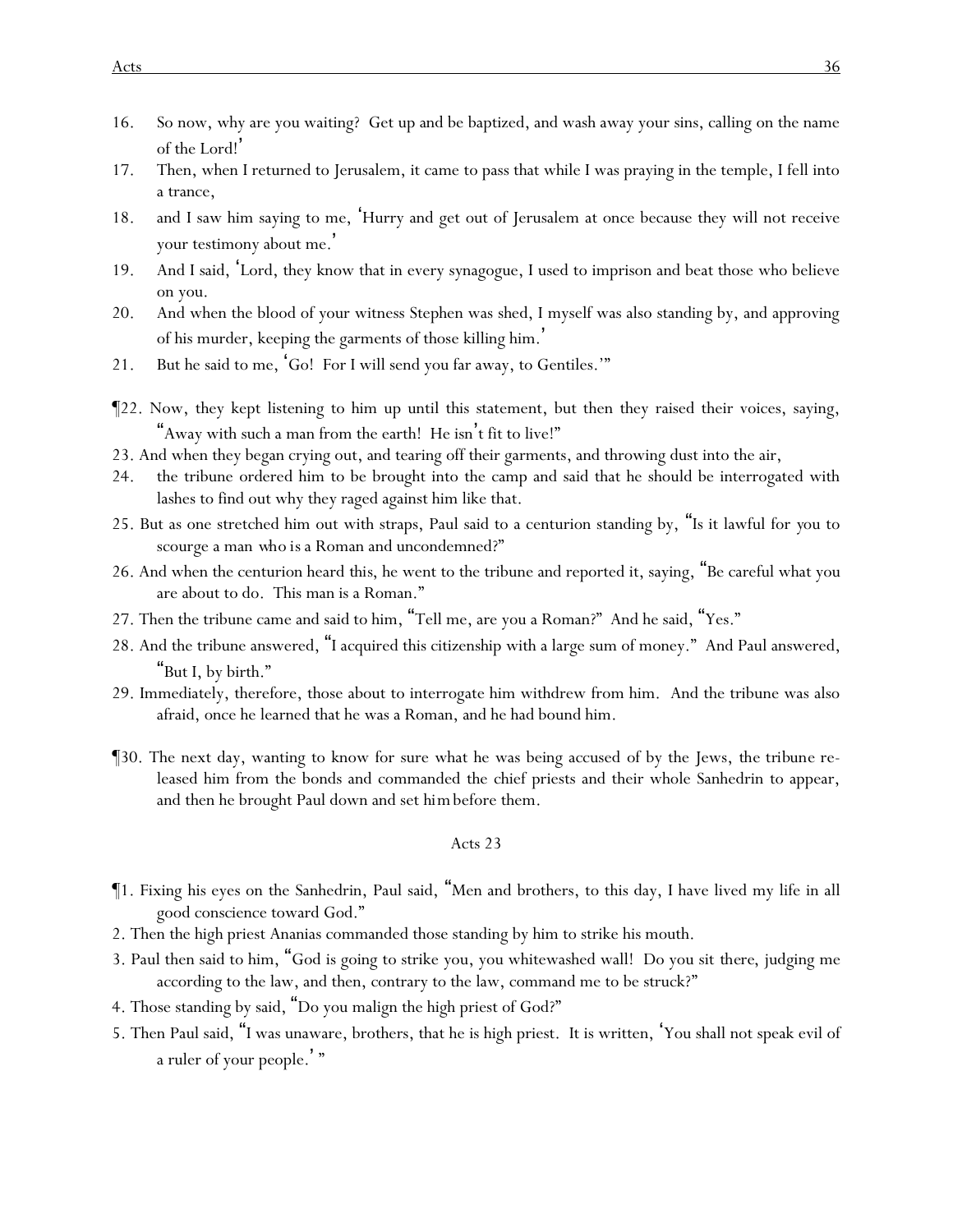16. So now, why are you waiting? Get up and be baptized, and wash away your sins, calling on the name of the Lord!'

17. Then, when I returned to Jerusalem, it came to pass that while I was praying in the temple, I fell into a trance,

18. and I saw him saying to me, 'Hurry and get out of Jerusalem at once because they will not receive your testimony about me.'

19. And I said, 'Lord, they know that in every synagogue, I used to imprison and beat those who believe on you.

20. And when the blood of your witness Stephen was shed, I myself was also standing by, and approving of his murder, keeping the garments of those killing him.'

21. But he said to me, 'Go! For I will send you far away, to Gentiles.'"

¶22. Now, they kept listening to him up until this statement, but then they raised their voices, saying, "Away with such a man from the earth! He isn't fit to live!"

23. And when they began crying out, and tearing off their garments, and throwing dust into the air,

24. the tribune ordered him to be brought into the camp and said that he should be interrogated with lashes to find out why they raged against him like that.

25. But as one stretched him out with straps, Paul said to a centurion standing by, "Is it lawful for you to scourge a man who is a Roman and uncondemned?"

26. And when the centurion heard this, he went to the tribune and reported it, saying, "Be careful what you are about to do. This man is a Roman."

27. Then the tribune came and said to him, "Tell me, are you a Roman?" And he said, "Yes."

28. And the tribune answered, "I acquired this citizenship with a large sum of money." And Paul answered, "But I, by birth."

29. Immediately, therefore, those about to interrogate him withdrew from him. And the tribune was also afraid, once he learned that he was a Roman, and he had bound him.

¶30. The next day, wanting to know for sure what he was being accused of by the Jews, the tribune released him from the bonds and commanded the chief priests and their whole Sanhedrin to appear, and then he brought Paul down and set *him* before them.

## Acts 23

¶1. Fixing his eyes on the Sanhedrin, Paul said, "Men and brothers, to this day, I have lived my life in all good conscience toward God."

2. Then the high priest Ananias commanded those standing by him to strike his mouth.

3. Paul then said to him, "God is going to strike you, you whitewashed wall! Do you sit there, judging me according to the law, and then, contrary to the law, command me to be struck?"

4. Those standing by said, "Do you malign the high priest of God?"

5. Then Paul said, "I was unaware, brothers, that he is high priest. It is written, 'You shall not speak evil of a ruler of your people.' "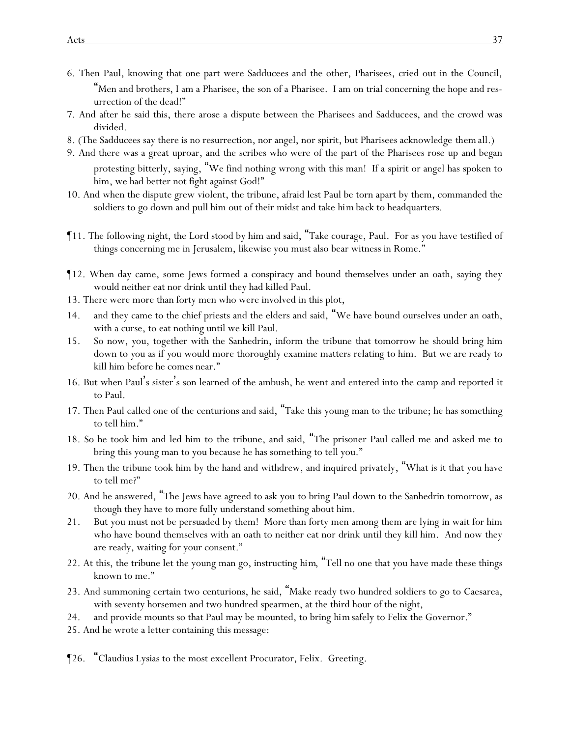6. Then Paul, knowing that one part were Sadducees and the other, Pharisees, cried out in the Council, "Men and brothers, I am a Pharisee, the son of a Pharisee. I am on trial concerning the hope and resurrection of the dead!"
7. And after he said this, there arose a dispute between the Pharisees and Sadducees, and the crowd was divided.
8. (The Sadducees say there is no resurrection, nor angel, nor spirit, but Pharisees acknowledge *them* all.)
9. And there was a great uproar, and the scribes who were of the part of the Pharisees rose up and began protesting bitterly, saying, "We find nothing wrong with this man! If a spirit or angel has spoken to him, we had better not fight against God!"
10. And when the dispute grew violent, the tribune, afraid lest Paul be torn apart by them, commanded the soldiers to go down and pull him out of their midst and take *him* back to headquarters.

¶11. The following night, the Lord stood by him and said, "Take courage, Paul. For as you have testified of things concerning me in Jerusalem, likewise you must also bear witness in Rome."

¶12. When day came, some Jews formed a conspiracy and bound themselves under an oath, saying they would neither eat nor drink until they had killed Paul.
13. There were more than forty men who were involved in this plot,
14. and they came to the chief priests and the elders and said, "We have bound ourselves under an oath, with a curse, to eat nothing until we kill Paul.
15. So now, you, together with the Sanhedrin, inform the tribune that tomorrow he should bring him down to you as if you would more thoroughly examine matters relating to him. But we are ready to kill him before he comes near."
16. But when Paul's sister's son learned of the ambush, he went and entered into the camp and reported it to Paul.
17. Then Paul called one of the centurions and said, "Take this young man to the tribune; he has something to tell him."
18. So he took him and led him to the tribune, and said, "The prisoner Paul called me and asked me to bring this young man to you because he has something to tell you."
19. Then the tribune took him by the hand and withdrew, and inquired privately, "What is it that you have to tell me?"
20. And he answered, "The Jews have agreed to ask you to bring Paul down to the Sanhedrin tomorrow, as though they have to more fully understand something about him.
21. But you must not be persuaded by them! More than forty men among them are lying in wait for him who have bound themselves with an oath to neither eat nor drink until they kill him. And now they are ready, waiting for your consent."
22. At this, the tribune let the young man go, instructing *him*, "Tell no one that you have made these things known to me."
23. And summoning certain two centurions, he said, "Make ready two hundred soldiers to go to Caesarea, with seventy horsemen and two hundred spearmen, at the third hour of the night,
24. and provide mounts so that Paul may be mounted, to bring *him* safely to Felix the Governor."
25. And he wrote a letter containing this message:

¶26. "Claudius Lysias to the most excellent Procurator, Felix. Greeting.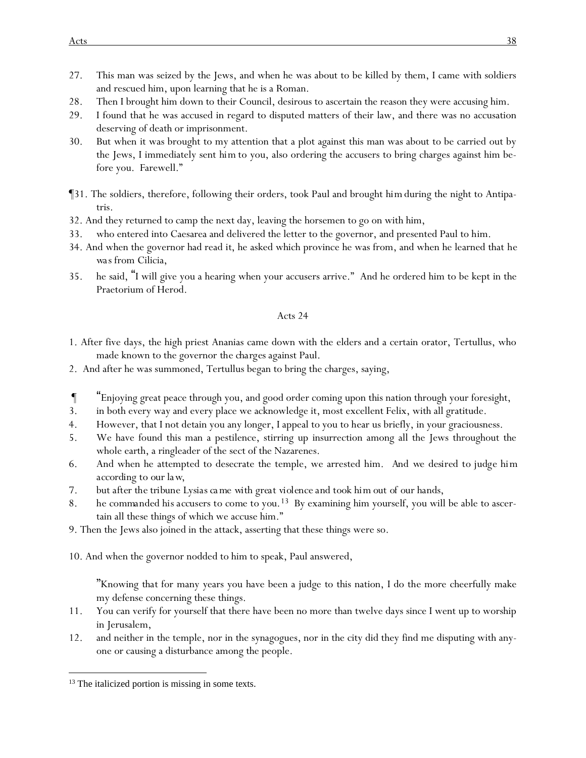27. This man was seized by the Jews, and when he was about to be killed by them, I came with soldiers and rescued him, upon learning that he is a Roman.
28. Then I brought him down to their Council, desirous to ascertain the reason they were accusing him.
29. I found that he was accused in regard to disputed matters of their law, and there was no accusation deserving of death or imprisonment.
30. But when it was brought to my attention that a plot against this man was about to be carried out by the Jews, I immediately sent him to you, also ordering the accusers to bring charges against him before you. Farewell."

¶31. The soldiers, therefore, following their orders, took Paul and brought him during the night to Antipatris.
32. And they returned to camp the next day, leaving the horsemen to go on with him,
33. who entered into Caesarea and delivered the letter to the governor, and presented Paul to him.
34. And when the governor had read it, he asked which province he was from, and when he learned that he was from Cilicia,
35. he said, "I will give you a hearing when your accusers arrive." And he ordered him to be kept in the Praetorium of Herod.

## Acts 24

1. After five days, the high priest Ananias came down with the elders and a certain orator, Tertullus, who made known to the governor the charges against Paul.
2. And after he was summoned, Tertullus began to bring the charges, saying,

¶ "Enjoying great peace through you, and good order coming upon this nation through your foresight,
3. in both every way and every place we acknowledge it, most excellent Felix, with all gratitude.
4. However, that I not detain you any longer, I appeal to you to hear us briefly, in your graciousness.
5. We have found this man a pestilence, stirring up insurrection among all the Jews throughout the whole earth, a ringleader of the sect of the Nazarenes.
6. And when he attempted to desecrate the temple, we arrested him. *And we desired to judge him according to our law,*
7. *but after the tribune Lysias came with great violence and took him out of our hands,*
8. *he commanded his accusers to come to you.*[13] By examining him yourself, you will be able to ascertain all these things of which we accuse him."
9. Then the Jews also joined in the attack, asserting that these things were so.

10. And when the governor nodded to him to speak, Paul answered,

"Knowing that for many years you have been a judge to this nation, I do the more cheerfully make my defense concerning these things.
11. You can verify for yourself that there have been no more than twelve days since I went up to worship in Jerusalem,
12. and neither in the temple, nor in the synagogues, nor in the city did they find me disputing with anyone or causing a disturbance among the people.

[13] The italicized portion is missing in some texts.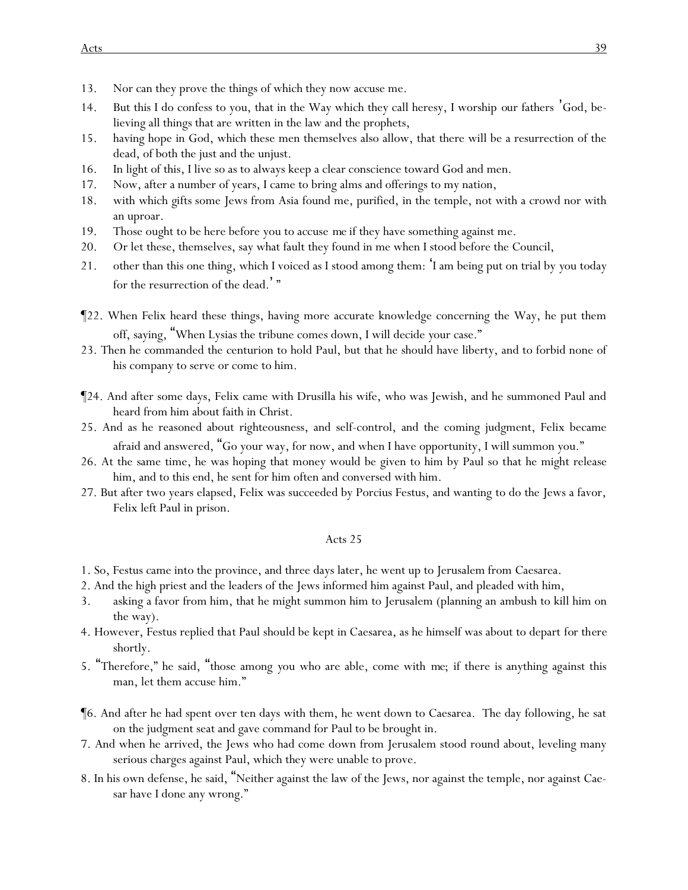13. Nor can they prove the things of which they now accuse me.

14. But this I do confess to you, that in the Way which they call heresy, I worship our fathers ' God, believing all things that are written in the law and the prophets,

15. having hope in God, which these men themselves also allow, that there will be a resurrection of the dead, of both the just and the unjust.

16. In light of this, I live so as to always keep a clear conscience toward God and men.

17. Now, after a number of years, I came to bring alms and offerings to my nation,

18. with which gifts some Jews from Asia found me, purified, in the temple, not with a crowd nor with an uproar.

19. Those ought to be here before you to accuse me if they have something against me.

20. Or let these, themselves, say what fault they found in me when I stood before the Council,

21. other than this one thing, which I voiced as I stood among them: 'I am being put on trial by you today for the resurrection of the dead.' "

¶22. When Felix heard these things, having more accurate knowledge concerning the Way, he put them off, saying, "When Lysias the tribune comes down, I will decide your case."

23. Then he commanded the centurion to hold Paul, but that he should have liberty, and to forbid none of his company to serve or come to him.

¶24. And after some days, Felix came with Drusilla his wife, who was Jewish, and he summoned Paul and heard from him about faith in Christ.

25. And as he reasoned about righteousness, and self-control, and the coming judgment, Felix became afraid and answered, "Go your way, for now, and when I have opportunity, I will summon you."

26. At the same time, he was hoping that money would be given to him by Paul so that he might release him, and to this end, he sent for him often and conversed with him.

27. But after two years elapsed, Felix was succeeded by Porcius Festus, and wanting to do the Jews a favor, Felix left Paul in prison.

## Acts 25

1. So, Festus came into the province, and three days later, he went up to Jerusalem from Caesarea.

2. And the high priest and the leaders of the Jews informed him against Paul, and pleaded with him,

3. asking a favor from him, that he might summon him to Jerusalem (planning an ambush to kill him on the way).

4. However, Festus replied that Paul should be kept in Caesarea, as he himself was about to depart for there shortly.

5. "Therefore," he said, "those among you who are able, come with me; if there is anything against this man, let them accuse him."

¶6. And after he had spent over ten days with them, he went down to Caesarea. The day following, he sat on the judgment seat and gave command for Paul to be brought in.

7. And when he arrived, the Jews who had come down from Jerusalem stood round about, leveling many serious charges against Paul, which they were unable to prove.

8. In his own defense, he said, "Neither against the law of the Jews, nor against the temple, nor against Caesar have I done any wrong."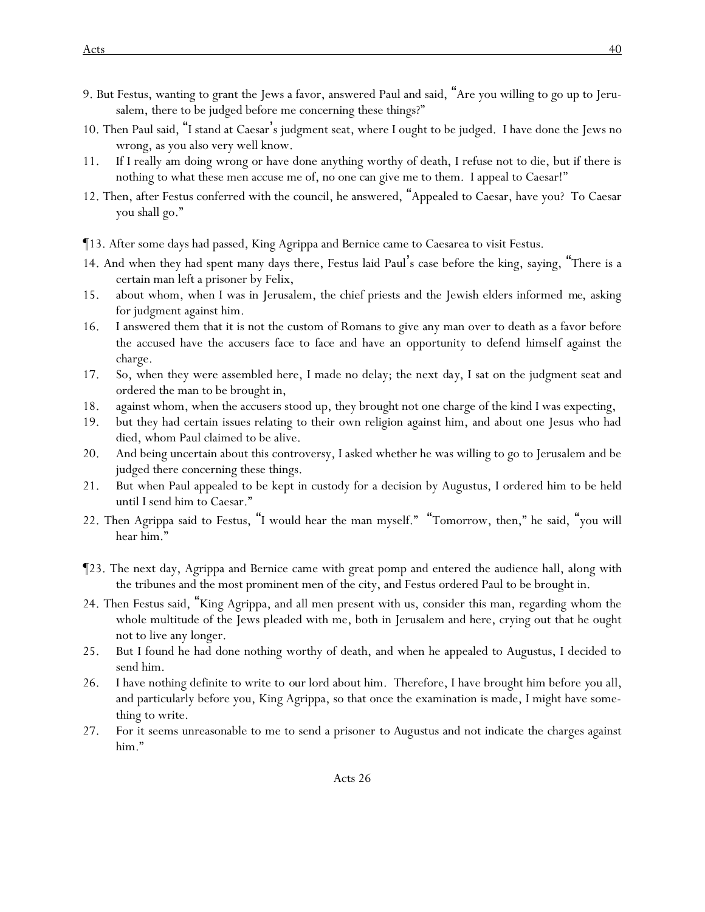9. But Festus, wanting to grant the Jews a favor, answered Paul and said, “Are you willing to go up to Jerusalem, there to be judged before me concerning these things?”

10. Then Paul said, “I stand at Caesar’s judgment seat, where I ought to be judged. I have done the Jews no wrong, as you also very well know.

11. If I really am doing wrong or have done anything worthy of death, I refuse not to die, but if there is nothing to what these men accuse me of, no one can give me to them. I appeal to Caesar!”

12. Then, after Festus conferred with the council, he answered, “Appealed to Caesar, have you? To Caesar you shall go.”

¶13. After some days had passed, King Agrippa and Bernice came to Caesarea to visit Festus.

14. And when they had spent many days there, Festus laid Paul’s case before the king, saying, “There is a certain man left a prisoner by Felix,

15. about whom, when I was in Jerusalem, the chief priests and the Jewish elders informed me, asking for judgment against him.

16. I answered them that it is not the custom of Romans to give any man over to death as a favor before the accused have the accusers face to face and have an opportunity to defend himself against the charge.

17. So, when they were assembled here, I made no delay; the next day, I sat on the judgment seat and ordered the man to be brought in,

18. against whom, when the accusers stood up, they brought not one charge of the kind I was expecting,

19. but they had certain issues relating to their own religion against him, and about one Jesus who had died, whom Paul claimed to be alive.

20. And being uncertain about this controversy, I asked whether he was willing to go to Jerusalem and be judged there concerning these things.

21. But when Paul appealed to be kept in custody for a decision by Augustus, I ordered him to be held until I send him to Caesar.”

22. Then Agrippa said to Festus, “I would hear the man myself.” “Tomorrow, then,” he said, “you will hear him.”

¶23. The next day, Agrippa and Bernice came with great pomp and entered the audience hall, along with the tribunes and the most prominent men of the city, and Festus ordered Paul to be brought in.

24. Then Festus said, “King Agrippa, and all men present with us, consider this man, regarding whom the whole multitude of the Jews pleaded with me, both in Jerusalem and here, crying out that he ought not to live any longer.

25. But I found he had done nothing worthy of death, and when he appealed to Augustus, I decided to send him.

26. I have nothing definite to write to our lord about him. Therefore, I have brought him before you all, and particularly before you, King Agrippa, so that once the examination is made, I might have something to write.

27. For it seems unreasonable to me to send a prisoner to Augustus and not indicate the charges against him.”

## Acts 26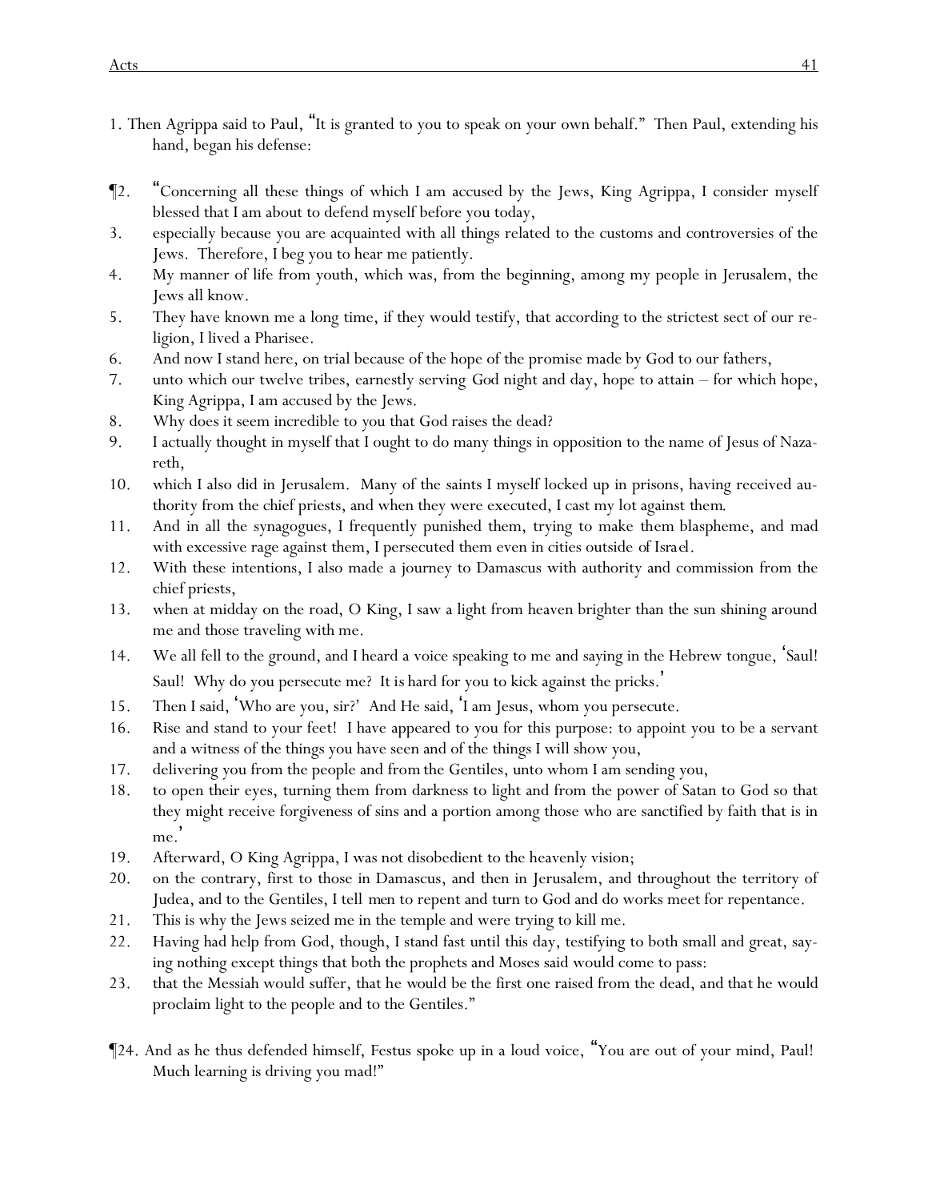1. Then Agrippa said to Paul, "It is granted to you to speak on your own behalf." Then Paul, extending his hand, began his defense:

¶2. "Concerning all these things of which I am accused by the Jews, King Agrippa, I consider myself blessed that I am about to defend myself before you today,

3. especially because you are acquainted with all things related to the customs and controversies of the Jews. Therefore, I beg you to hear me patiently.

4. My manner of life from youth, which was, from the beginning, among my people in Jerusalem, the Jews all know.

5. They have known me a long time, if they would testify, that according to the strictest sect of our religion, I lived a Pharisee.

6. And now I stand here, on trial because of the hope of the promise made by God to our fathers,

7. unto which our twelve tribes, earnestly serving God night and day, hope to attain – for which hope, King Agrippa, I am accused by the Jews.

8. Why does it seem incredible to you that God raises the dead?

9. I actually thought in myself that I ought to do many things in opposition to the name of Jesus of Nazareth,

10. which I also did in Jerusalem. Many of the saints I myself locked up in prisons, having received authority from the chief priests, and when they were executed, I cast my lot against them.

11. And in all the synagogues, I frequently punished them, trying to make them blaspheme, and mad with excessive rage against them, I persecuted them even in cities outside of Israel.

12. With these intentions, I also made a journey to Damascus with authority and commission from the chief priests,

13. when at midday on the road, O King, I saw a light from heaven brighter than the sun shining around me and those traveling with me.

14. We all fell to the ground, and I heard a voice speaking to me and saying in the Hebrew tongue, 'Saul! Saul! Why do you persecute me? It is hard for you to kick against the pricks.'

15. Then I said, 'Who are you, sir?' And He said, 'I am Jesus, whom you persecute.

16. Rise and stand to your feet! I have appeared to you for this purpose: to appoint you to be a servant and a witness of the things you have seen and of the things I will show you,

17. delivering you from the people and from the Gentiles, unto whom I am sending you,

18. to open their eyes, turning them from darkness to light and from the power of Satan to God so that they might receive forgiveness of sins and a portion among those who are sanctified by faith that is in me.'

19. Afterward, O King Agrippa, I was not disobedient to the heavenly vision;

20. on the contrary, first to those in Damascus, and then in Jerusalem, and throughout the territory of Judea, and to the Gentiles, I tell men to repent and turn to God and do works meet for repentance.

21. This is why the Jews seized me in the temple and were trying to kill me.

22. Having had help from God, though, I stand fast until this day, testifying to both small and great, saying nothing except things that both the prophets and Moses said would come to pass:

23. that the Messiah would suffer, that he would be the first one raised from the dead, and that he would proclaim light to the people and to the Gentiles."

¶24. And as he thus defended himself, Festus spoke up in a loud voice, "You are out of your mind, Paul! Much learning is driving you mad!"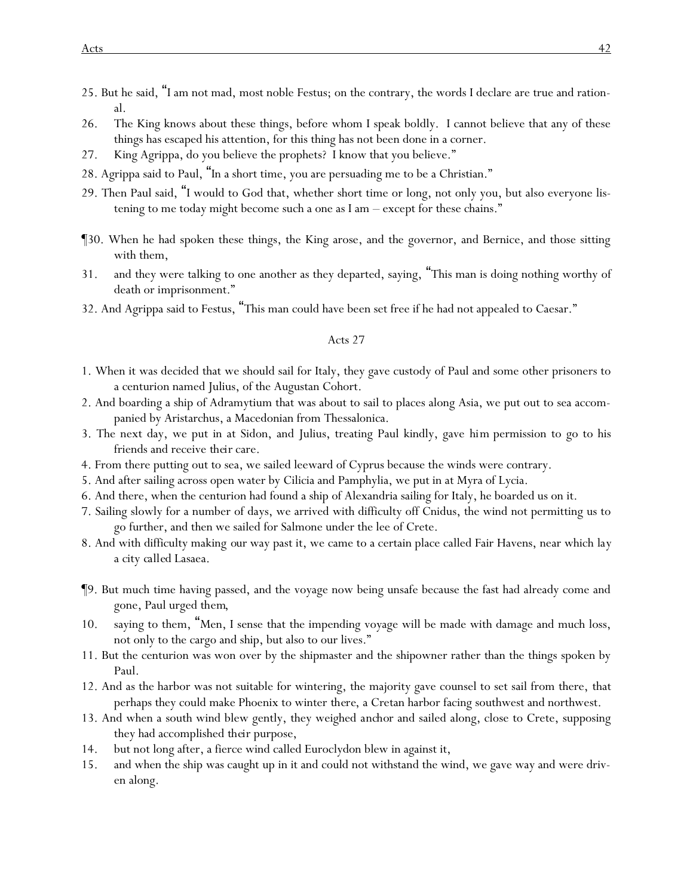25. But he said, "I am not mad, most noble Festus; on the contrary, the words I declare are true and rational.

26. The King knows about these things, before whom I speak boldly. I cannot believe that any of these things has escaped his attention, for this thing has not been done in a corner.

27. King Agrippa, do you believe the prophets? I know that you believe."

28. Agrippa said to Paul, "In a short time, you are persuading me to be a Christian."

29. Then Paul said, "I would to God that, whether short time or long, not only you, but also everyone listening to me today might become such a one as I am – except for these chains."

¶30. When he had spoken these things, the King arose, and the governor, and Bernice, and those sitting with them,

31. and they were talking to one another as they departed, saying, "This man is doing nothing worthy of death or imprisonment."

32. And Agrippa said to Festus, "This man could have been set free if he had not appealed to Caesar."

## Acts 27

1. When it was decided that we should sail for Italy, they gave custody of Paul and some other prisoners to a centurion named Julius, of the Augustan Cohort.

2. And boarding a ship of Adramytium that was about to sail to places along Asia, we put out to sea accompanied by Aristarchus, a Macedonian from Thessalonica.

3. The next day, we put in at Sidon, and Julius, treating Paul kindly, gave *him* permission to go to his friends and receive *their* care.

4. From there putting out to sea, we sailed leeward of Cyprus because the winds were contrary.

5. And after sailing across open water by Cilicia and Pamphylia, we put in at Myra of Lycia.

6. And there, when the centurion had found a ship of Alexandria sailing for Italy, he boarded us on it.

7. Sailing slowly for a number of days, we arrived with difficulty off Cnidus, the wind not permitting us to go further, and then we sailed for Salmone under the lee of Crete.

8. And with difficulty making our way past it, we came to a certain place called Fair Havens, near which lay a city called Lasaea.

¶9. But much time having passed, and the voyage now being unsafe because the fast had already come and gone, Paul urged them,

10. saying to them, "Men, I sense that the impending voyage will be made with damage and much loss, not only to the cargo and ship, but also to our lives."

11. But the centurion was won over by the shipmaster and the shipowner rather than the things spoken by Paul.

12. And as the harbor was not suitable for wintering, the majority gave counsel to set sail from there, that perhaps they could make Phoenix to winter there, a Cretan harbor facing southwest and northwest.

13. And when a south wind blew gently, they weighed anchor and sailed along, close to Crete, supposing they had accomplished their purpose,

14. but not long after, a fierce wind called Euroclydon blew in against it,

15. and when the ship was caught up in it and could not withstand the wind, we gave way and were driven along.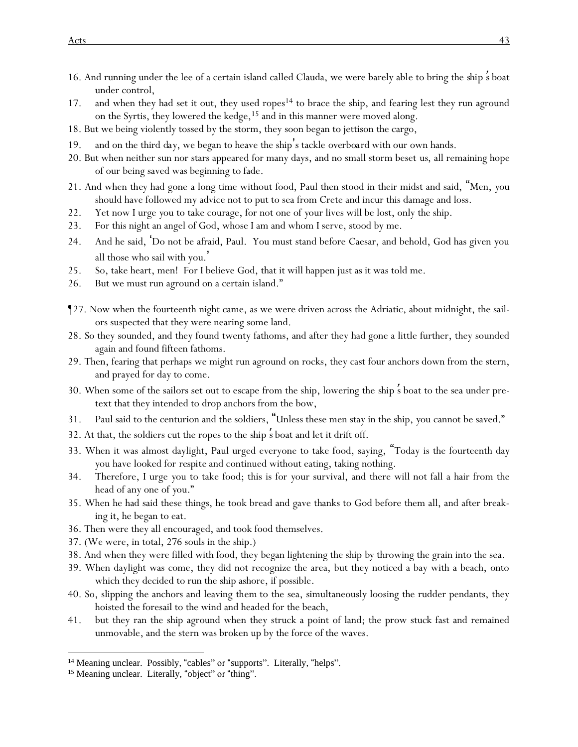16. And running under the lee of a certain island called Clauda, we were barely able to bring the ship's boat under control,

17. and when they had set it out, they used ropes[14] to brace the ship, and fearing lest they run aground on the Syrtis, they lowered the kedge,[15] and in this manner were moved along.

18. But we being violently tossed by the storm, they soon began to jettison the cargo,

19. and on the third day, we began to heave the ship's tackle overboard with our own hands.

20. But when neither sun nor stars appeared for many days, and no small storm beset us, all remaining hope of our being saved was beginning to fade.

21. And when they had gone a long time without food, Paul then stood in their midst and said, "Men, you should have followed my advice not to put to sea from Crete and incur this damage and loss.

22. Yet now I urge you to take courage, for not one of your lives will be lost, only the ship.

23. For this night an angel of God, whose I am and whom I serve, stood by me.

24. And he said, 'Do not be afraid, Paul. You must stand before Caesar, and behold, God has given you all those who sail with you.'

25. So, take heart, men! For I believe God, that it will happen just as it was told me.

26. But we must run aground on a certain island."

¶27. Now when the fourteenth night came, as we were driven across the Adriatic, about midnight, the sailors suspected that they were nearing some land.

28. So they sounded, and they found twenty fathoms, and after they had gone a little further, they sounded again and found fifteen fathoms.

29. Then, fearing that perhaps we might run aground on rocks, they cast four anchors down from the stern, and prayed for day to come.

30. When some of the sailors set out to escape from the ship, lowering the ship's boat to the sea under pretext that they intended to drop anchors from the bow,

31. Paul said to the centurion and the soldiers, "Unless these men stay in the ship, you cannot be saved."

32. At that, the soldiers cut the ropes to the ship's boat and let it drift off.

33. When it was almost daylight, Paul urged everyone to take food, saying, "Today is the fourteenth day you have looked for respite and continued without eating, taking nothing.

34. Therefore, I urge you to take food; this is for your survival, and there will not fall a hair from the head of any one of you."

35. When he had said these things, he took bread and gave thanks to God before them all, and after breaking it, he began to eat.

36. Then were they all encouraged, and took food themselves.

37. (We were, in total, 276 souls in the ship.)

38. And when they were filled with food, they began lightening the ship by throwing the grain into the sea.

39. When daylight was come, they did not recognize the area, but they noticed a bay with a beach, onto which they decided to run the ship ashore, if possible.

40. So, slipping the anchors and leaving them to the sea, simultaneously loosing the rudder pendants, they hoisted the foresail to the wind and headed for the beach,

41. but they ran the ship aground when they struck a point of land; the prow stuck fast and remained unmovable, and the stern was broken up by the force of the waves.

---

[14] Meaning unclear. Possibly, "cables" or "supports". Literally, "helps".

[15] Meaning unclear. Literally, "object" or "thing".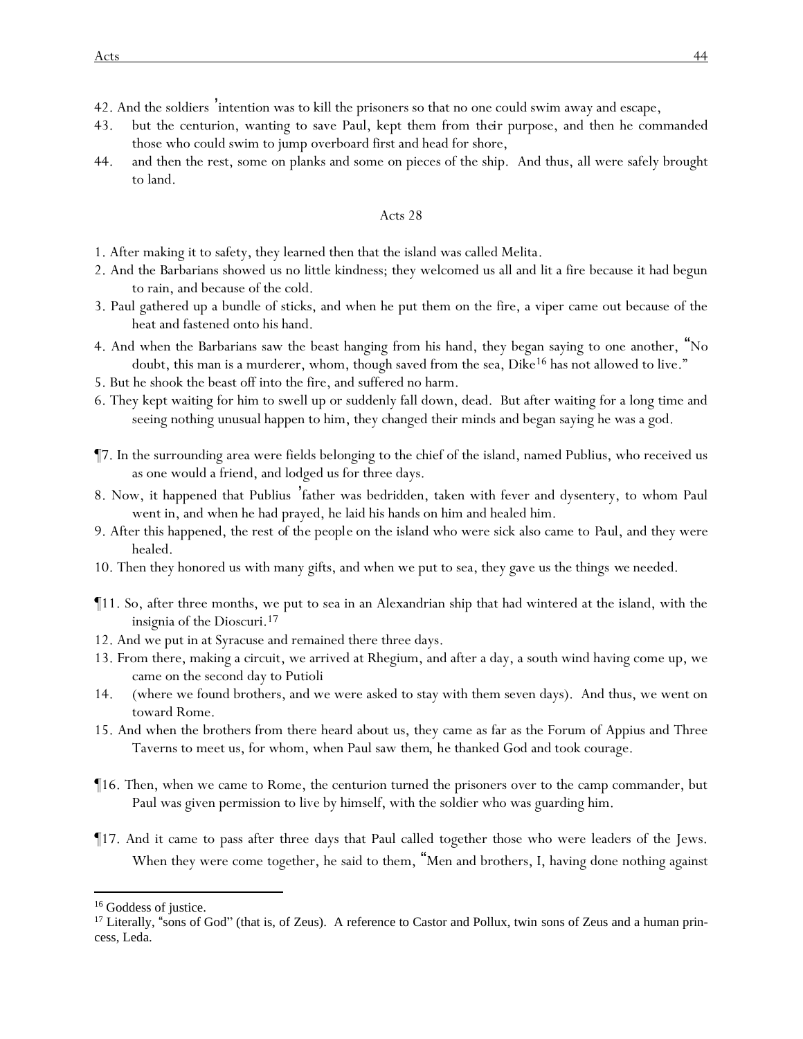42. And the soldiers' intention was to kill the prisoners so that no one could swim away and escape,

43. but the centurion, wanting to save Paul, kept them from their purpose, and then he commanded those who could swim to jump overboard first and head for shore,

44. and then the rest, some on planks and some on pieces of the ship. And thus, all were safely brought to land.

## Acts 28

1. After making it to safety, they learned then that the island was called Melita.

2. And the Barbarians showed us no little kindness; they welcomed us all and lit a fire because it had begun to rain, and because of the cold.

3. Paul gathered up a bundle of sticks, and when he put them on the fire, a viper came out because of the heat and fastened onto his hand.

4. And when the Barbarians saw the beast hanging from his hand, they began saying to one another, "No doubt, this man is a murderer, whom, though saved from the sea, Dike[16] has not allowed to live."

5. But he shook the beast off into the fire, and suffered no harm.

6. They kept waiting for him to swell up or suddenly fall down, dead. But after waiting for a long time and seeing nothing unusual happen to him, they changed their minds and began saying he was a god.

¶7. In the surrounding area were fields belonging to the chief of the island, named Publius, who received us as one would a friend, and lodged us for three days.

8. Now, it happened that Publius' father was bedridden, taken with fever and dysentery, to whom Paul went in, and when he had prayed, he laid his hands on him and healed him.

9. After this happened, the rest of the people on the island who were sick also came to Paul, and they were healed.

10. Then they honored us with many gifts, and when we put to sea, they gave us the things we needed.

¶11. So, after three months, we put to sea in an Alexandrian ship that had wintered at the island, with the insignia of the Dioscuri.[17]

12. And we put in at Syracuse and remained there three days.

13. From there, making a circuit, we arrived at Rhegium, and after a day, a south wind having come up, we came on the second day to Putioli

14. (where we found brothers, and we were asked to stay with them seven days). And thus, we went on toward Rome.

15. And when the brothers from there heard about us, they came as far as the Forum of Appius and Three Taverns to meet us, for whom, when Paul saw them, he thanked God and took courage.

¶16. Then, when we came to Rome, the centurion turned the prisoners over to the camp commander, but Paul was given permission to live by himself, with the soldier who was guarding him.

¶17. And it came to pass after three days that Paul called together those who were leaders of the Jews. When they were come together, he said to them, "Men and brothers, I, having done nothing against

---

[16] Goddess of justice.

[17] Literally, "sons of God" (that is, of Zeus). A reference to Castor and Pollux, twin sons of Zeus and a human princess, Leda.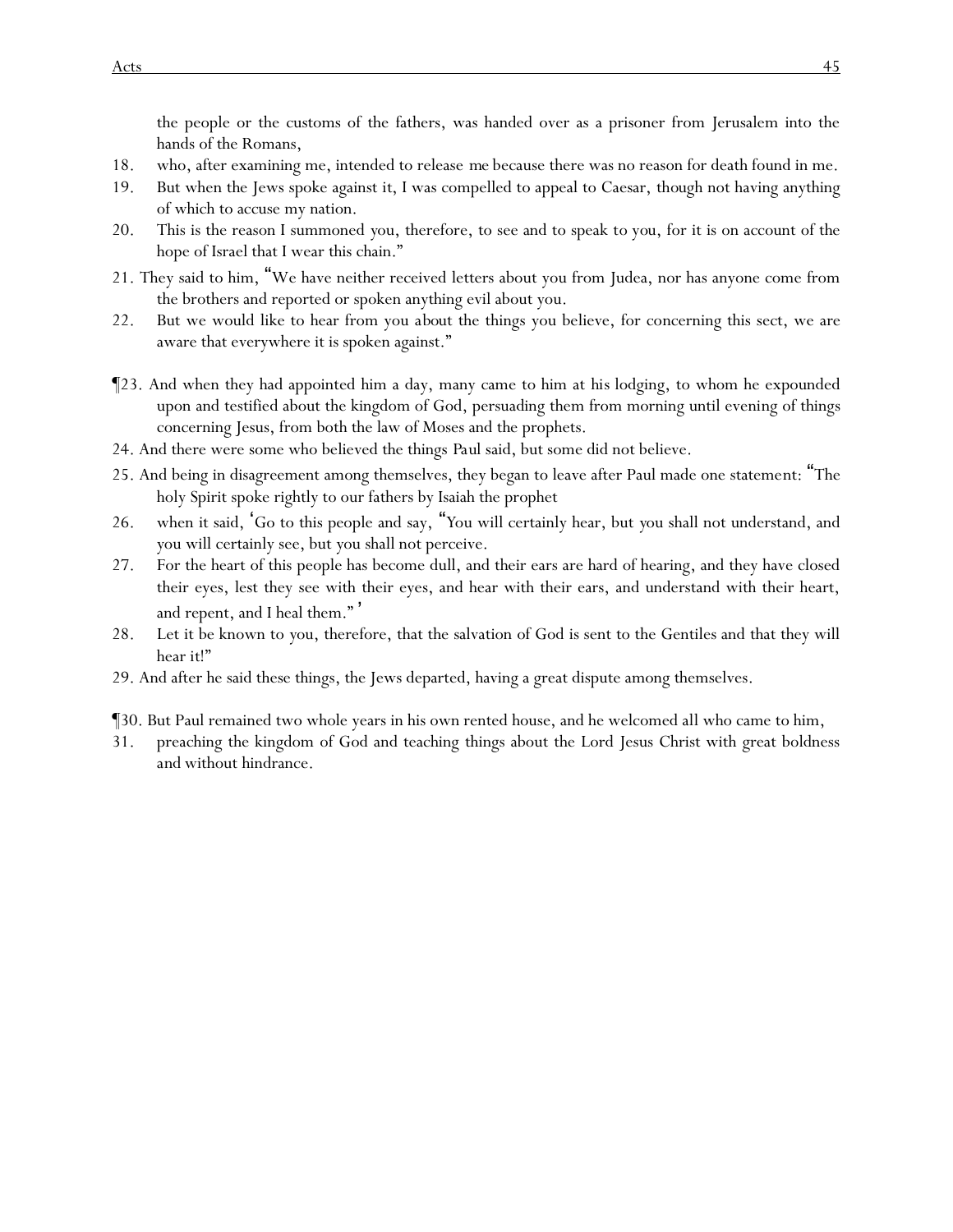the people or the customs of the fathers, was handed over as a prisoner from Jerusalem into the hands of the Romans,

18. who, after examining me, intended to release *me* because there was no reason for death found in me.
19. But when the Jews spoke against it, I was compelled to appeal to Caesar, though not having anything of which to accuse my nation.
20. This is the reason I summoned you, therefore, to see and to speak to you, for it is on account of the hope of Israel that I wear this chain."
21. They said to him, "We have neither received letters about you from Judea, nor has anyone come from the brothers and reported or spoken anything evil about you.
22. But we would like to hear from you about the things you believe, for concerning this sect, we are aware that everywhere it is spoken against."

¶23. And when they had appointed him a day, many came to him at his lodging, to whom he expounded upon and testified about the kingdom of God, persuading them from morning until evening of things concerning Jesus, from both the law of Moses and the prophets.
24. And there were some who believed the things Paul said, but some did not believe.
25. And being in disagreement among themselves, they began to leave after Paul made one statement: "The holy Spirit spoke rightly to our fathers by Isaiah the prophet
26. when it said, 'Go to this people and say, "You will certainly hear, but you shall not understand, and you will certainly see, but you shall not perceive.
27. For the heart of this people has become dull, and their ears are hard of hearing, and they have closed their eyes, lest they see with their eyes, and hear with their ears, and understand with their heart, and repent, and I heal them." '
28. Let it be known to you, therefore, that the salvation of God is sent to the Gentiles and that they will hear it!"
29. And after he said these things, the Jews departed, having a great dispute among themselves.

¶30. But Paul remained two whole years in his own rented house, and he welcomed all who came to him,
31. preaching the kingdom of God and teaching things about the Lord Jesus Christ with great boldness and without hindrance.